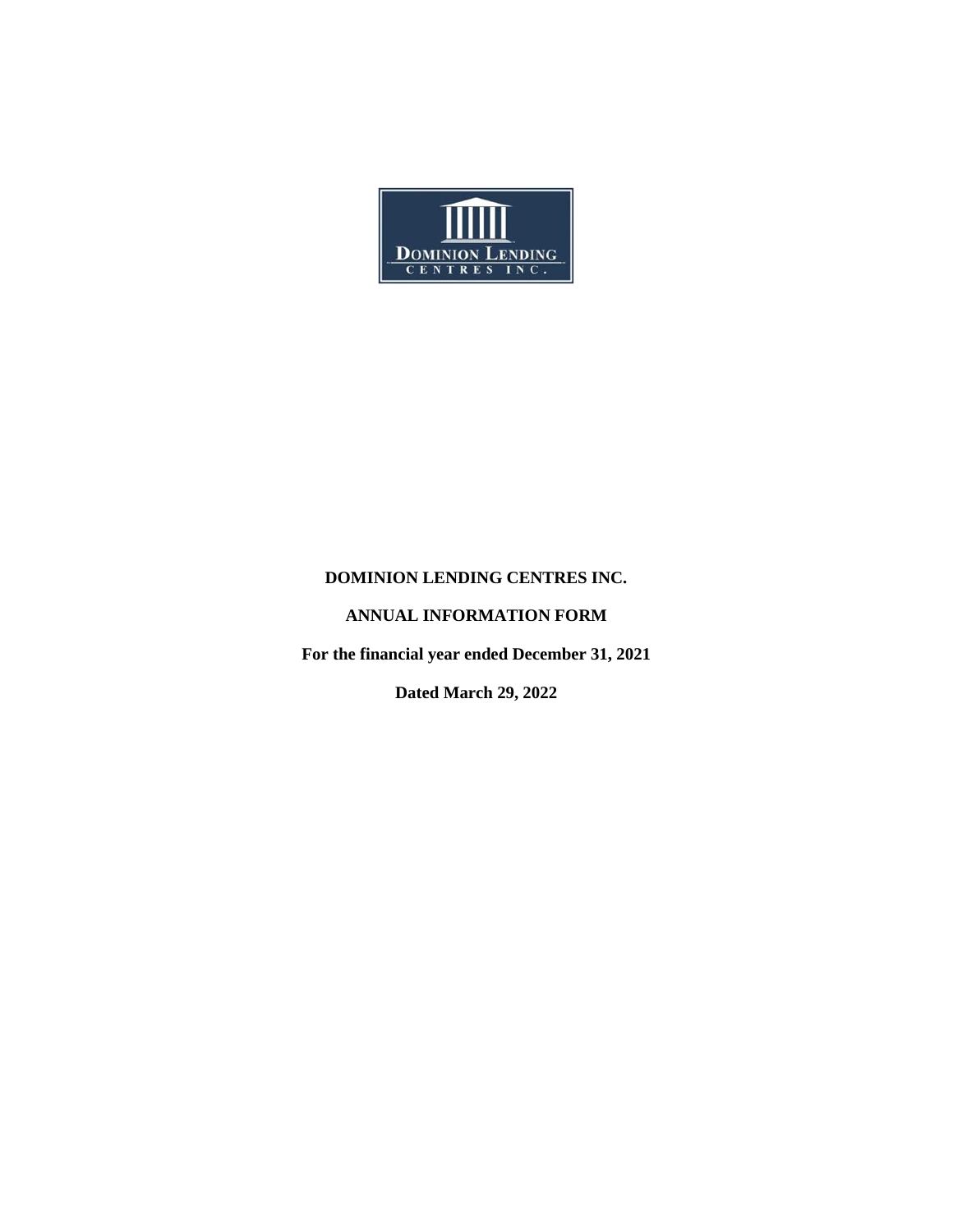**DOMINION LENDING CENTRES INC.**

**ANNUAL INFORMATION FORM**

**For the financial year ended December 31, 2021**

**Dated March 29, 2022**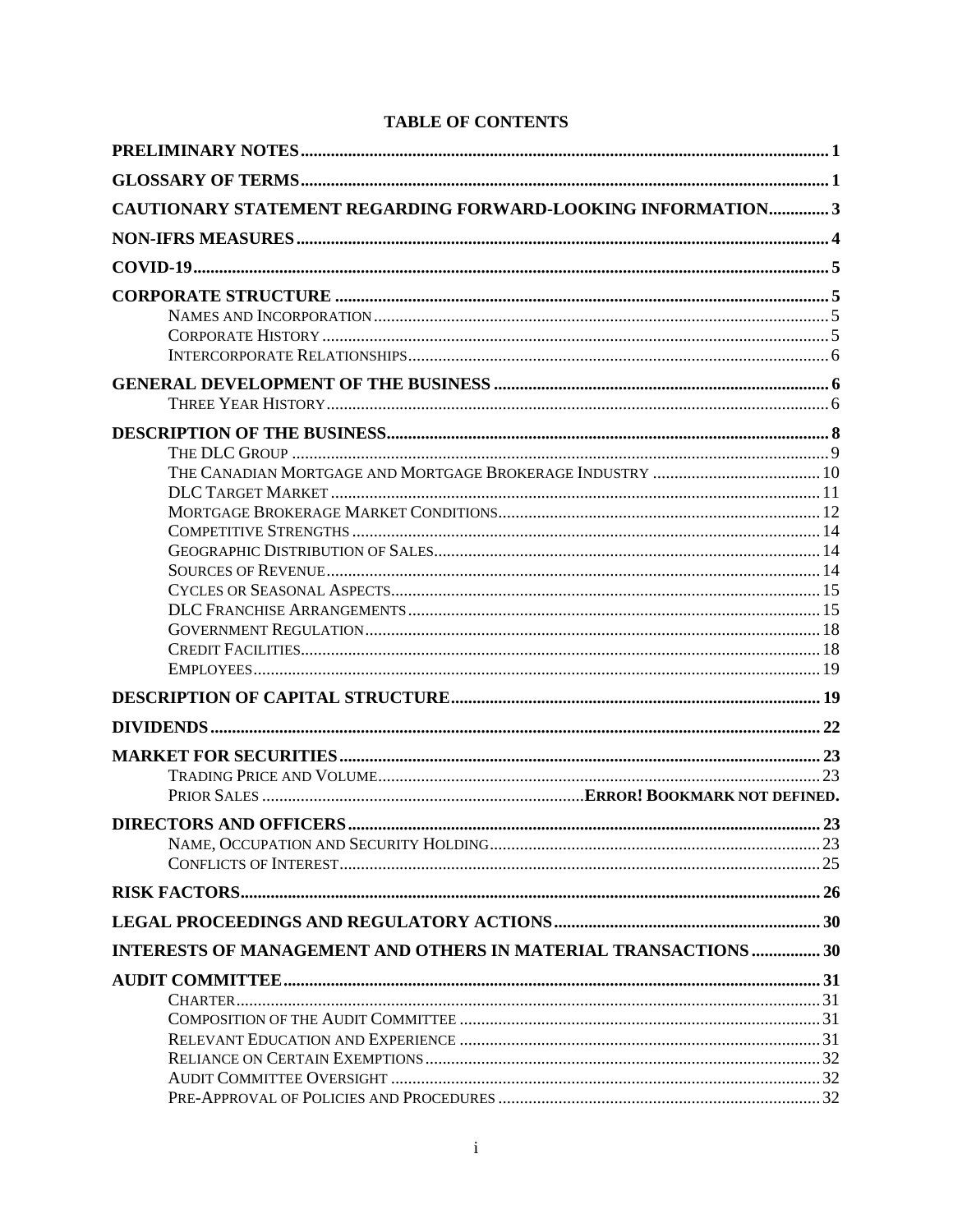## TABLE OF CONTENTS

| | |
|---|---|
| **PRELIMINARY NOTES** | **1** |
| **GLOSSARY OF TERMS** | **1** |
| **CAUTIONARY STATEMENT REGARDING FORWARD-LOOKING INFORMATION** | **3** |
| **NON-IFRS MEASURES** | **4** |
| **COVID-19** | **5** |
| **CORPORATE STRUCTURE** | **5** |
| NAMES AND INCORPORATION | 5 |
| CORPORATE HISTORY | 5 |
| INTERCORPORATE RELATIONSHIPS | 6 |
| **GENERAL DEVELOPMENT OF THE BUSINESS** | **6** |
| THREE YEAR HISTORY | 6 |
| **DESCRIPTION OF THE BUSINESS** | **8** |
| THE DLC GROUP | 9 |
| THE CANADIAN MORTGAGE AND MORTGAGE BROKERAGE INDUSTRY | 10 |
| DLC TARGET MARKET | 11 |
| MORTGAGE BROKERAGE MARKET CONDITIONS | 12 |
| COMPETITIVE STRENGTHS | 14 |
| GEOGRAPHIC DISTRIBUTION OF SALES | 14 |
| SOURCES OF REVENUE | 14 |
| CYCLES OR SEASONAL ASPECTS | 15 |
| DLC FRANCHISE ARRANGEMENTS | 15 |
| GOVERNMENT REGULATION | 18 |
| CREDIT FACILITIES | 18 |
| EMPLOYEES | 19 |
| **DESCRIPTION OF CAPITAL STRUCTURE** | **19** |
| **DIVIDENDS** | **22** |
| **MARKET FOR SECURITIES** | **23** |
| TRADING PRICE AND VOLUME | 23 |
| PRIOR SALES | **ERROR! BOOKMARK NOT DEFINED.** |
| **DIRECTORS AND OFFICERS** | **23** |
| NAME, OCCUPATION AND SECURITY HOLDING | 23 |
| CONFLICTS OF INTEREST | 25 |
| **RISK FACTORS** | **26** |
| **LEGAL PROCEEDINGS AND REGULATORY ACTIONS** | **30** |
| **INTERESTS OF MANAGEMENT AND OTHERS IN MATERIAL TRANSACTIONS** | **30** |
| **AUDIT COMMITTEE** | **31** |
| CHARTER | 31 |
| COMPOSITION OF THE AUDIT COMMITTEE | 31 |
| RELEVANT EDUCATION AND EXPERIENCE | 31 |
| RELIANCE ON CERTAIN EXEMPTIONS | 32 |
| AUDIT COMMITTEE OVERSIGHT | 32 |
| PRE-APPROVAL OF POLICIES AND PROCEDURES | 32 |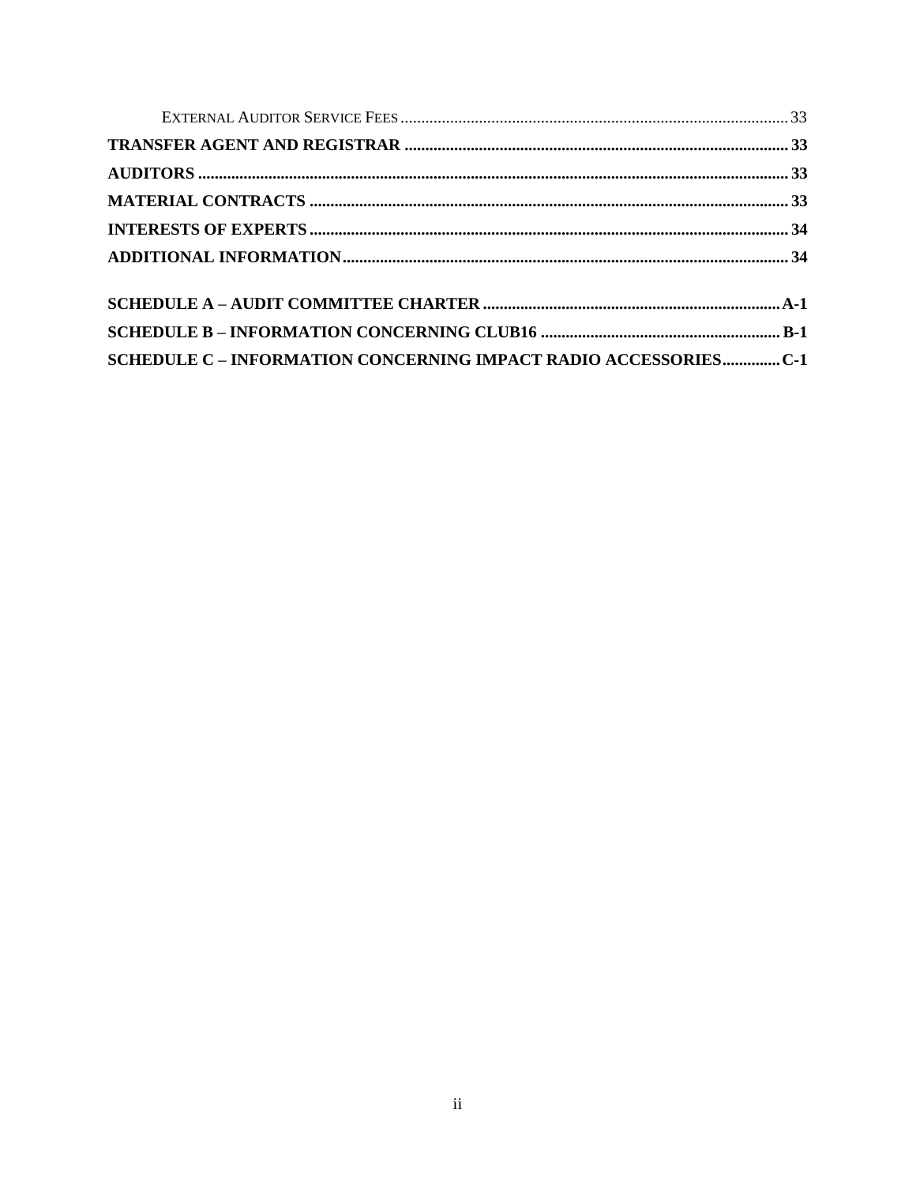| | |
|---|---|
| External Auditor Service Fees | 33 |
| **TRANSFER AGENT AND REGISTRAR** | **33** |
| **AUDITORS** | **33** |
| **MATERIAL CONTRACTS** | **33** |
| **INTERESTS OF EXPERTS** | **34** |
| **ADDITIONAL INFORMATION** | **34** |
| **SCHEDULE A – AUDIT COMMITTEE CHARTER** | **A-1** |
| **SCHEDULE B – INFORMATION CONCERNING CLUB16** | **B-1** |
| **SCHEDULE C – INFORMATION CONCERNING IMPACT RADIO ACCESSORIES** | **C-1** |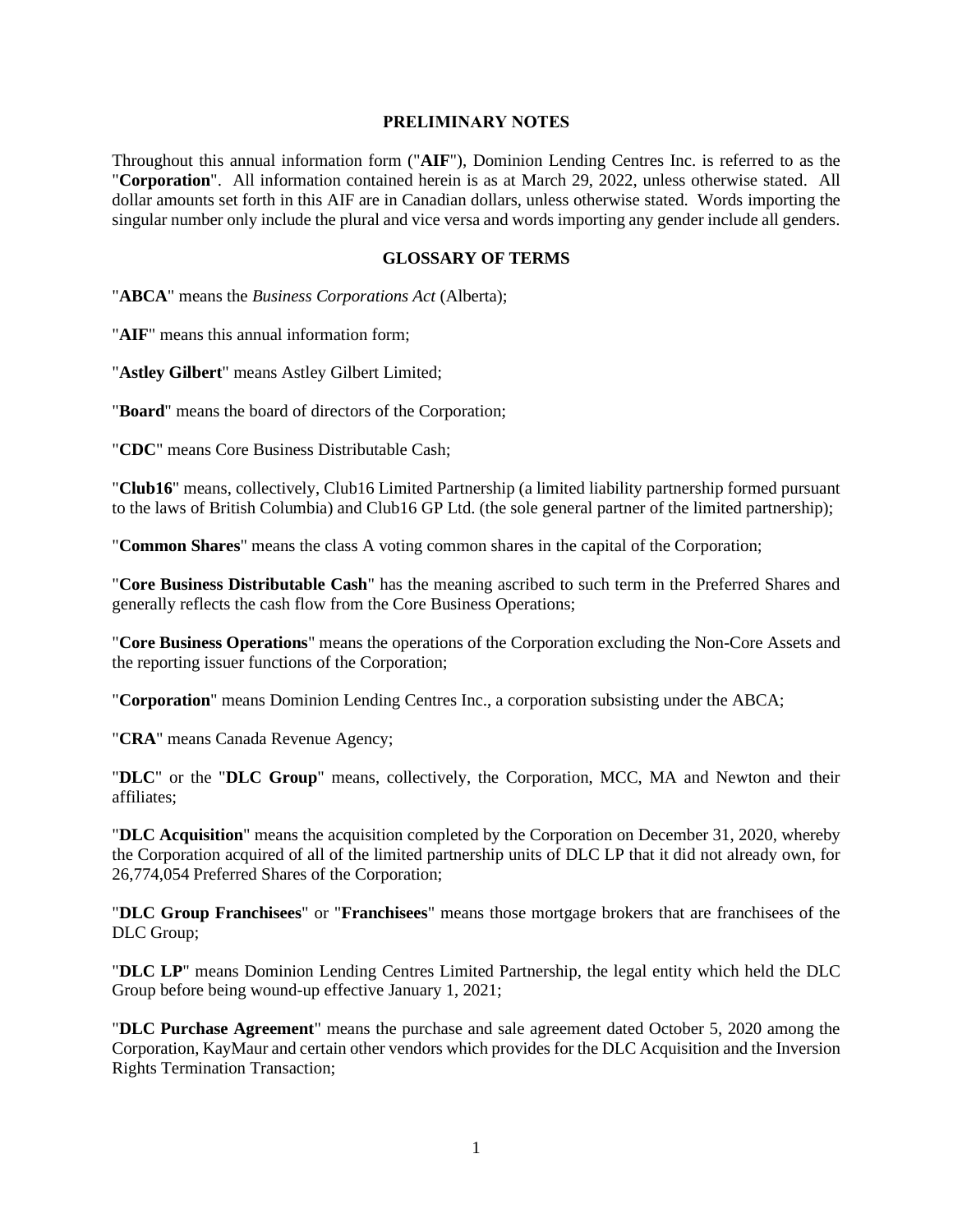## PRELIMINARY NOTES

Throughout this annual information form ("**AIF**"), Dominion Lending Centres Inc. is referred to as the "**Corporation**". All information contained herein is as at March 29, 2022, unless otherwise stated. All dollar amounts set forth in this AIF are in Canadian dollars, unless otherwise stated. Words importing the singular number only include the plural and vice versa and words importing any gender include all genders.

## GLOSSARY OF TERMS

"**ABCA**" means the *Business Corporations Act* (Alberta);

"**AIF**" means this annual information form;

"**Astley Gilbert**" means Astley Gilbert Limited;

"**Board**" means the board of directors of the Corporation;

"**CDC**" means Core Business Distributable Cash;

"**Club16**" means, collectively, Club16 Limited Partnership (a limited liability partnership formed pursuant to the laws of British Columbia) and Club16 GP Ltd. (the sole general partner of the limited partnership);

"**Common Shares**" means the class A voting common shares in the capital of the Corporation;

"**Core Business Distributable Cash**" has the meaning ascribed to such term in the Preferred Shares and generally reflects the cash flow from the Core Business Operations;

"**Core Business Operations**" means the operations of the Corporation excluding the Non-Core Assets and the reporting issuer functions of the Corporation;

"**Corporation**" means Dominion Lending Centres Inc., a corporation subsisting under the ABCA;

"**CRA**" means Canada Revenue Agency;

"**DLC**" or the "**DLC Group**" means, collectively, the Corporation, MCC, MA and Newton and their affiliates;

"**DLC Acquisition**" means the acquisition completed by the Corporation on December 31, 2020, whereby the Corporation acquired of all of the limited partnership units of DLC LP that it did not already own, for 26,774,054 Preferred Shares of the Corporation;

"**DLC Group Franchisees**" or "**Franchisees**" means those mortgage brokers that are franchisees of the DLC Group;

"**DLC LP**" means Dominion Lending Centres Limited Partnership, the legal entity which held the DLC Group before being wound-up effective January 1, 2021;

"**DLC Purchase Agreement**" means the purchase and sale agreement dated October 5, 2020 among the Corporation, KayMaur and certain other vendors which provides for the DLC Acquisition and the Inversion Rights Termination Transaction;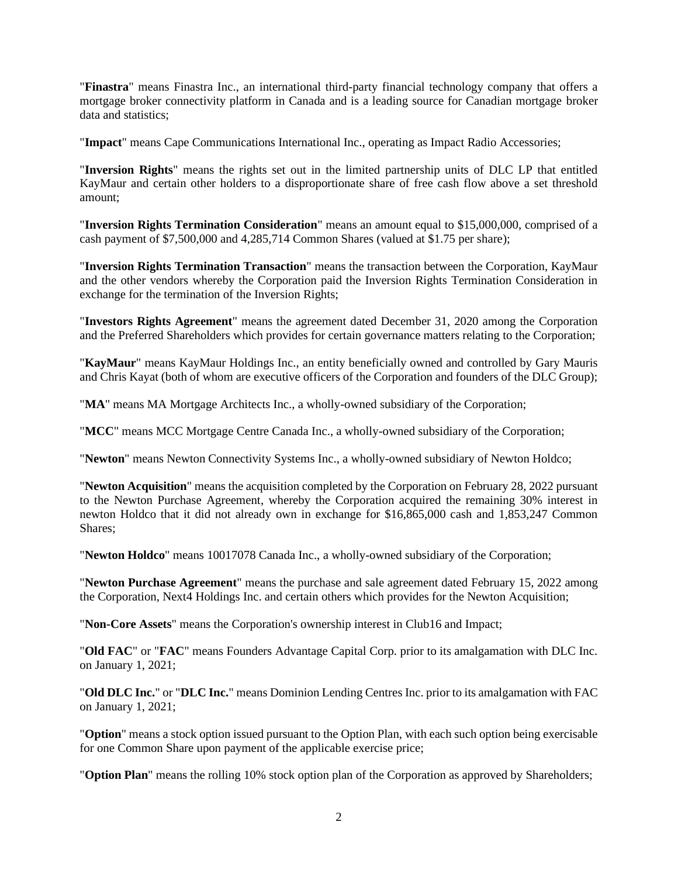"**Finastra**" means Finastra Inc., an international third-party financial technology company that offers a mortgage broker connectivity platform in Canada and is a leading source for Canadian mortgage broker data and statistics;

"**Impact**" means Cape Communications International Inc., operating as Impact Radio Accessories;

"**Inversion Rights**" means the rights set out in the limited partnership units of DLC LP that entitled KayMaur and certain other holders to a disproportionate share of free cash flow above a set threshold amount;

"**Inversion Rights Termination Consideration**" means an amount equal to $15,000,000, comprised of a cash payment of $7,500,000 and 4,285,714 Common Shares (valued at $1.75 per share);

"**Inversion Rights Termination Transaction**" means the transaction between the Corporation, KayMaur and the other vendors whereby the Corporation paid the Inversion Rights Termination Consideration in exchange for the termination of the Inversion Rights;

"**Investors Rights Agreement**" means the agreement dated December 31, 2020 among the Corporation and the Preferred Shareholders which provides for certain governance matters relating to the Corporation;

"**KayMaur**" means KayMaur Holdings Inc., an entity beneficially owned and controlled by Gary Mauris and Chris Kayat (both of whom are executive officers of the Corporation and founders of the DLC Group);

"**MA**" means MA Mortgage Architects Inc., a wholly-owned subsidiary of the Corporation;

"**MCC**" means MCC Mortgage Centre Canada Inc., a wholly-owned subsidiary of the Corporation;

"**Newton**" means Newton Connectivity Systems Inc., a wholly-owned subsidiary of Newton Holdco;

"**Newton Acquisition**" means the acquisition completed by the Corporation on February 28, 2022 pursuant to the Newton Purchase Agreement, whereby the Corporation acquired the remaining 30% interest in newton Holdco that it did not already own in exchange for $16,865,000 cash and 1,853,247 Common Shares;

"**Newton Holdco**" means 10017078 Canada Inc., a wholly-owned subsidiary of the Corporation;

"**Newton Purchase Agreement**" means the purchase and sale agreement dated February 15, 2022 among the Corporation, Next4 Holdings Inc. and certain others which provides for the Newton Acquisition;

"**Non-Core Assets**" means the Corporation's ownership interest in Club16 and Impact;

"**Old FAC**" or "**FAC**" means Founders Advantage Capital Corp. prior to its amalgamation with DLC Inc. on January 1, 2021;

"**Old DLC Inc.**" or "**DLC Inc.**" means Dominion Lending Centres Inc. prior to its amalgamation with FAC on January 1, 2021;

"**Option**" means a stock option issued pursuant to the Option Plan, with each such option being exercisable for one Common Share upon payment of the applicable exercise price;

"**Option Plan**" means the rolling 10% stock option plan of the Corporation as approved by Shareholders;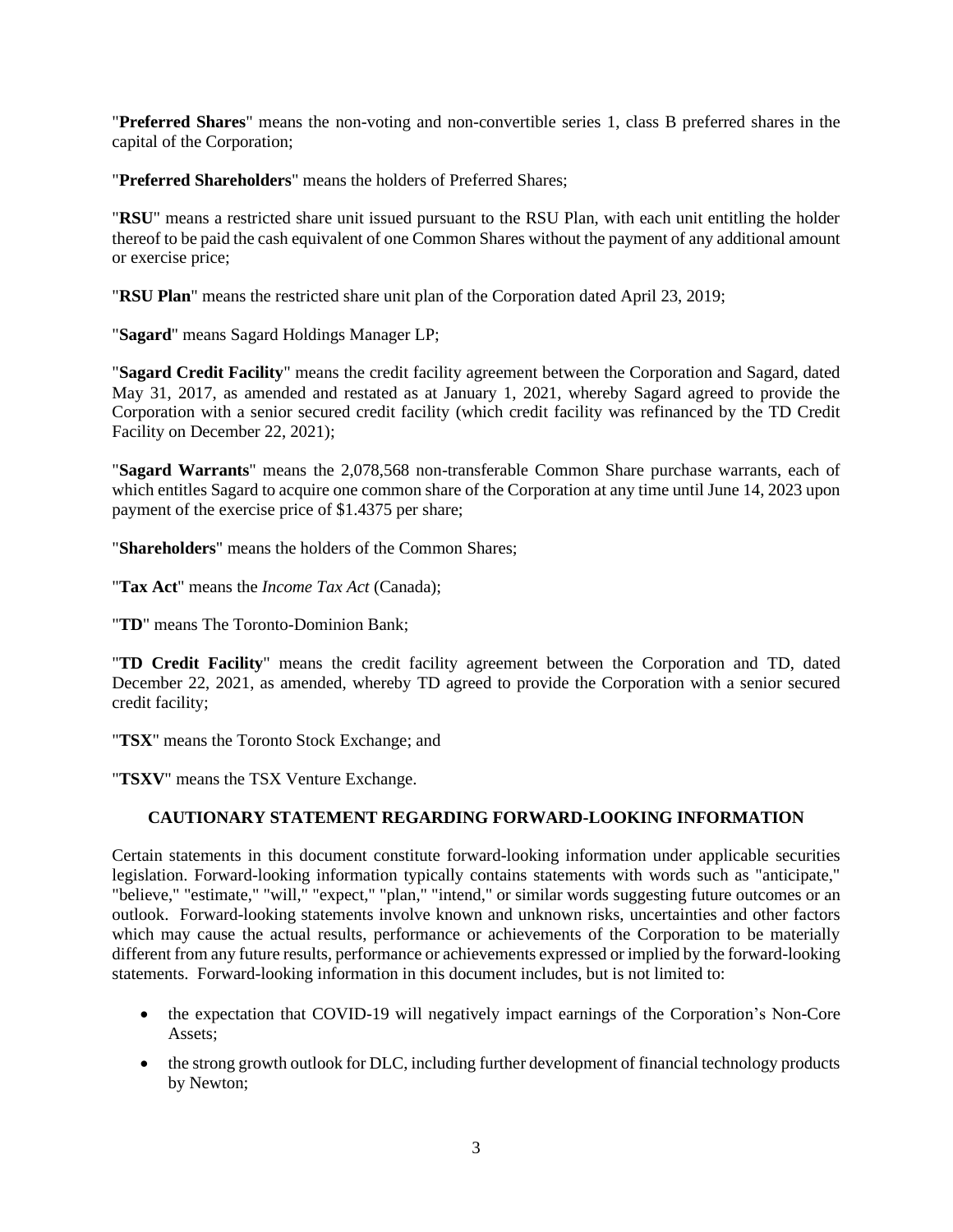"**Preferred Shares**" means the non-voting and non-convertible series 1, class B preferred shares in the capital of the Corporation;

"**Preferred Shareholders**" means the holders of Preferred Shares;

"**RSU**" means a restricted share unit issued pursuant to the RSU Plan, with each unit entitling the holder thereof to be paid the cash equivalent of one Common Shares without the payment of any additional amount or exercise price;

"**RSU Plan**" means the restricted share unit plan of the Corporation dated April 23, 2019;

"**Sagard**" means Sagard Holdings Manager LP;

"**Sagard Credit Facility**" means the credit facility agreement between the Corporation and Sagard, dated May 31, 2017, as amended and restated as at January 1, 2021, whereby Sagard agreed to provide the Corporation with a senior secured credit facility (which credit facility was refinanced by the TD Credit Facility on December 22, 2021);

"**Sagard Warrants**" means the 2,078,568 non-transferable Common Share purchase warrants, each of which entitles Sagard to acquire one common share of the Corporation at any time until June 14, 2023 upon payment of the exercise price of $1.4375 per share;

"**Shareholders**" means the holders of the Common Shares;

"**Tax Act**" means the *Income Tax Act* (Canada);

"**TD**" means The Toronto-Dominion Bank;

"**TD Credit Facility**" means the credit facility agreement between the Corporation and TD, dated December 22, 2021, as amended, whereby TD agreed to provide the Corporation with a senior secured credit facility;

"**TSX**" means the Toronto Stock Exchange; and

"**TSXV**" means the TSX Venture Exchange.

## CAUTIONARY STATEMENT REGARDING FORWARD-LOOKING INFORMATION

Certain statements in this document constitute forward-looking information under applicable securities legislation. Forward-looking information typically contains statements with words such as "anticipate," "believe," "estimate," "will," "expect," "plan," "intend," or similar words suggesting future outcomes or an outlook. Forward-looking statements involve known and unknown risks, uncertainties and other factors which may cause the actual results, performance or achievements of the Corporation to be materially different from any future results, performance or achievements expressed or implied by the forward-looking statements. Forward-looking information in this document includes, but is not limited to:

- the expectation that COVID-19 will negatively impact earnings of the Corporation's Non-Core Assets;
- the strong growth outlook for DLC, including further development of financial technology products by Newton;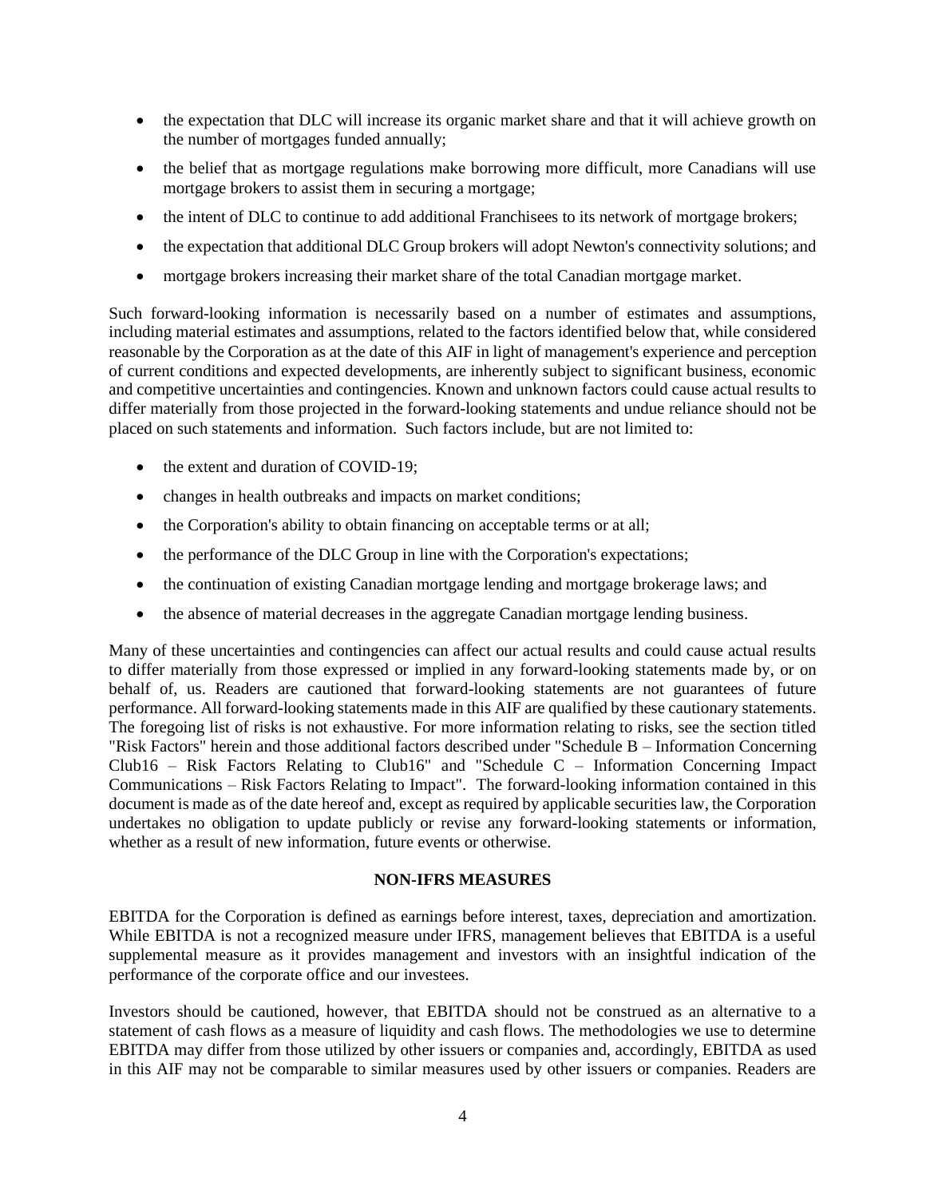- the expectation that DLC will increase its organic market share and that it will achieve growth on the number of mortgages funded annually;
- the belief that as mortgage regulations make borrowing more difficult, more Canadians will use mortgage brokers to assist them in securing a mortgage;
- the intent of DLC to continue to add additional Franchisees to its network of mortgage brokers;
- the expectation that additional DLC Group brokers will adopt Newton's connectivity solutions; and
- mortgage brokers increasing their market share of the total Canadian mortgage market.

Such forward-looking information is necessarily based on a number of estimates and assumptions, including material estimates and assumptions, related to the factors identified below that, while considered reasonable by the Corporation as at the date of this AIF in light of management's experience and perception of current conditions and expected developments, are inherently subject to significant business, economic and competitive uncertainties and contingencies. Known and unknown factors could cause actual results to differ materially from those projected in the forward-looking statements and undue reliance should not be placed on such statements and information. Such factors include, but are not limited to:

- the extent and duration of COVID-19;
- changes in health outbreaks and impacts on market conditions;
- the Corporation's ability to obtain financing on acceptable terms or at all;
- the performance of the DLC Group in line with the Corporation's expectations;
- the continuation of existing Canadian mortgage lending and mortgage brokerage laws; and
- the absence of material decreases in the aggregate Canadian mortgage lending business.

Many of these uncertainties and contingencies can affect our actual results and could cause actual results to differ materially from those expressed or implied in any forward-looking statements made by, or on behalf of, us. Readers are cautioned that forward-looking statements are not guarantees of future performance. All forward-looking statements made in this AIF are qualified by these cautionary statements. The foregoing list of risks is not exhaustive. For more information relating to risks, see the section titled "Risk Factors" herein and those additional factors described under "Schedule B – Information Concerning Club16 – Risk Factors Relating to Club16" and "Schedule C – Information Concerning Impact Communications – Risk Factors Relating to Impact". The forward-looking information contained in this document is made as of the date hereof and, except as required by applicable securities law, the Corporation undertakes no obligation to update publicly or revise any forward-looking statements or information, whether as a result of new information, future events or otherwise.

## NON-IFRS MEASURES

EBITDA for the Corporation is defined as earnings before interest, taxes, depreciation and amortization. While EBITDA is not a recognized measure under IFRS, management believes that EBITDA is a useful supplemental measure as it provides management and investors with an insightful indication of the performance of the corporate office and our investees.

Investors should be cautioned, however, that EBITDA should not be construed as an alternative to a statement of cash flows as a measure of liquidity and cash flows. The methodologies we use to determine EBITDA may differ from those utilized by other issuers or companies and, accordingly, EBITDA as used in this AIF may not be comparable to similar measures used by other issuers or companies. Readers are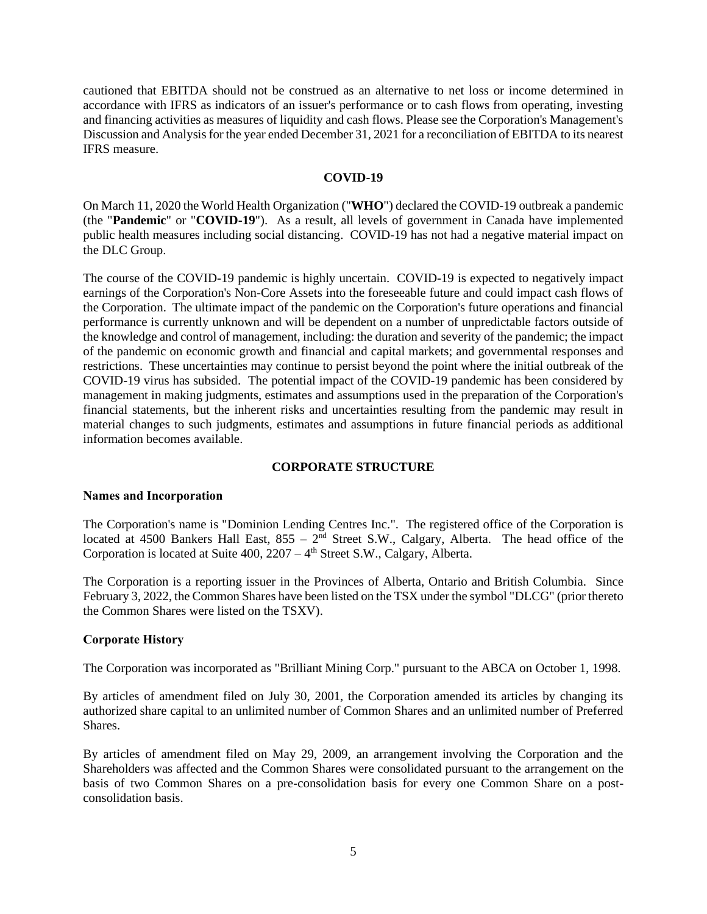cautioned that EBITDA should not be construed as an alternative to net loss or income determined in accordance with IFRS as indicators of an issuer's performance or to cash flows from operating, investing and financing activities as measures of liquidity and cash flows. Please see the Corporation's Management's Discussion and Analysis for the year ended December 31, 2021 for a reconciliation of EBITDA to its nearest IFRS measure.

## COVID-19

On March 11, 2020 the World Health Organization ("**WHO**") declared the COVID-19 outbreak a pandemic (the "**Pandemic**" or "**COVID-19**"). As a result, all levels of government in Canada have implemented public health measures including social distancing. COVID-19 has not had a negative material impact on the DLC Group.

The course of the COVID-19 pandemic is highly uncertain. COVID-19 is expected to negatively impact earnings of the Corporation's Non-Core Assets into the foreseeable future and could impact cash flows of the Corporation. The ultimate impact of the pandemic on the Corporation's future operations and financial performance is currently unknown and will be dependent on a number of unpredictable factors outside of the knowledge and control of management, including: the duration and severity of the pandemic; the impact of the pandemic on economic growth and financial and capital markets; and governmental responses and restrictions. These uncertainties may continue to persist beyond the point where the initial outbreak of the COVID-19 virus has subsided. The potential impact of the COVID-19 pandemic has been considered by management in making judgments, estimates and assumptions used in the preparation of the Corporation's financial statements, but the inherent risks and uncertainties resulting from the pandemic may result in material changes to such judgments, estimates and assumptions in future financial periods as additional information becomes available.

## CORPORATE STRUCTURE

### Names and Incorporation

The Corporation's name is "Dominion Lending Centres Inc.". The registered office of the Corporation is located at 4500 Bankers Hall East, 855 – 2nd Street S.W., Calgary, Alberta. The head office of the Corporation is located at Suite 400, 2207 – 4th Street S.W., Calgary, Alberta.

The Corporation is a reporting issuer in the Provinces of Alberta, Ontario and British Columbia. Since February 3, 2022, the Common Shares have been listed on the TSX under the symbol "DLCG" (prior thereto the Common Shares were listed on the TSXV).

### Corporate History

The Corporation was incorporated as "Brilliant Mining Corp." pursuant to the ABCA on October 1, 1998.

By articles of amendment filed on July 30, 2001, the Corporation amended its articles by changing its authorized share capital to an unlimited number of Common Shares and an unlimited number of Preferred Shares.

By articles of amendment filed on May 29, 2009, an arrangement involving the Corporation and the Shareholders was affected and the Common Shares were consolidated pursuant to the arrangement on the basis of two Common Shares on a pre-consolidation basis for every one Common Share on a post-consolidation basis.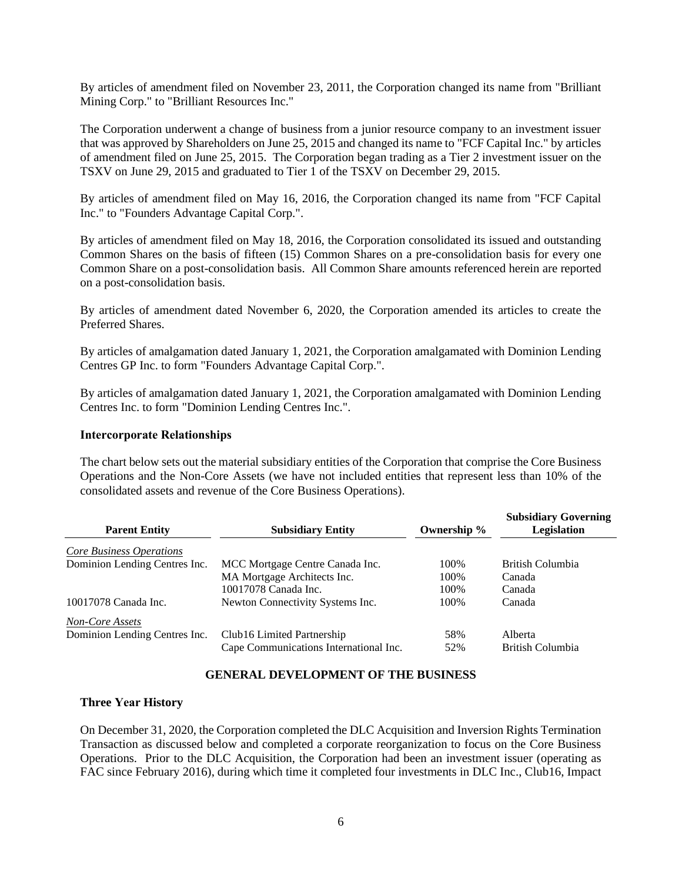By articles of amendment filed on November 23, 2011, the Corporation changed its name from "Brilliant Mining Corp." to "Brilliant Resources Inc."

The Corporation underwent a change of business from a junior resource company to an investment issuer that was approved by Shareholders on June 25, 2015 and changed its name to "FCF Capital Inc." by articles of amendment filed on June 25, 2015. The Corporation began trading as a Tier 2 investment issuer on the TSXV on June 29, 2015 and graduated to Tier 1 of the TSXV on December 29, 2015.

By articles of amendment filed on May 16, 2016, the Corporation changed its name from "FCF Capital Inc." to "Founders Advantage Capital Corp.".

By articles of amendment filed on May 18, 2016, the Corporation consolidated its issued and outstanding Common Shares on the basis of fifteen (15) Common Shares on a pre-consolidation basis for every one Common Share on a post-consolidation basis. All Common Share amounts referenced herein are reported on a post-consolidation basis.

By articles of amendment dated November 6, 2020, the Corporation amended its articles to create the Preferred Shares.

By articles of amalgamation dated January 1, 2021, the Corporation amalgamated with Dominion Lending Centres GP Inc. to form "Founders Advantage Capital Corp.".

By articles of amalgamation dated January 1, 2021, the Corporation amalgamated with Dominion Lending Centres Inc. to form "Dominion Lending Centres Inc.".

### Intercorporate Relationships

The chart below sets out the material subsidiary entities of the Corporation that comprise the Core Business Operations and the Non-Core Assets (we have not included entities that represent less than 10% of the consolidated assets and revenue of the Core Business Operations).

| Parent Entity | Subsidiary Entity | Ownership % | Subsidiary Governing Legislation |
|---|---|---|---|
| *Core Business Operations* | | | |
| Dominion Lending Centres Inc. | MCC Mortgage Centre Canada Inc. | 100% | British Columbia |
| | MA Mortgage Architects Inc. | 100% | Canada |
| | 10017078 Canada Inc. | 100% | Canada |
| 10017078 Canada Inc. | Newton Connectivity Systems Inc. | 100% | Canada |
| *Non-Core Assets* | | | |
| Dominion Lending Centres Inc. | Club16 Limited Partnership | 58% | Alberta |
| | Cape Communications International Inc. | 52% | British Columbia |

## GENERAL DEVELOPMENT OF THE BUSINESS

### Three Year History

On December 31, 2020, the Corporation completed the DLC Acquisition and Inversion Rights Termination Transaction as discussed below and completed a corporate reorganization to focus on the Core Business Operations. Prior to the DLC Acquisition, the Corporation had been an investment issuer (operating as FAC since February 2016), during which time it completed four investments in DLC Inc., Club16, Impact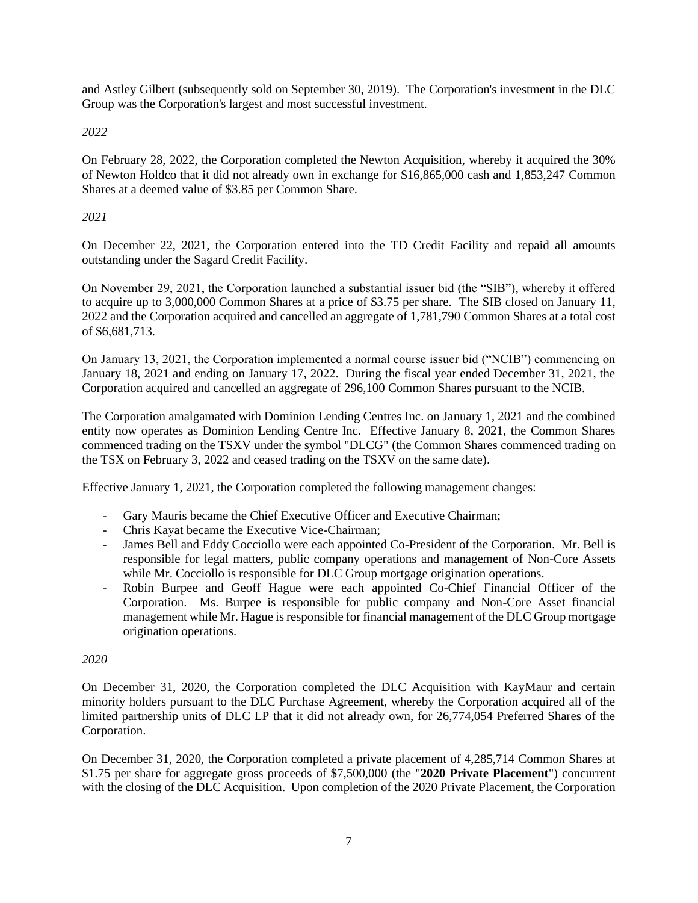and Astley Gilbert (subsequently sold on September 30, 2019). The Corporation's investment in the DLC Group was the Corporation's largest and most successful investment.

*2022*

On February 28, 2022, the Corporation completed the Newton Acquisition, whereby it acquired the 30% of Newton Holdco that it did not already own in exchange for $16,865,000 cash and 1,853,247 Common Shares at a deemed value of $3.85 per Common Share.

*2021*

On December 22, 2021, the Corporation entered into the TD Credit Facility and repaid all amounts outstanding under the Sagard Credit Facility.

On November 29, 2021, the Corporation launched a substantial issuer bid (the "SIB"), whereby it offered to acquire up to 3,000,000 Common Shares at a price of $3.75 per share. The SIB closed on January 11, 2022 and the Corporation acquired and cancelled an aggregate of 1,781,790 Common Shares at a total cost of $6,681,713.

On January 13, 2021, the Corporation implemented a normal course issuer bid ("NCIB") commencing on January 18, 2021 and ending on January 17, 2022. During the fiscal year ended December 31, 2021, the Corporation acquired and cancelled an aggregate of 296,100 Common Shares pursuant to the NCIB.

The Corporation amalgamated with Dominion Lending Centres Inc. on January 1, 2021 and the combined entity now operates as Dominion Lending Centre Inc. Effective January 8, 2021, the Common Shares commenced trading on the TSXV under the symbol "DLCG" (the Common Shares commenced trading on the TSX on February 3, 2022 and ceased trading on the TSXV on the same date).

Effective January 1, 2021, the Corporation completed the following management changes:

- Gary Mauris became the Chief Executive Officer and Executive Chairman;
- Chris Kayat became the Executive Vice-Chairman;
- James Bell and Eddy Cocciollo were each appointed Co-President of the Corporation. Mr. Bell is responsible for legal matters, public company operations and management of Non-Core Assets while Mr. Cocciollo is responsible for DLC Group mortgage origination operations.
- Robin Burpee and Geoff Hague were each appointed Co-Chief Financial Officer of the Corporation. Ms. Burpee is responsible for public company and Non-Core Asset financial management while Mr. Hague is responsible for financial management of the DLC Group mortgage origination operations.

*2020*

On December 31, 2020, the Corporation completed the DLC Acquisition with KayMaur and certain minority holders pursuant to the DLC Purchase Agreement, whereby the Corporation acquired all of the limited partnership units of DLC LP that it did not already own, for 26,774,054 Preferred Shares of the Corporation.

On December 31, 2020, the Corporation completed a private placement of 4,285,714 Common Shares at $1.75 per share for aggregate gross proceeds of $7,500,000 (the "**2020 Private Placement**") concurrent with the closing of the DLC Acquisition. Upon completion of the 2020 Private Placement, the Corporation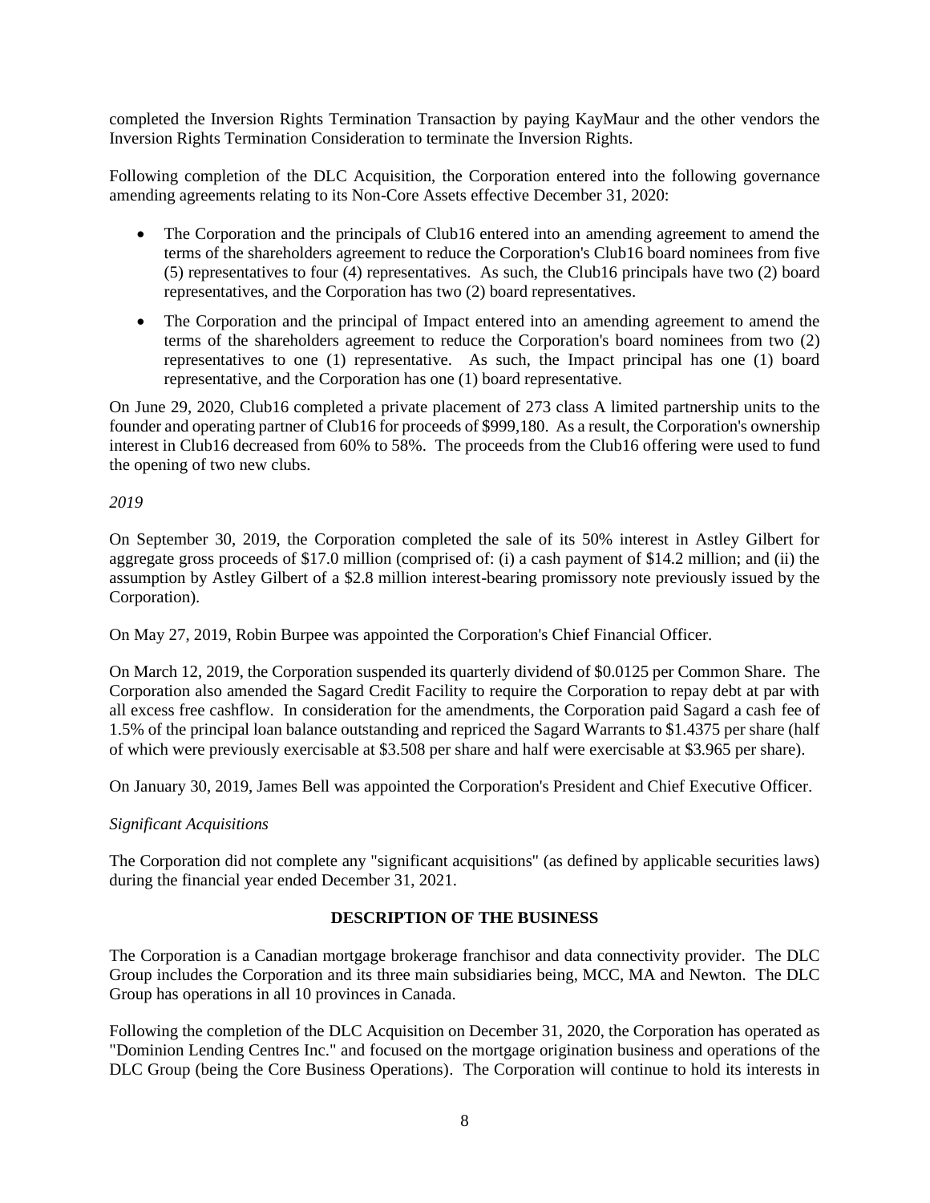completed the Inversion Rights Termination Transaction by paying KayMaur and the other vendors the Inversion Rights Termination Consideration to terminate the Inversion Rights.

Following completion of the DLC Acquisition, the Corporation entered into the following governance amending agreements relating to its Non-Core Assets effective December 31, 2020:

- The Corporation and the principals of Club16 entered into an amending agreement to amend the terms of the shareholders agreement to reduce the Corporation's Club16 board nominees from five (5) representatives to four (4) representatives. As such, the Club16 principals have two (2) board representatives, and the Corporation has two (2) board representatives.
- The Corporation and the principal of Impact entered into an amending agreement to amend the terms of the shareholders agreement to reduce the Corporation's board nominees from two (2) representatives to one (1) representative. As such, the Impact principal has one (1) board representative, and the Corporation has one (1) board representative.

On June 29, 2020, Club16 completed a private placement of 273 class A limited partnership units to the founder and operating partner of Club16 for proceeds of $999,180. As a result, the Corporation's ownership interest in Club16 decreased from 60% to 58%. The proceeds from the Club16 offering were used to fund the opening of two new clubs.

*2019*

On September 30, 2019, the Corporation completed the sale of its 50% interest in Astley Gilbert for aggregate gross proceeds of $17.0 million (comprised of: (i) a cash payment of $14.2 million; and (ii) the assumption by Astley Gilbert of a $2.8 million interest-bearing promissory note previously issued by the Corporation).

On May 27, 2019, Robin Burpee was appointed the Corporation's Chief Financial Officer.

On March 12, 2019, the Corporation suspended its quarterly dividend of $0.0125 per Common Share. The Corporation also amended the Sagard Credit Facility to require the Corporation to repay debt at par with all excess free cashflow. In consideration for the amendments, the Corporation paid Sagard a cash fee of 1.5% of the principal loan balance outstanding and repriced the Sagard Warrants to $1.4375 per share (half of which were previously exercisable at $3.508 per share and half were exercisable at $3.965 per share).

On January 30, 2019, James Bell was appointed the Corporation's President and Chief Executive Officer.

*Significant Acquisitions*

The Corporation did not complete any "significant acquisitions" (as defined by applicable securities laws) during the financial year ended December 31, 2021.

## DESCRIPTION OF THE BUSINESS

The Corporation is a Canadian mortgage brokerage franchisor and data connectivity provider. The DLC Group includes the Corporation and its three main subsidiaries being, MCC, MA and Newton. The DLC Group has operations in all 10 provinces in Canada.

Following the completion of the DLC Acquisition on December 31, 2020, the Corporation has operated as "Dominion Lending Centres Inc." and focused on the mortgage origination business and operations of the DLC Group (being the Core Business Operations). The Corporation will continue to hold its interests in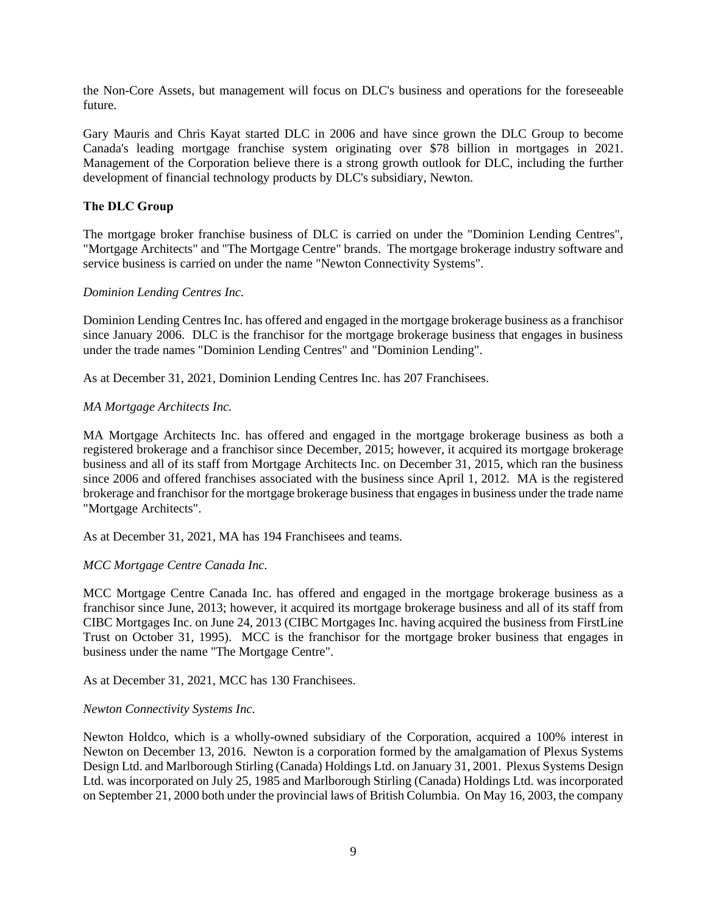the Non-Core Assets, but management will focus on DLC's business and operations for the foreseeable future.

Gary Mauris and Chris Kayat started DLC in 2006 and have since grown the DLC Group to become Canada's leading mortgage franchise system originating over $78 billion in mortgages in 2021. Management of the Corporation believe there is a strong growth outlook for DLC, including the further development of financial technology products by DLC's subsidiary, Newton.

### The DLC Group

The mortgage broker franchise business of DLC is carried on under the "Dominion Lending Centres", "Mortgage Architects" and "The Mortgage Centre" brands. The mortgage brokerage industry software and service business is carried on under the name "Newton Connectivity Systems".

*Dominion Lending Centres Inc.*

Dominion Lending Centres Inc. has offered and engaged in the mortgage brokerage business as a franchisor since January 2006. DLC is the franchisor for the mortgage brokerage business that engages in business under the trade names "Dominion Lending Centres" and "Dominion Lending".

As at December 31, 2021, Dominion Lending Centres Inc. has 207 Franchisees.

*MA Mortgage Architects Inc.*

MA Mortgage Architects Inc. has offered and engaged in the mortgage brokerage business as both a registered brokerage and a franchisor since December, 2015; however, it acquired its mortgage brokerage business and all of its staff from Mortgage Architects Inc. on December 31, 2015, which ran the business since 2006 and offered franchises associated with the business since April 1, 2012. MA is the registered brokerage and franchisor for the mortgage brokerage business that engages in business under the trade name "Mortgage Architects".

As at December 31, 2021, MA has 194 Franchisees and teams.

*MCC Mortgage Centre Canada Inc.*

MCC Mortgage Centre Canada Inc. has offered and engaged in the mortgage brokerage business as a franchisor since June, 2013; however, it acquired its mortgage brokerage business and all of its staff from CIBC Mortgages Inc. on June 24, 2013 (CIBC Mortgages Inc. having acquired the business from FirstLine Trust on October 31, 1995). MCC is the franchisor for the mortgage broker business that engages in business under the name "The Mortgage Centre".

As at December 31, 2021, MCC has 130 Franchisees.

*Newton Connectivity Systems Inc.*

Newton Holdco, which is a wholly-owned subsidiary of the Corporation, acquired a 100% interest in Newton on December 13, 2016. Newton is a corporation formed by the amalgamation of Plexus Systems Design Ltd. and Marlborough Stirling (Canada) Holdings Ltd. on January 31, 2001. Plexus Systems Design Ltd. was incorporated on July 25, 1985 and Marlborough Stirling (Canada) Holdings Ltd. was incorporated on September 21, 2000 both under the provincial laws of British Columbia. On May 16, 2003, the company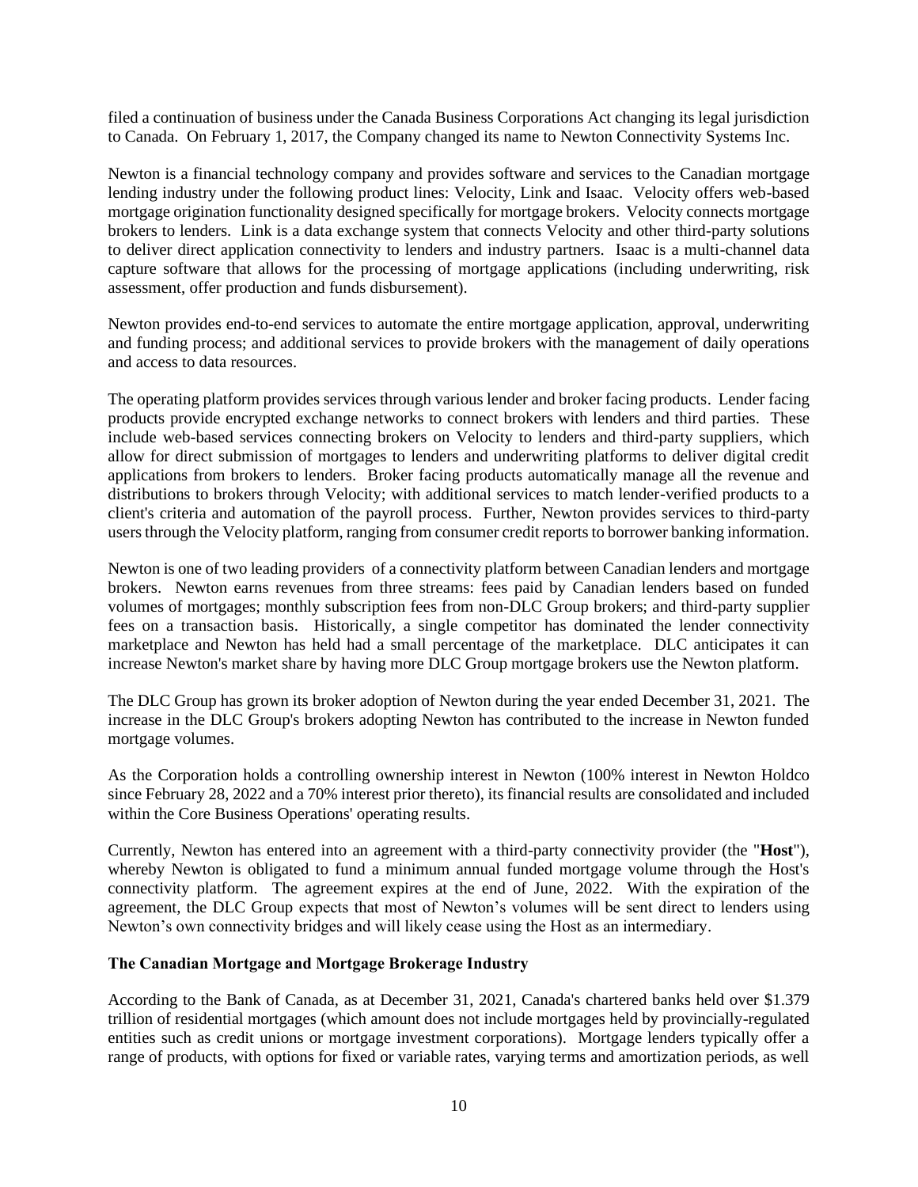filed a continuation of business under the Canada Business Corporations Act changing its legal jurisdiction to Canada. On February 1, 2017, the Company changed its name to Newton Connectivity Systems Inc.

Newton is a financial technology company and provides software and services to the Canadian mortgage lending industry under the following product lines: Velocity, Link and Isaac. Velocity offers web-based mortgage origination functionality designed specifically for mortgage brokers. Velocity connects mortgage brokers to lenders. Link is a data exchange system that connects Velocity and other third-party solutions to deliver direct application connectivity to lenders and industry partners. Isaac is a multi-channel data capture software that allows for the processing of mortgage applications (including underwriting, risk assessment, offer production and funds disbursement).

Newton provides end-to-end services to automate the entire mortgage application, approval, underwriting and funding process; and additional services to provide brokers with the management of daily operations and access to data resources.

The operating platform provides services through various lender and broker facing products. Lender facing products provide encrypted exchange networks to connect brokers with lenders and third parties. These include web-based services connecting brokers on Velocity to lenders and third-party suppliers, which allow for direct submission of mortgages to lenders and underwriting platforms to deliver digital credit applications from brokers to lenders. Broker facing products automatically manage all the revenue and distributions to brokers through Velocity; with additional services to match lender-verified products to a client's criteria and automation of the payroll process. Further, Newton provides services to third-party users through the Velocity platform, ranging from consumer credit reports to borrower banking information.

Newton is one of two leading providers of a connectivity platform between Canadian lenders and mortgage brokers. Newton earns revenues from three streams: fees paid by Canadian lenders based on funded volumes of mortgages; monthly subscription fees from non-DLC Group brokers; and third-party supplier fees on a transaction basis. Historically, a single competitor has dominated the lender connectivity marketplace and Newton has held had a small percentage of the marketplace. DLC anticipates it can increase Newton's market share by having more DLC Group mortgage brokers use the Newton platform.

The DLC Group has grown its broker adoption of Newton during the year ended December 31, 2021. The increase in the DLC Group's brokers adopting Newton has contributed to the increase in Newton funded mortgage volumes.

As the Corporation holds a controlling ownership interest in Newton (100% interest in Newton Holdco since February 28, 2022 and a 70% interest prior thereto), its financial results are consolidated and included within the Core Business Operations' operating results.

Currently, Newton has entered into an agreement with a third-party connectivity provider (the "**Host**"), whereby Newton is obligated to fund a minimum annual funded mortgage volume through the Host's connectivity platform. The agreement expires at the end of June, 2022. With the expiration of the agreement, the DLC Group expects that most of Newton's volumes will be sent direct to lenders using Newton's own connectivity bridges and will likely cease using the Host as an intermediary.

**The Canadian Mortgage and Mortgage Brokerage Industry**

According to the Bank of Canada, as at December 31, 2021, Canada's chartered banks held over $1.379 trillion of residential mortgages (which amount does not include mortgages held by provincially-regulated entities such as credit unions or mortgage investment corporations). Mortgage lenders typically offer a range of products, with options for fixed or variable rates, varying terms and amortization periods, as well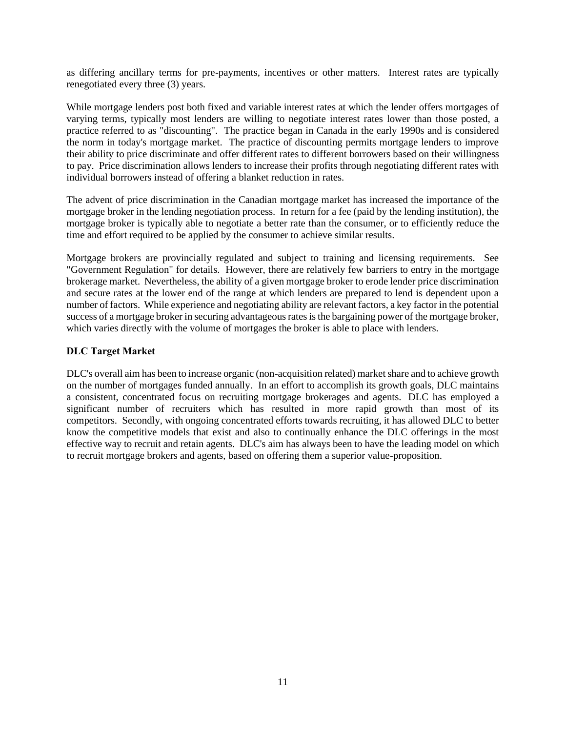as differing ancillary terms for pre-payments, incentives or other matters. Interest rates are typically renegotiated every three (3) years.

While mortgage lenders post both fixed and variable interest rates at which the lender offers mortgages of varying terms, typically most lenders are willing to negotiate interest rates lower than those posted, a practice referred to as "discounting". The practice began in Canada in the early 1990s and is considered the norm in today's mortgage market. The practice of discounting permits mortgage lenders to improve their ability to price discriminate and offer different rates to different borrowers based on their willingness to pay. Price discrimination allows lenders to increase their profits through negotiating different rates with individual borrowers instead of offering a blanket reduction in rates.

The advent of price discrimination in the Canadian mortgage market has increased the importance of the mortgage broker in the lending negotiation process. In return for a fee (paid by the lending institution), the mortgage broker is typically able to negotiate a better rate than the consumer, or to efficiently reduce the time and effort required to be applied by the consumer to achieve similar results.

Mortgage brokers are provincially regulated and subject to training and licensing requirements. See "Government Regulation" for details. However, there are relatively few barriers to entry in the mortgage brokerage market. Nevertheless, the ability of a given mortgage broker to erode lender price discrimination and secure rates at the lower end of the range at which lenders are prepared to lend is dependent upon a number of factors. While experience and negotiating ability are relevant factors, a key factor in the potential success of a mortgage broker in securing advantageous rates is the bargaining power of the mortgage broker, which varies directly with the volume of mortgages the broker is able to place with lenders.

**DLC Target Market**

DLC's overall aim has been to increase organic (non-acquisition related) market share and to achieve growth on the number of mortgages funded annually. In an effort to accomplish its growth goals, DLC maintains a consistent, concentrated focus on recruiting mortgage brokerages and agents. DLC has employed a significant number of recruiters which has resulted in more rapid growth than most of its competitors. Secondly, with ongoing concentrated efforts towards recruiting, it has allowed DLC to better know the competitive models that exist and also to continually enhance the DLC offerings in the most effective way to recruit and retain agents. DLC's aim has always been to have the leading model on which to recruit mortgage brokers and agents, based on offering them a superior value-proposition.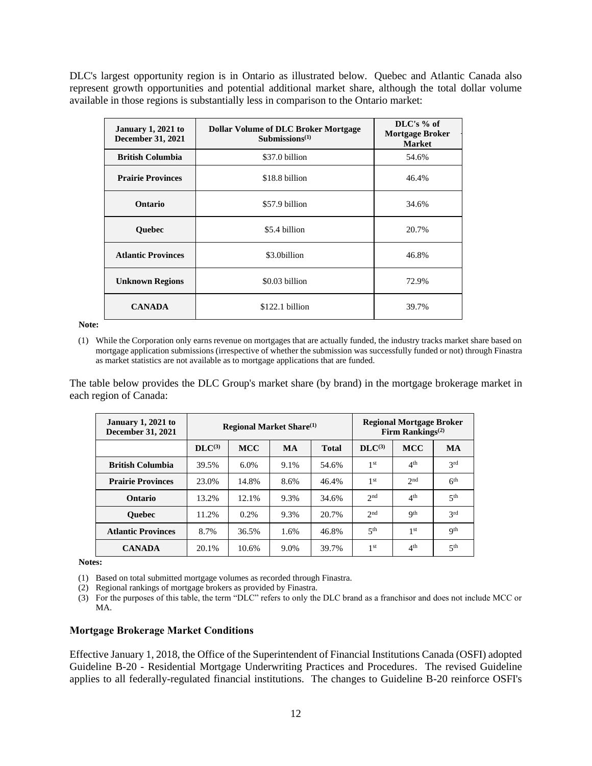DLC's largest opportunity region is in Ontario as illustrated below. Quebec and Atlantic Canada also represent growth opportunities and potential additional market share, although the total dollar volume available in those regions is substantially less in comparison to the Ontario market:

| January 1, 2021 to December 31, 2021 | Dollar Volume of DLC Broker Mortgage Submissions[(1)] | DLC's % of Mortgage Broker Market |
|---|---|---|
| **British Columbia** | $37.0 billion | 54.6% |
| **Prairie Provinces** | $18.8 billion | 46.4% |
| **Ontario** | $57.9 billion | 34.6% |
| **Quebec** | $5.4 billion | 20.7% |
| **Atlantic Provinces** | $3.0billion | 46.8% |
| **Unknown Regions** | $0.03 billion | 72.9% |
| **CANADA** | $122.1 billion | 39.7% |

**Note:**

(1) While the Corporation only earns revenue on mortgages that are actually funded, the industry tracks market share based on mortgage application submissions (irrespective of whether the submission was successfully funded or not) through Finastra as market statistics are not available as to mortgage applications that are funded.

The table below provides the DLC Group's market share (by brand) in the mortgage brokerage market in each region of Canada:

| January 1, 2021 to December 31, 2021 | Regional Market Share[(1)] | | | | Regional Mortgage Broker Firm Rankings[(2)] | | |
|---|---|---|---|---|---|---|---|
| | DLC[(3)] | MCC | MA | Total | DLC[(3)] | MCC | MA |
| **British Columbia** | 39.5% | 6.0% | 9.1% | 54.6% | 1st | 4th | 3rd |
| **Prairie Provinces** | 23.0% | 14.8% | 8.6% | 46.4% | 1st | 2nd | 6th |
| **Ontario** | 13.2% | 12.1% | 9.3% | 34.6% | 2nd | 4th | 5th |
| **Quebec** | 11.2% | 0.2% | 9.3% | 20.7% | 2nd | 9th | 3rd |
| **Atlantic Provinces** | 8.7% | 36.5% | 1.6% | 46.8% | 5th | 1st | 9th |
| **CANADA** | 20.1% | 10.6% | 9.0% | 39.7% | 1st | 4th | 5th |

**Notes:**

(1) Based on total submitted mortgage volumes as recorded through Finastra.
(2) Regional rankings of mortgage brokers as provided by Finastra.
(3) For the purposes of this table, the term "DLC" refers to only the DLC brand as a franchisor and does not include MCC or MA.

### Mortgage Brokerage Market Conditions

Effective January 1, 2018, the Office of the Superintendent of Financial Institutions Canada (OSFI) adopted Guideline B-20 - Residential Mortgage Underwriting Practices and Procedures. The revised Guideline applies to all federally-regulated financial institutions. The changes to Guideline B-20 reinforce OSFI's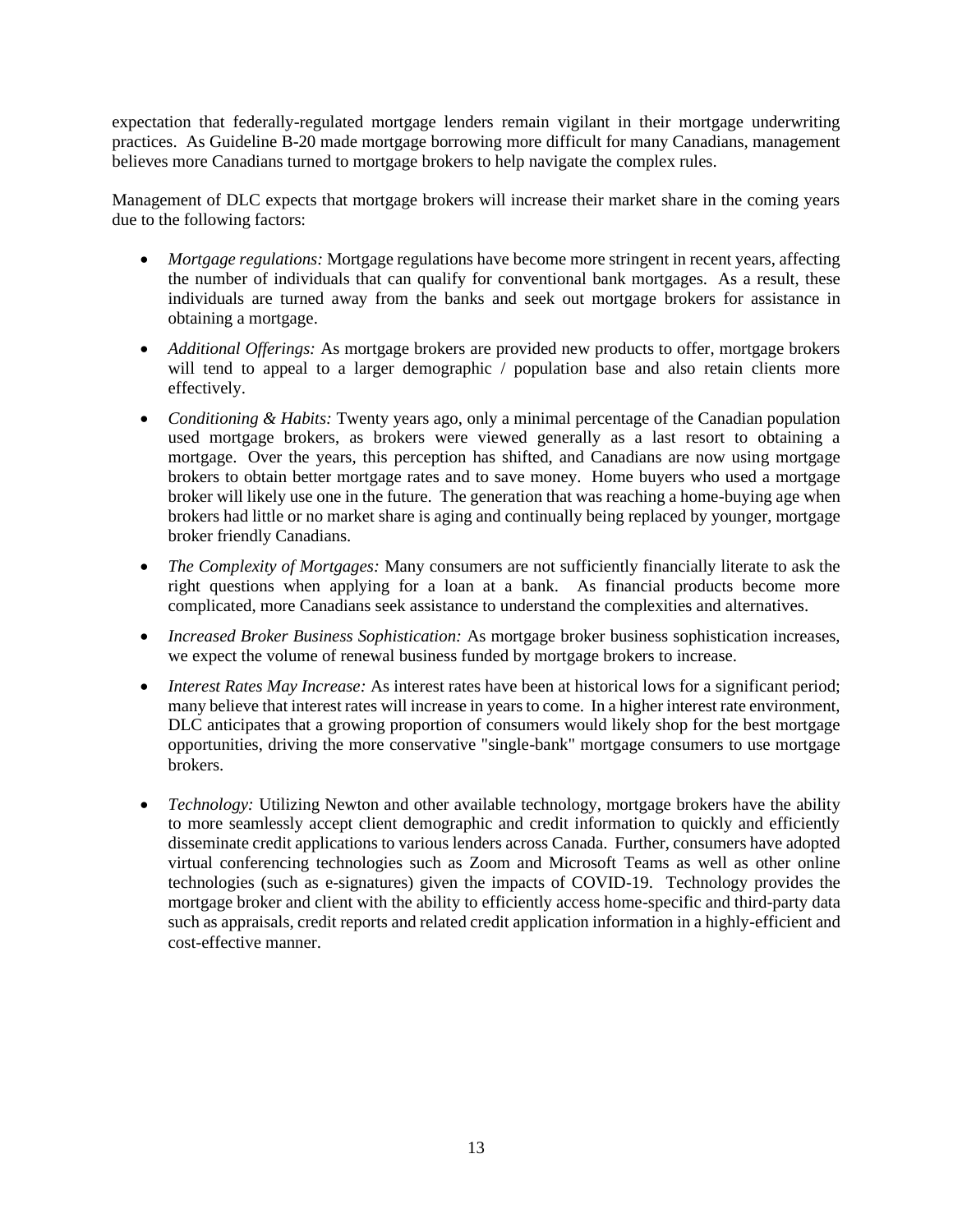expectation that federally-regulated mortgage lenders remain vigilant in their mortgage underwriting practices. As Guideline B-20 made mortgage borrowing more difficult for many Canadians, management believes more Canadians turned to mortgage brokers to help navigate the complex rules.

Management of DLC expects that mortgage brokers will increase their market share in the coming years due to the following factors:

- *Mortgage regulations:* Mortgage regulations have become more stringent in recent years, affecting the number of individuals that can qualify for conventional bank mortgages. As a result, these individuals are turned away from the banks and seek out mortgage brokers for assistance in obtaining a mortgage.
- *Additional Offerings:* As mortgage brokers are provided new products to offer, mortgage brokers will tend to appeal to a larger demographic / population base and also retain clients more effectively.
- *Conditioning & Habits:* Twenty years ago, only a minimal percentage of the Canadian population used mortgage brokers, as brokers were viewed generally as a last resort to obtaining a mortgage. Over the years, this perception has shifted, and Canadians are now using mortgage brokers to obtain better mortgage rates and to save money. Home buyers who used a mortgage broker will likely use one in the future. The generation that was reaching a home-buying age when brokers had little or no market share is aging and continually being replaced by younger, mortgage broker friendly Canadians.
- *The Complexity of Mortgages:* Many consumers are not sufficiently financially literate to ask the right questions when applying for a loan at a bank. As financial products become more complicated, more Canadians seek assistance to understand the complexities and alternatives.
- *Increased Broker Business Sophistication:* As mortgage broker business sophistication increases, we expect the volume of renewal business funded by mortgage brokers to increase.
- *Interest Rates May Increase:* As interest rates have been at historical lows for a significant period; many believe that interest rates will increase in years to come. In a higher interest rate environment, DLC anticipates that a growing proportion of consumers would likely shop for the best mortgage opportunities, driving the more conservative "single-bank" mortgage consumers to use mortgage brokers.
- *Technology:* Utilizing Newton and other available technology, mortgage brokers have the ability to more seamlessly accept client demographic and credit information to quickly and efficiently disseminate credit applications to various lenders across Canada. Further, consumers have adopted virtual conferencing technologies such as Zoom and Microsoft Teams as well as other online technologies (such as e-signatures) given the impacts of COVID-19. Technology provides the mortgage broker and client with the ability to efficiently access home-specific and third-party data such as appraisals, credit reports and related credit application information in a highly-efficient and cost-effective manner.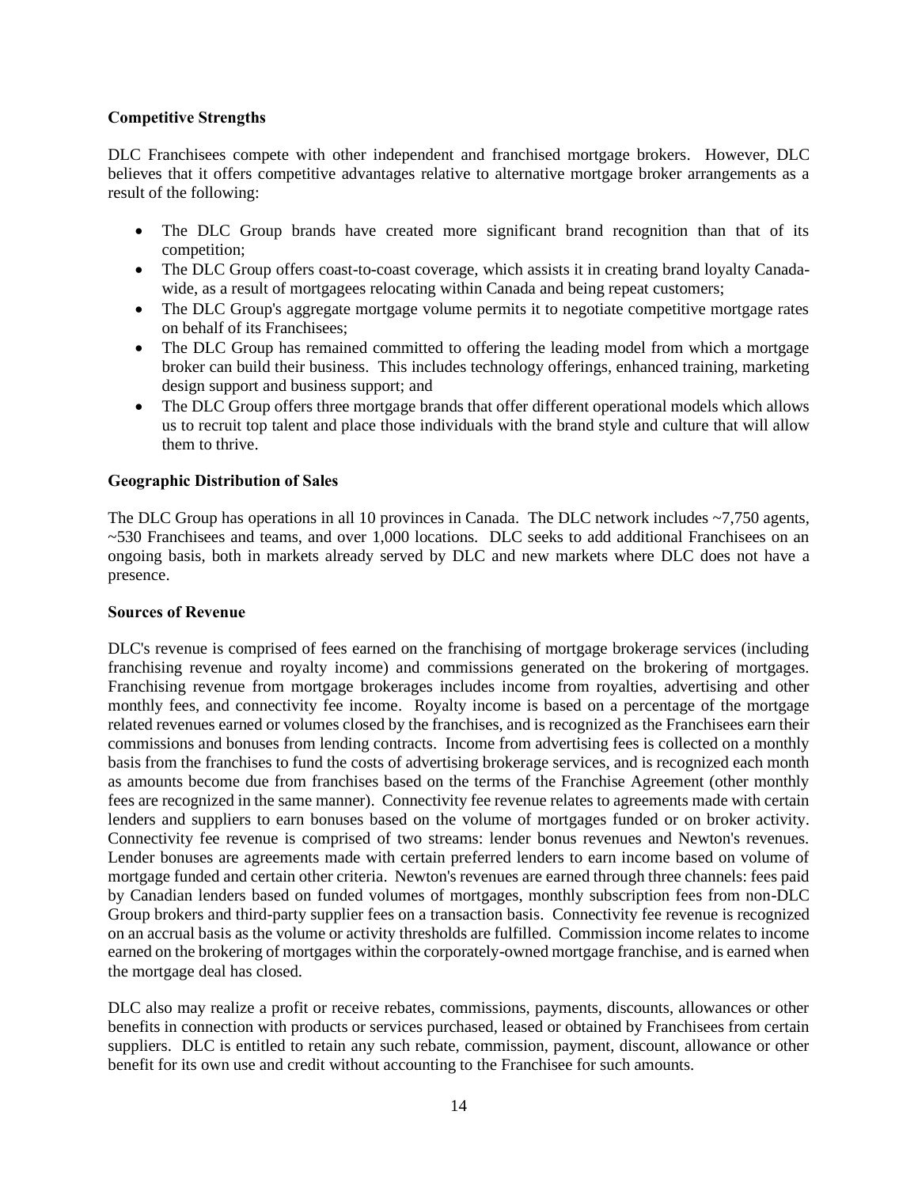**Competitive Strengths**

DLC Franchisees compete with other independent and franchised mortgage brokers. However, DLC believes that it offers competitive advantages relative to alternative mortgage broker arrangements as a result of the following:

- The DLC Group brands have created more significant brand recognition than that of its competition;
- The DLC Group offers coast-to-coast coverage, which assists it in creating brand loyalty Canada-wide, as a result of mortgagees relocating within Canada and being repeat customers;
- The DLC Group's aggregate mortgage volume permits it to negotiate competitive mortgage rates on behalf of its Franchisees;
- The DLC Group has remained committed to offering the leading model from which a mortgage broker can build their business. This includes technology offerings, enhanced training, marketing design support and business support; and
- The DLC Group offers three mortgage brands that offer different operational models which allows us to recruit top talent and place those individuals with the brand style and culture that will allow them to thrive.

**Geographic Distribution of Sales**

The DLC Group has operations in all 10 provinces in Canada. The DLC network includes ~7,750 agents, ~530 Franchisees and teams, and over 1,000 locations. DLC seeks to add additional Franchisees on an ongoing basis, both in markets already served by DLC and new markets where DLC does not have a presence.

**Sources of Revenue**

DLC's revenue is comprised of fees earned on the franchising of mortgage brokerage services (including franchising revenue and royalty income) and commissions generated on the brokering of mortgages. Franchising revenue from mortgage brokerages includes income from royalties, advertising and other monthly fees, and connectivity fee income. Royalty income is based on a percentage of the mortgage related revenues earned or volumes closed by the franchises, and is recognized as the Franchisees earn their commissions and bonuses from lending contracts. Income from advertising fees is collected on a monthly basis from the franchises to fund the costs of advertising brokerage services, and is recognized each month as amounts become due from franchises based on the terms of the Franchise Agreement (other monthly fees are recognized in the same manner). Connectivity fee revenue relates to agreements made with certain lenders and suppliers to earn bonuses based on the volume of mortgages funded or on broker activity. Connectivity fee revenue is comprised of two streams: lender bonus revenues and Newton's revenues. Lender bonuses are agreements made with certain preferred lenders to earn income based on volume of mortgage funded and certain other criteria. Newton's revenues are earned through three channels: fees paid by Canadian lenders based on funded volumes of mortgages, monthly subscription fees from non-DLC Group brokers and third-party supplier fees on a transaction basis. Connectivity fee revenue is recognized on an accrual basis as the volume or activity thresholds are fulfilled. Commission income relates to income earned on the brokering of mortgages within the corporately-owned mortgage franchise, and is earned when the mortgage deal has closed.

DLC also may realize a profit or receive rebates, commissions, payments, discounts, allowances or other benefits in connection with products or services purchased, leased or obtained by Franchisees from certain suppliers. DLC is entitled to retain any such rebate, commission, payment, discount, allowance or other benefit for its own use and credit without accounting to the Franchisee for such amounts.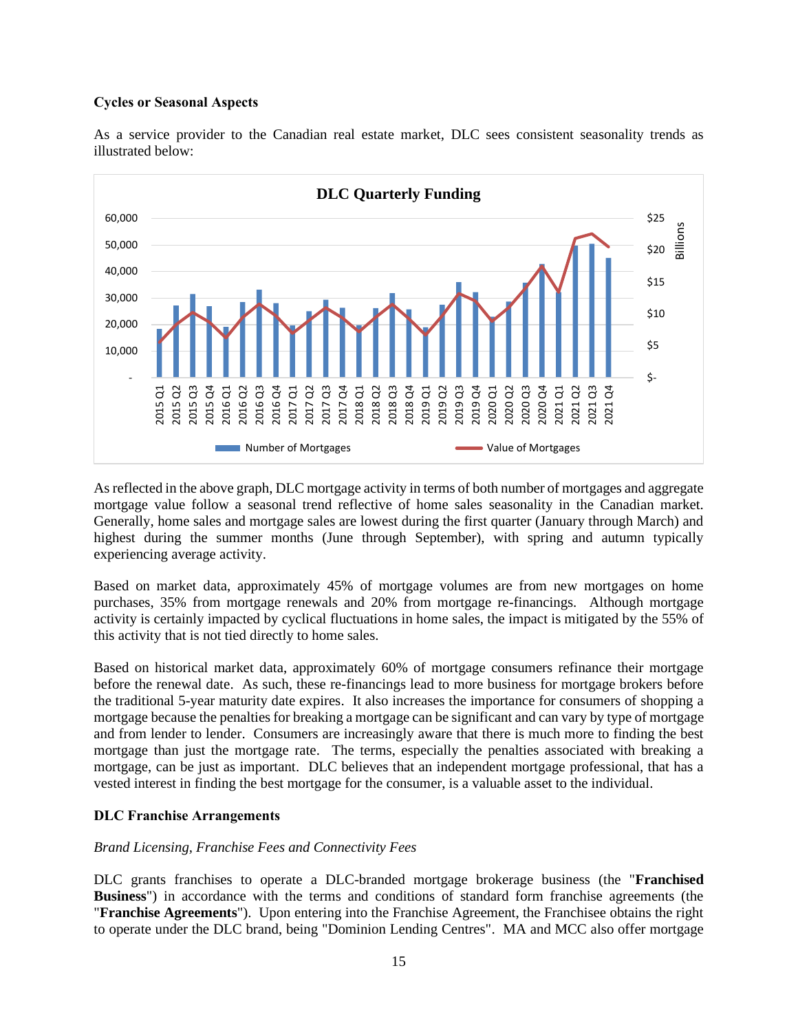### Cycles or Seasonal Aspects

As a service provider to the Canadian real estate market, DLC sees consistent seasonality trends as illustrated below:

As reflected in the above graph, DLC mortgage activity in terms of both number of mortgages and aggregate mortgage value follow a seasonal trend reflective of home sales seasonality in the Canadian market. Generally, home sales and mortgage sales are lowest during the first quarter (January through March) and highest during the summer months (June through September), with spring and autumn typically experiencing average activity.

Based on market data, approximately 45% of mortgage volumes are from new mortgages on home purchases, 35% from mortgage renewals and 20% from mortgage re-financings. Although mortgage activity is certainly impacted by cyclical fluctuations in home sales, the impact is mitigated by the 55% of this activity that is not tied directly to home sales.

Based on historical market data, approximately 60% of mortgage consumers refinance their mortgage before the renewal date. As such, these re-financings lead to more business for mortgage brokers before the traditional 5-year maturity date expires. It also increases the importance for consumers of shopping a mortgage because the penalties for breaking a mortgage can be significant and can vary by type of mortgage and from lender to lender. Consumers are increasingly aware that there is much more to finding the best mortgage than just the mortgage rate. The terms, especially the penalties associated with breaking a mortgage, can be just as important. DLC believes that an independent mortgage professional, that has a vested interest in finding the best mortgage for the consumer, is a valuable asset to the individual.

### DLC Franchise Arrangements

*Brand Licensing, Franchise Fees and Connectivity Fees*

DLC grants franchises to operate a DLC-branded mortgage brokerage business (the "**Franchised Business**") in accordance with the terms and conditions of standard form franchise agreements (the "**Franchise Agreements**"). Upon entering into the Franchise Agreement, the Franchisee obtains the right to operate under the DLC brand, being "Dominion Lending Centres". MA and MCC also offer mortgage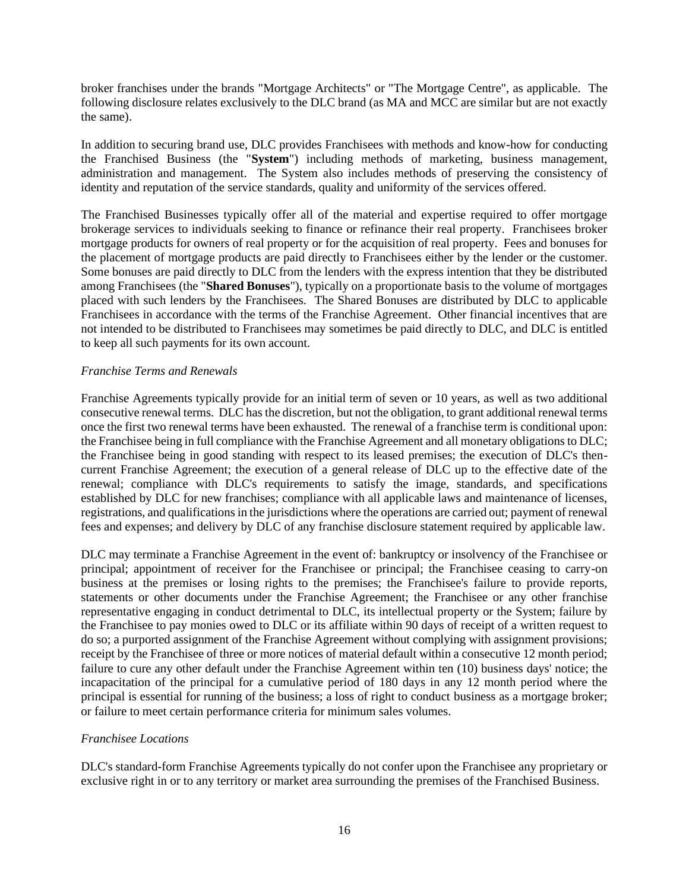broker franchises under the brands "Mortgage Architects" or "The Mortgage Centre", as applicable. The following disclosure relates exclusively to the DLC brand (as MA and MCC are similar but are not exactly the same).

In addition to securing brand use, DLC provides Franchisees with methods and know-how for conducting the Franchised Business (the "**System**") including methods of marketing, business management, administration and management. The System also includes methods of preserving the consistency of identity and reputation of the service standards, quality and uniformity of the services offered.

The Franchised Businesses typically offer all of the material and expertise required to offer mortgage brokerage services to individuals seeking to finance or refinance their real property. Franchisees broker mortgage products for owners of real property or for the acquisition of real property. Fees and bonuses for the placement of mortgage products are paid directly to Franchisees either by the lender or the customer. Some bonuses are paid directly to DLC from the lenders with the express intention that they be distributed among Franchisees (the "**Shared Bonuses**"), typically on a proportionate basis to the volume of mortgages placed with such lenders by the Franchisees. The Shared Bonuses are distributed by DLC to applicable Franchisees in accordance with the terms of the Franchise Agreement. Other financial incentives that are not intended to be distributed to Franchisees may sometimes be paid directly to DLC, and DLC is entitled to keep all such payments for its own account.

*Franchise Terms and Renewals*

Franchise Agreements typically provide for an initial term of seven or 10 years, as well as two additional consecutive renewal terms. DLC has the discretion, but not the obligation, to grant additional renewal terms once the first two renewal terms have been exhausted. The renewal of a franchise term is conditional upon: the Franchisee being in full compliance with the Franchise Agreement and all monetary obligations to DLC; the Franchisee being in good standing with respect to its leased premises; the execution of DLC's then-current Franchise Agreement; the execution of a general release of DLC up to the effective date of the renewal; compliance with DLC's requirements to satisfy the image, standards, and specifications established by DLC for new franchises; compliance with all applicable laws and maintenance of licenses, registrations, and qualifications in the jurisdictions where the operations are carried out; payment of renewal fees and expenses; and delivery by DLC of any franchise disclosure statement required by applicable law.

DLC may terminate a Franchise Agreement in the event of: bankruptcy or insolvency of the Franchisee or principal; appointment of receiver for the Franchisee or principal; the Franchisee ceasing to carry-on business at the premises or losing rights to the premises; the Franchisee's failure to provide reports, statements or other documents under the Franchise Agreement; the Franchisee or any other franchise representative engaging in conduct detrimental to DLC, its intellectual property or the System; failure by the Franchisee to pay monies owed to DLC or its affiliate within 90 days of receipt of a written request to do so; a purported assignment of the Franchise Agreement without complying with assignment provisions; receipt by the Franchisee of three or more notices of material default within a consecutive 12 month period; failure to cure any other default under the Franchise Agreement within ten (10) business days' notice; the incapacitation of the principal for a cumulative period of 180 days in any 12 month period where the principal is essential for running of the business; a loss of right to conduct business as a mortgage broker; or failure to meet certain performance criteria for minimum sales volumes.

*Franchisee Locations*

DLC's standard-form Franchise Agreements typically do not confer upon the Franchisee any proprietary or exclusive right in or to any territory or market area surrounding the premises of the Franchised Business.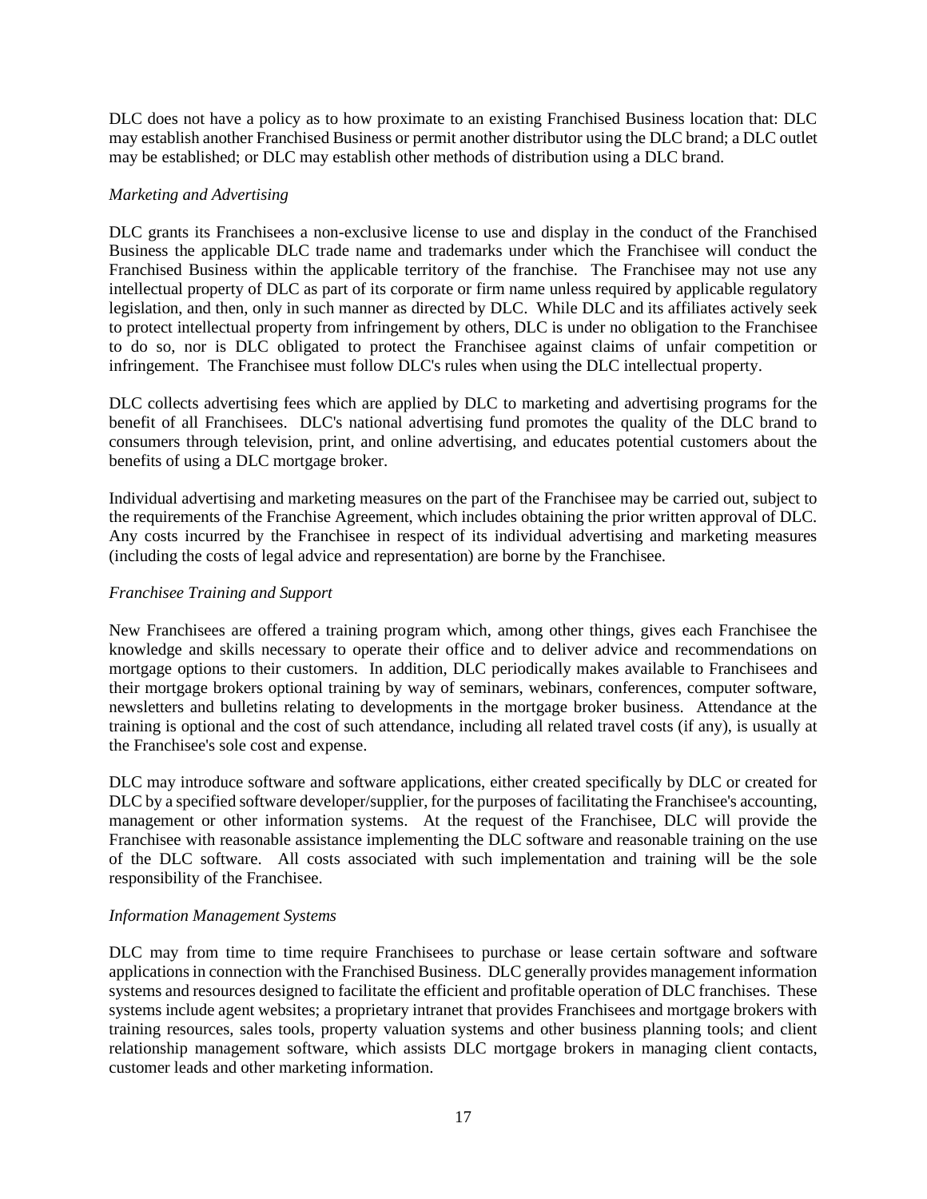DLC does not have a policy as to how proximate to an existing Franchised Business location that: DLC may establish another Franchised Business or permit another distributor using the DLC brand; a DLC outlet may be established; or DLC may establish other methods of distribution using a DLC brand.

*Marketing and Advertising*

DLC grants its Franchisees a non-exclusive license to use and display in the conduct of the Franchised Business the applicable DLC trade name and trademarks under which the Franchisee will conduct the Franchised Business within the applicable territory of the franchise. The Franchisee may not use any intellectual property of DLC as part of its corporate or firm name unless required by applicable regulatory legislation, and then, only in such manner as directed by DLC. While DLC and its affiliates actively seek to protect intellectual property from infringement by others, DLC is under no obligation to the Franchisee to do so, nor is DLC obligated to protect the Franchisee against claims of unfair competition or infringement. The Franchisee must follow DLC's rules when using the DLC intellectual property.

DLC collects advertising fees which are applied by DLC to marketing and advertising programs for the benefit of all Franchisees. DLC's national advertising fund promotes the quality of the DLC brand to consumers through television, print, and online advertising, and educates potential customers about the benefits of using a DLC mortgage broker.

Individual advertising and marketing measures on the part of the Franchisee may be carried out, subject to the requirements of the Franchise Agreement, which includes obtaining the prior written approval of DLC. Any costs incurred by the Franchisee in respect of its individual advertising and marketing measures (including the costs of legal advice and representation) are borne by the Franchisee.

*Franchisee Training and Support*

New Franchisees are offered a training program which, among other things, gives each Franchisee the knowledge and skills necessary to operate their office and to deliver advice and recommendations on mortgage options to their customers. In addition, DLC periodically makes available to Franchisees and their mortgage brokers optional training by way of seminars, webinars, conferences, computer software, newsletters and bulletins relating to developments in the mortgage broker business. Attendance at the training is optional and the cost of such attendance, including all related travel costs (if any), is usually at the Franchisee's sole cost and expense.

DLC may introduce software and software applications, either created specifically by DLC or created for DLC by a specified software developer/supplier, for the purposes of facilitating the Franchisee's accounting, management or other information systems. At the request of the Franchisee, DLC will provide the Franchisee with reasonable assistance implementing the DLC software and reasonable training on the use of the DLC software. All costs associated with such implementation and training will be the sole responsibility of the Franchisee.

*Information Management Systems*

DLC may from time to time require Franchisees to purchase or lease certain software and software applications in connection with the Franchised Business. DLC generally provides management information systems and resources designed to facilitate the efficient and profitable operation of DLC franchises. These systems include agent websites; a proprietary intranet that provides Franchisees and mortgage brokers with training resources, sales tools, property valuation systems and other business planning tools; and client relationship management software, which assists DLC mortgage brokers in managing client contacts, customer leads and other marketing information.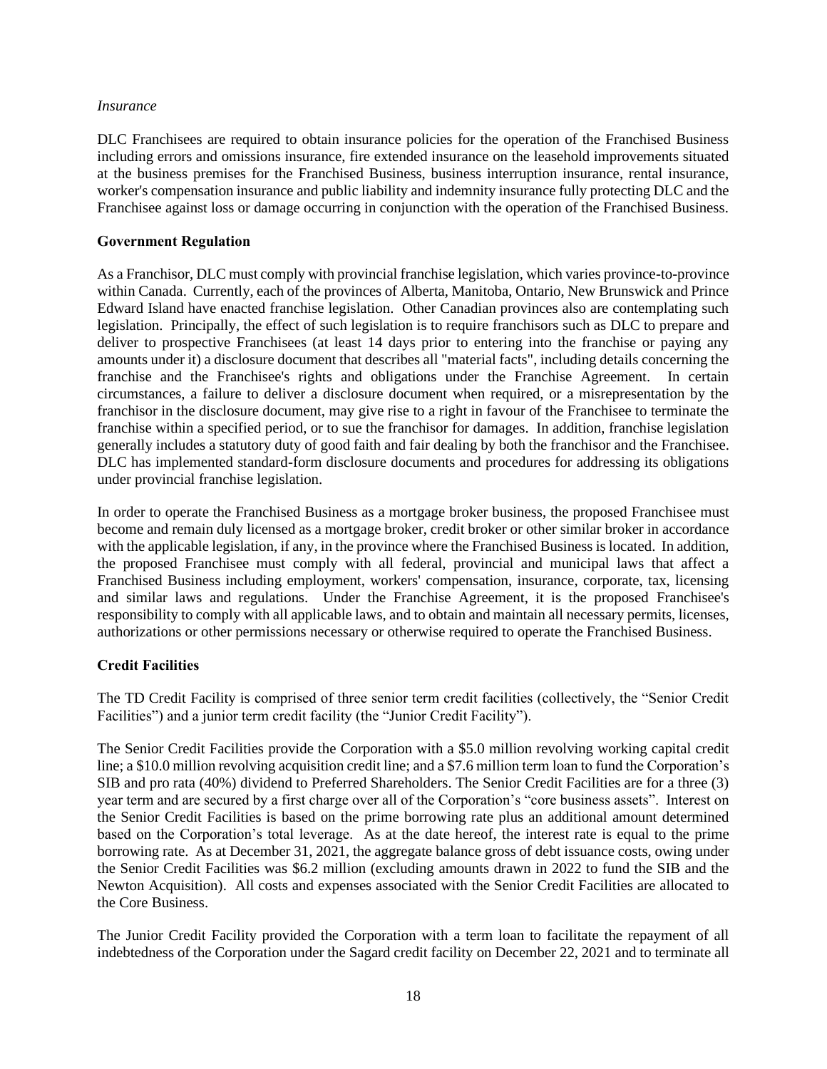*Insurance*

DLC Franchisees are required to obtain insurance policies for the operation of the Franchised Business including errors and omissions insurance, fire extended insurance on the leasehold improvements situated at the business premises for the Franchised Business, business interruption insurance, rental insurance, worker's compensation insurance and public liability and indemnity insurance fully protecting DLC and the Franchisee against loss or damage occurring in conjunction with the operation of the Franchised Business.

**Government Regulation**

As a Franchisor, DLC must comply with provincial franchise legislation, which varies province-to-province within Canada. Currently, each of the provinces of Alberta, Manitoba, Ontario, New Brunswick and Prince Edward Island have enacted franchise legislation. Other Canadian provinces also are contemplating such legislation. Principally, the effect of such legislation is to require franchisors such as DLC to prepare and deliver to prospective Franchisees (at least 14 days prior to entering into the franchise or paying any amounts under it) a disclosure document that describes all "material facts", including details concerning the franchise and the Franchisee's rights and obligations under the Franchise Agreement. In certain circumstances, a failure to deliver a disclosure document when required, or a misrepresentation by the franchisor in the disclosure document, may give rise to a right in favour of the Franchisee to terminate the franchise within a specified period, or to sue the franchisor for damages. In addition, franchise legislation generally includes a statutory duty of good faith and fair dealing by both the franchisor and the Franchisee. DLC has implemented standard-form disclosure documents and procedures for addressing its obligations under provincial franchise legislation.

In order to operate the Franchised Business as a mortgage broker business, the proposed Franchisee must become and remain duly licensed as a mortgage broker, credit broker or other similar broker in accordance with the applicable legislation, if any, in the province where the Franchised Business is located. In addition, the proposed Franchisee must comply with all federal, provincial and municipal laws that affect a Franchised Business including employment, workers' compensation, insurance, corporate, tax, licensing and similar laws and regulations. Under the Franchise Agreement, it is the proposed Franchisee's responsibility to comply with all applicable laws, and to obtain and maintain all necessary permits, licenses, authorizations or other permissions necessary or otherwise required to operate the Franchised Business.

**Credit Facilities**

The TD Credit Facility is comprised of three senior term credit facilities (collectively, the "Senior Credit Facilities") and a junior term credit facility (the "Junior Credit Facility").

The Senior Credit Facilities provide the Corporation with a \$5.0 million revolving working capital credit line; a \$10.0 million revolving acquisition credit line; and a \$7.6 million term loan to fund the Corporation's SIB and pro rata (40%) dividend to Preferred Shareholders. The Senior Credit Facilities are for a three (3) year term and are secured by a first charge over all of the Corporation's "core business assets". Interest on the Senior Credit Facilities is based on the prime borrowing rate plus an additional amount determined based on the Corporation's total leverage. As at the date hereof, the interest rate is equal to the prime borrowing rate. As at December 31, 2021, the aggregate balance gross of debt issuance costs, owing under the Senior Credit Facilities was \$6.2 million (excluding amounts drawn in 2022 to fund the SIB and the Newton Acquisition). All costs and expenses associated with the Senior Credit Facilities are allocated to the Core Business.

The Junior Credit Facility provided the Corporation with a term loan to facilitate the repayment of all indebtedness of the Corporation under the Sagard credit facility on December 22, 2021 and to terminate all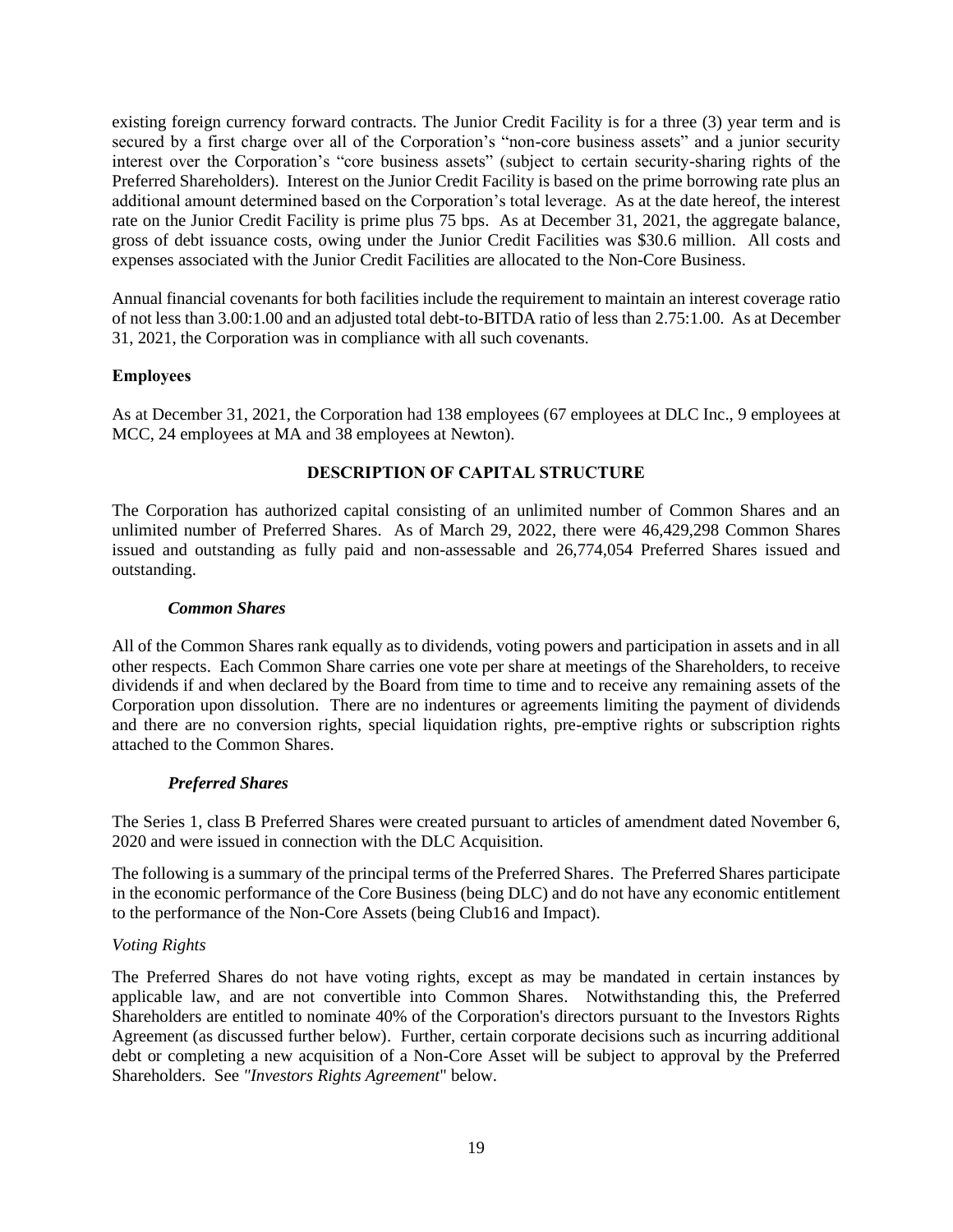existing foreign currency forward contracts. The Junior Credit Facility is for a three (3) year term and is secured by a first charge over all of the Corporation's "non-core business assets" and a junior security interest over the Corporation's "core business assets" (subject to certain security-sharing rights of the Preferred Shareholders). Interest on the Junior Credit Facility is based on the prime borrowing rate plus an additional amount determined based on the Corporation's total leverage. As at the date hereof, the interest rate on the Junior Credit Facility is prime plus 75 bps. As at December 31, 2021, the aggregate balance, gross of debt issuance costs, owing under the Junior Credit Facilities was $30.6 million. All costs and expenses associated with the Junior Credit Facilities are allocated to the Non-Core Business.

Annual financial covenants for both facilities include the requirement to maintain an interest coverage ratio of not less than 3.00:1.00 and an adjusted total debt-to-BITDA ratio of less than 2.75:1.00. As at December 31, 2021, the Corporation was in compliance with all such covenants.

**Employees**

As at December 31, 2021, the Corporation had 138 employees (67 employees at DLC Inc., 9 employees at MCC, 24 employees at MA and 38 employees at Newton).

## DESCRIPTION OF CAPITAL STRUCTURE

The Corporation has authorized capital consisting of an unlimited number of Common Shares and an unlimited number of Preferred Shares. As of March 29, 2022, there were 46,429,298 Common Shares issued and outstanding as fully paid and non-assessable and 26,774,054 Preferred Shares issued and outstanding.

### *Common Shares*

All of the Common Shares rank equally as to dividends, voting powers and participation in assets and in all other respects. Each Common Share carries one vote per share at meetings of the Shareholders, to receive dividends if and when declared by the Board from time to time and to receive any remaining assets of the Corporation upon dissolution. There are no indentures or agreements limiting the payment of dividends and there are no conversion rights, special liquidation rights, pre-emptive rights or subscription rights attached to the Common Shares.

### *Preferred Shares*

The Series 1, class B Preferred Shares were created pursuant to articles of amendment dated November 6, 2020 and were issued in connection with the DLC Acquisition.

The following is a summary of the principal terms of the Preferred Shares. The Preferred Shares participate in the economic performance of the Core Business (being DLC) and do not have any economic entitlement to the performance of the Non-Core Assets (being Club16 and Impact).

*Voting Rights*

The Preferred Shares do not have voting rights, except as may be mandated in certain instances by applicable law, and are not convertible into Common Shares. Notwithstanding this, the Preferred Shareholders are entitled to nominate 40% of the Corporation's directors pursuant to the Investors Rights Agreement (as discussed further below). Further, certain corporate decisions such as incurring additional debt or completing a new acquisition of a Non-Core Asset will be subject to approval by the Preferred Shareholders. See "*Investors Rights Agreement*" below.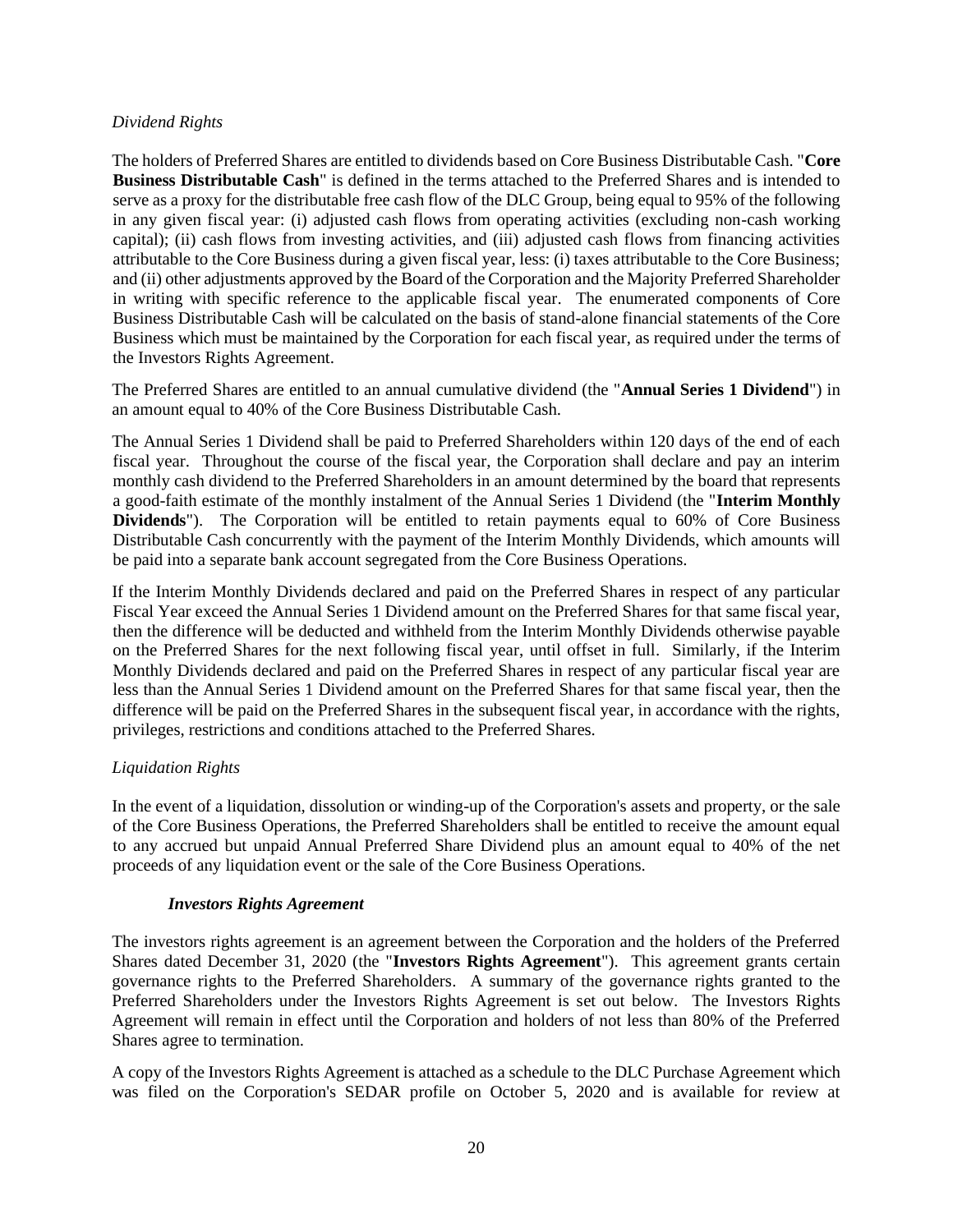*Dividend Rights*

The holders of Preferred Shares are entitled to dividends based on Core Business Distributable Cash. "**Core Business Distributable Cash**" is defined in the terms attached to the Preferred Shares and is intended to serve as a proxy for the distributable free cash flow of the DLC Group, being equal to 95% of the following in any given fiscal year: (i) adjusted cash flows from operating activities (excluding non-cash working capital); (ii) cash flows from investing activities, and (iii) adjusted cash flows from financing activities attributable to the Core Business during a given fiscal year, less: (i) taxes attributable to the Core Business; and (ii) other adjustments approved by the Board of the Corporation and the Majority Preferred Shareholder in writing with specific reference to the applicable fiscal year. The enumerated components of Core Business Distributable Cash will be calculated on the basis of stand-alone financial statements of the Core Business which must be maintained by the Corporation for each fiscal year, as required under the terms of the Investors Rights Agreement.

The Preferred Shares are entitled to an annual cumulative dividend (the "**Annual Series 1 Dividend**") in an amount equal to 40% of the Core Business Distributable Cash.

The Annual Series 1 Dividend shall be paid to Preferred Shareholders within 120 days of the end of each fiscal year. Throughout the course of the fiscal year, the Corporation shall declare and pay an interim monthly cash dividend to the Preferred Shareholders in an amount determined by the board that represents a good-faith estimate of the monthly instalment of the Annual Series 1 Dividend (the "**Interim Monthly Dividends**"). The Corporation will be entitled to retain payments equal to 60% of Core Business Distributable Cash concurrently with the payment of the Interim Monthly Dividends, which amounts will be paid into a separate bank account segregated from the Core Business Operations.

If the Interim Monthly Dividends declared and paid on the Preferred Shares in respect of any particular Fiscal Year exceed the Annual Series 1 Dividend amount on the Preferred Shares for that same fiscal year, then the difference will be deducted and withheld from the Interim Monthly Dividends otherwise payable on the Preferred Shares for the next following fiscal year, until offset in full. Similarly, if the Interim Monthly Dividends declared and paid on the Preferred Shares in respect of any particular fiscal year are less than the Annual Series 1 Dividend amount on the Preferred Shares for that same fiscal year, then the difference will be paid on the Preferred Shares in the subsequent fiscal year, in accordance with the rights, privileges, restrictions and conditions attached to the Preferred Shares.

*Liquidation Rights*

In the event of a liquidation, dissolution or winding-up of the Corporation's assets and property, or the sale of the Core Business Operations, the Preferred Shareholders shall be entitled to receive the amount equal to any accrued but unpaid Annual Preferred Share Dividend plus an amount equal to 40% of the net proceeds of any liquidation event or the sale of the Core Business Operations.

***Investors Rights Agreement***

The investors rights agreement is an agreement between the Corporation and the holders of the Preferred Shares dated December 31, 2020 (the "**Investors Rights Agreement**"). This agreement grants certain governance rights to the Preferred Shareholders. A summary of the governance rights granted to the Preferred Shareholders under the Investors Rights Agreement is set out below. The Investors Rights Agreement will remain in effect until the Corporation and holders of not less than 80% of the Preferred Shares agree to termination.

A copy of the Investors Rights Agreement is attached as a schedule to the DLC Purchase Agreement which was filed on the Corporation's SEDAR profile on October 5, 2020 and is available for review at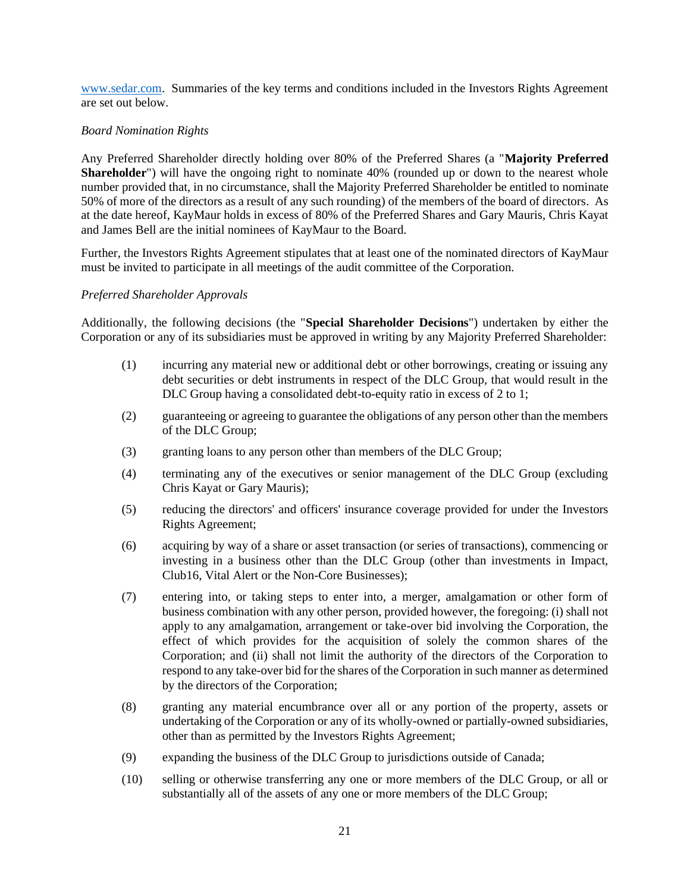www.sedar.com. Summaries of the key terms and conditions included in the Investors Rights Agreement are set out below.

*Board Nomination Rights*

Any Preferred Shareholder directly holding over 80% of the Preferred Shares (a "**Majority Preferred Shareholder**") will have the ongoing right to nominate 40% (rounded up or down to the nearest whole number provided that, in no circumstance, shall the Majority Preferred Shareholder be entitled to nominate 50% of more of the directors as a result of any such rounding) of the members of the board of directors. As at the date hereof, KayMaur holds in excess of 80% of the Preferred Shares and Gary Mauris, Chris Kayat and James Bell are the initial nominees of KayMaur to the Board.

Further, the Investors Rights Agreement stipulates that at least one of the nominated directors of KayMaur must be invited to participate in all meetings of the audit committee of the Corporation.

*Preferred Shareholder Approvals*

Additionally, the following decisions (the "**Special Shareholder Decisions**") undertaken by either the Corporation or any of its subsidiaries must be approved in writing by any Majority Preferred Shareholder:

(1) incurring any material new or additional debt or other borrowings, creating or issuing any debt securities or debt instruments in respect of the DLC Group, that would result in the DLC Group having a consolidated debt-to-equity ratio in excess of 2 to 1;

(2) guaranteeing or agreeing to guarantee the obligations of any person other than the members of the DLC Group;

(3) granting loans to any person other than members of the DLC Group;

(4) terminating any of the executives or senior management of the DLC Group (excluding Chris Kayat or Gary Mauris);

(5) reducing the directors' and officers' insurance coverage provided for under the Investors Rights Agreement;

(6) acquiring by way of a share or asset transaction (or series of transactions), commencing or investing in a business other than the DLC Group (other than investments in Impact, Club16, Vital Alert or the Non-Core Businesses);

(7) entering into, or taking steps to enter into, a merger, amalgamation or other form of business combination with any other person, provided however, the foregoing: (i) shall not apply to any amalgamation, arrangement or take-over bid involving the Corporation, the effect of which provides for the acquisition of solely the common shares of the Corporation; and (ii) shall not limit the authority of the directors of the Corporation to respond to any take-over bid for the shares of the Corporation in such manner as determined by the directors of the Corporation;

(8) granting any material encumbrance over all or any portion of the property, assets or undertaking of the Corporation or any of its wholly-owned or partially-owned subsidiaries, other than as permitted by the Investors Rights Agreement;

(9) expanding the business of the DLC Group to jurisdictions outside of Canada;

(10) selling or otherwise transferring any one or more members of the DLC Group, or all or substantially all of the assets of any one or more members of the DLC Group;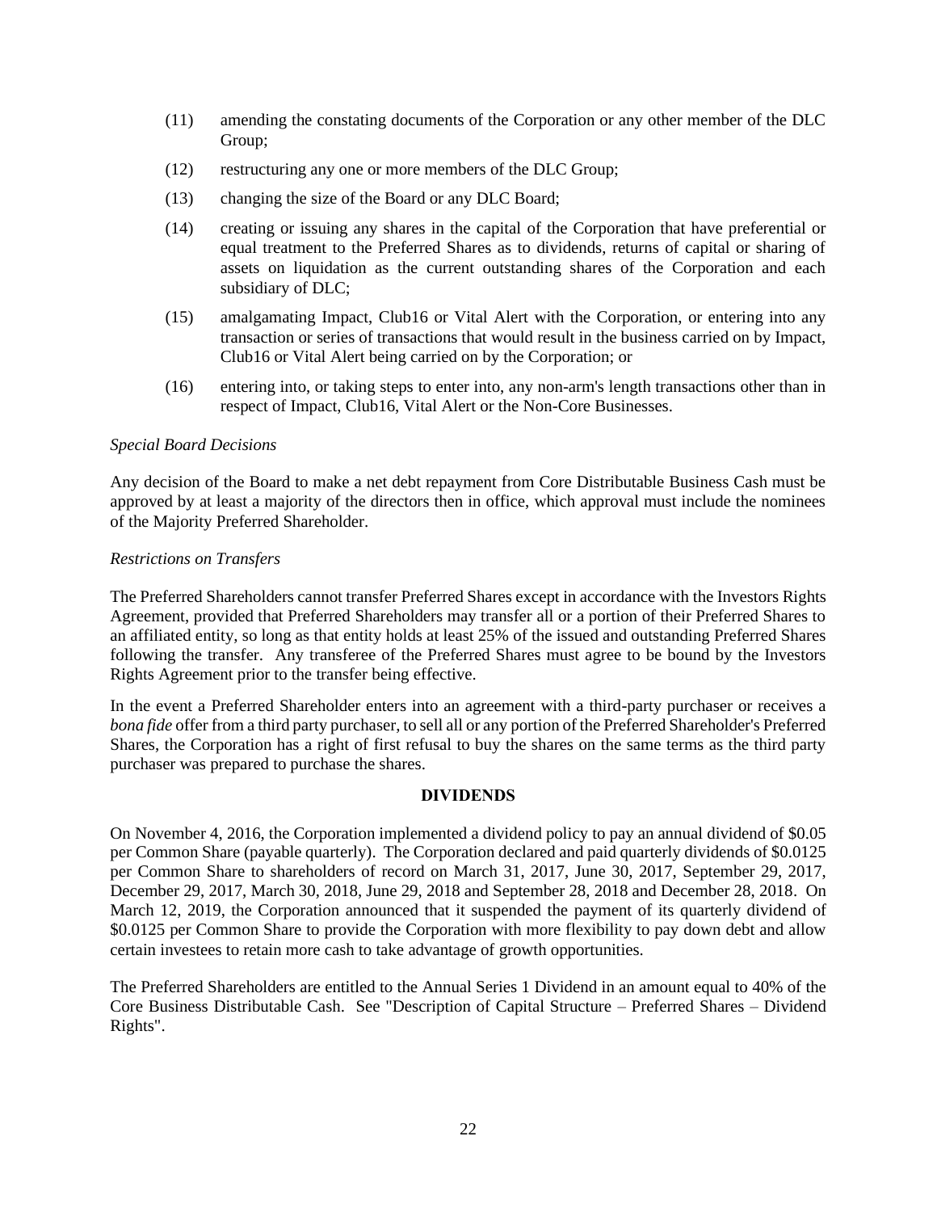(11) amending the constating documents of the Corporation or any other member of the DLC Group;

(12) restructuring any one or more members of the DLC Group;

(13) changing the size of the Board or any DLC Board;

(14) creating or issuing any shares in the capital of the Corporation that have preferential or equal treatment to the Preferred Shares as to dividends, returns of capital or sharing of assets on liquidation as the current outstanding shares of the Corporation and each subsidiary of DLC;

(15) amalgamating Impact, Club16 or Vital Alert with the Corporation, or entering into any transaction or series of transactions that would result in the business carried on by Impact, Club16 or Vital Alert being carried on by the Corporation; or

(16) entering into, or taking steps to enter into, any non-arm's length transactions other than in respect of Impact, Club16, Vital Alert or the Non-Core Businesses.

*Special Board Decisions*

Any decision of the Board to make a net debt repayment from Core Distributable Business Cash must be approved by at least a majority of the directors then in office, which approval must include the nominees of the Majority Preferred Shareholder.

*Restrictions on Transfers*

The Preferred Shareholders cannot transfer Preferred Shares except in accordance with the Investors Rights Agreement, provided that Preferred Shareholders may transfer all or a portion of their Preferred Shares to an affiliated entity, so long as that entity holds at least 25% of the issued and outstanding Preferred Shares following the transfer. Any transferee of the Preferred Shares must agree to be bound by the Investors Rights Agreement prior to the transfer being effective.

In the event a Preferred Shareholder enters into an agreement with a third-party purchaser or receives a *bona fide* offer from a third party purchaser, to sell all or any portion of the Preferred Shareholder's Preferred Shares, the Corporation has a right of first refusal to buy the shares on the same terms as the third party purchaser was prepared to purchase the shares.

## DIVIDENDS

On November 4, 2016, the Corporation implemented a dividend policy to pay an annual dividend of $0.05 per Common Share (payable quarterly). The Corporation declared and paid quarterly dividends of $0.0125 per Common Share to shareholders of record on March 31, 2017, June 30, 2017, September 29, 2017, December 29, 2017, March 30, 2018, June 29, 2018 and September 28, 2018 and December 28, 2018. On March 12, 2019, the Corporation announced that it suspended the payment of its quarterly dividend of $0.0125 per Common Share to provide the Corporation with more flexibility to pay down debt and allow certain investees to retain more cash to take advantage of growth opportunities.

The Preferred Shareholders are entitled to the Annual Series 1 Dividend in an amount equal to 40% of the Core Business Distributable Cash. See "Description of Capital Structure – Preferred Shares – Dividend Rights".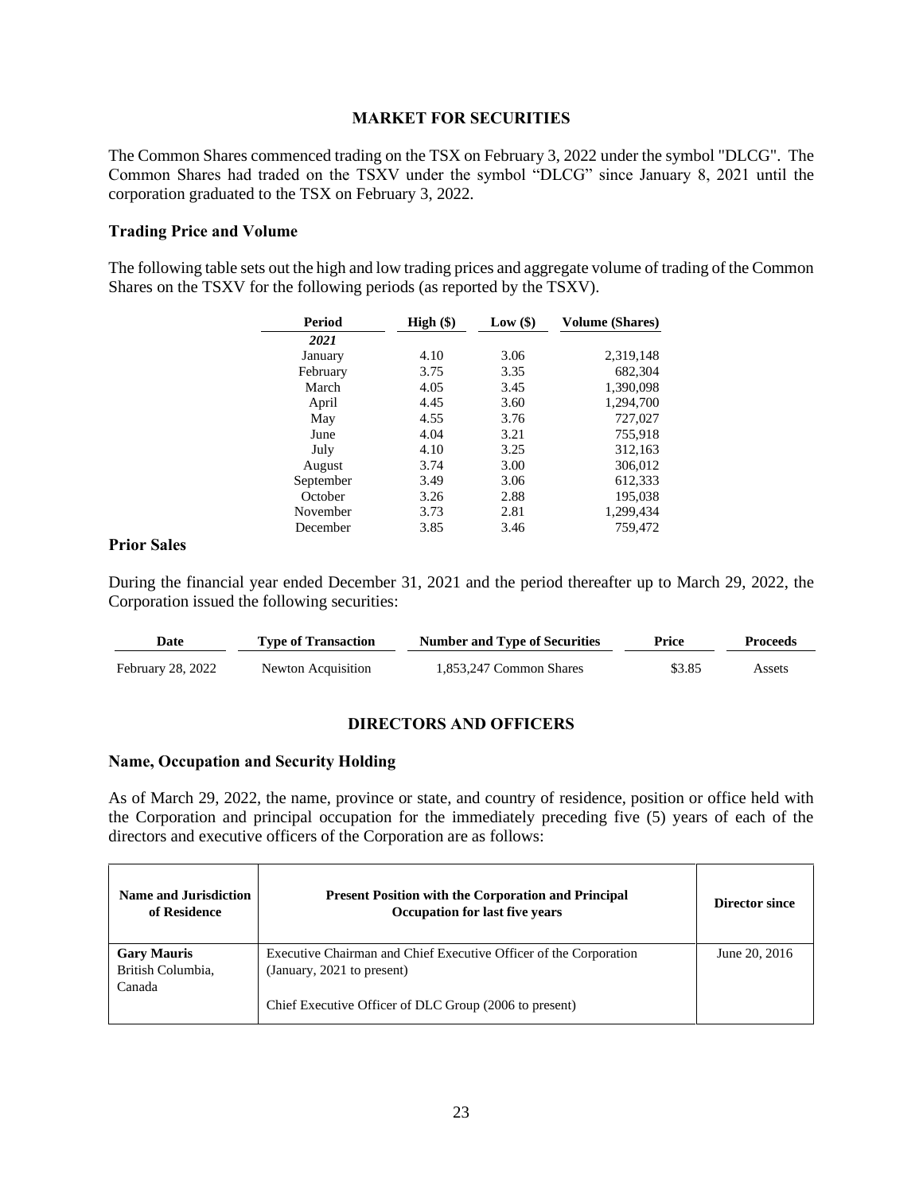## MARKET FOR SECURITIES

The Common Shares commenced trading on the TSX on February 3, 2022 under the symbol "DLCG". The Common Shares had traded on the TSXV under the symbol "DLCG" since January 8, 2021 until the corporation graduated to the TSX on February 3, 2022.

### Trading Price and Volume

The following table sets out the high and low trading prices and aggregate volume of trading of the Common Shares on the TSXV for the following periods (as reported by the TSXV).

| Period | High ($) | Low ($) | Volume (Shares) |
|---|---|---|---|
| *2021* | | | |
| January | 4.10 | 3.06 | 2,319,148 |
| February | 3.75 | 3.35 | 682,304 |
| March | 4.05 | 3.45 | 1,390,098 |
| April | 4.45 | 3.60 | 1,294,700 |
| May | 4.55 | 3.76 | 727,027 |
| June | 4.04 | 3.21 | 755,918 |
| July | 4.10 | 3.25 | 312,163 |
| August | 3.74 | 3.00 | 306,012 |
| September | 3.49 | 3.06 | 612,333 |
| October | 3.26 | 2.88 | 195,038 |
| November | 3.73 | 2.81 | 1,299,434 |
| December | 3.85 | 3.46 | 759,472 |

### Prior Sales

During the financial year ended December 31, 2021 and the period thereafter up to March 29, 2022, the Corporation issued the following securities:

| Date | Type of Transaction | Number and Type of Securities | Price | Proceeds |
|---|---|---|---|---|
| February 28, 2022 | Newton Acquisition | 1,853,247 Common Shares | $3.85 | Assets |

## DIRECTORS AND OFFICERS

### Name, Occupation and Security Holding

As of March 29, 2022, the name, province or state, and country of residence, position or office held with the Corporation and principal occupation for the immediately preceding five (5) years of each of the directors and executive officers of the Corporation are as follows:

| Name and Jurisdiction of Residence | Present Position with the Corporation and Principal Occupation for last five years | Director since |
|---|---|---|
| **Gary Mauris**<br>British Columbia, Canada | Executive Chairman and Chief Executive Officer of the Corporation (January, 2021 to present)<br><br>Chief Executive Officer of DLC Group (2006 to present) | June 20, 2016 |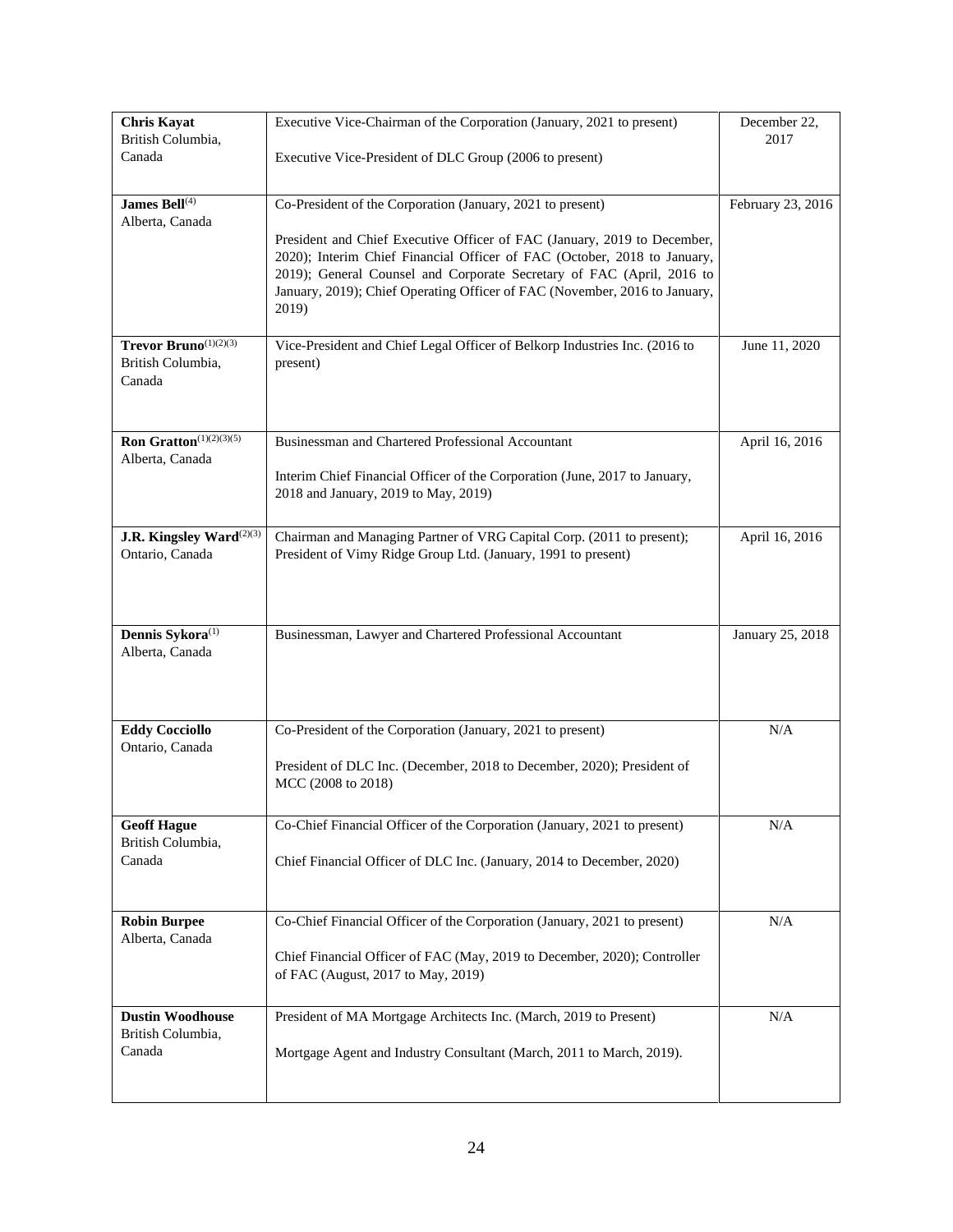| | | |
|---|---|---|
| **Chris Kayat**<br>British Columbia, Canada | Executive Vice-Chairman of the Corporation (January, 2021 to present)<br><br>Executive Vice-President of DLC Group (2006 to present) | December 22, 2017 |
| **James Bell**[(4)]<br>Alberta, Canada | Co-President of the Corporation (January, 2021 to present)<br><br>President and Chief Executive Officer of FAC (January, 2019 to December, 2020); Interim Chief Financial Officer of FAC (October, 2018 to January, 2019); General Counsel and Corporate Secretary of FAC (April, 2016 to January, 2019); Chief Operating Officer of FAC (November, 2016 to January, 2019) | February 23, 2016 |
| **Trevor Bruno**[(1)(2)(3)]<br>British Columbia, Canada | Vice-President and Chief Legal Officer of Belkorp Industries Inc. (2016 to present) | June 11, 2020 |
| **Ron Gratton**[(1)(2)(3)(5)]<br>Alberta, Canada | Businessman and Chartered Professional Accountant<br><br>Interim Chief Financial Officer of the Corporation (June, 2017 to January, 2018 and January, 2019 to May, 2019) | April 16, 2016 |
| **J.R. Kingsley Ward**[(2)(3)]<br>Ontario, Canada | Chairman and Managing Partner of VRG Capital Corp. (2011 to present); President of Vimy Ridge Group Ltd. (January, 1991 to present) | April 16, 2016 |
| **Dennis Sykora**[(1)]<br>Alberta, Canada | Businessman, Lawyer and Chartered Professional Accountant | January 25, 2018 |
| **Eddy Cocciollo**<br>Ontario, Canada | Co-President of the Corporation (January, 2021 to present)<br><br>President of DLC Inc. (December, 2018 to December, 2020); President of MCC (2008 to 2018) | N/A |
| **Geoff Hague**<br>British Columbia, Canada | Co-Chief Financial Officer of the Corporation (January, 2021 to present)<br><br>Chief Financial Officer of DLC Inc. (January, 2014 to December, 2020) | N/A |
| **Robin Burpee**<br>Alberta, Canada | Co-Chief Financial Officer of the Corporation (January, 2021 to present)<br><br>Chief Financial Officer of FAC (May, 2019 to December, 2020); Controller of FAC (August, 2017 to May, 2019) | N/A |
| **Dustin Woodhouse**<br>British Columbia, Canada | President of MA Mortgage Architects Inc. (March, 2019 to Present)<br><br>Mortgage Agent and Industry Consultant (March, 2011 to March, 2019). | N/A |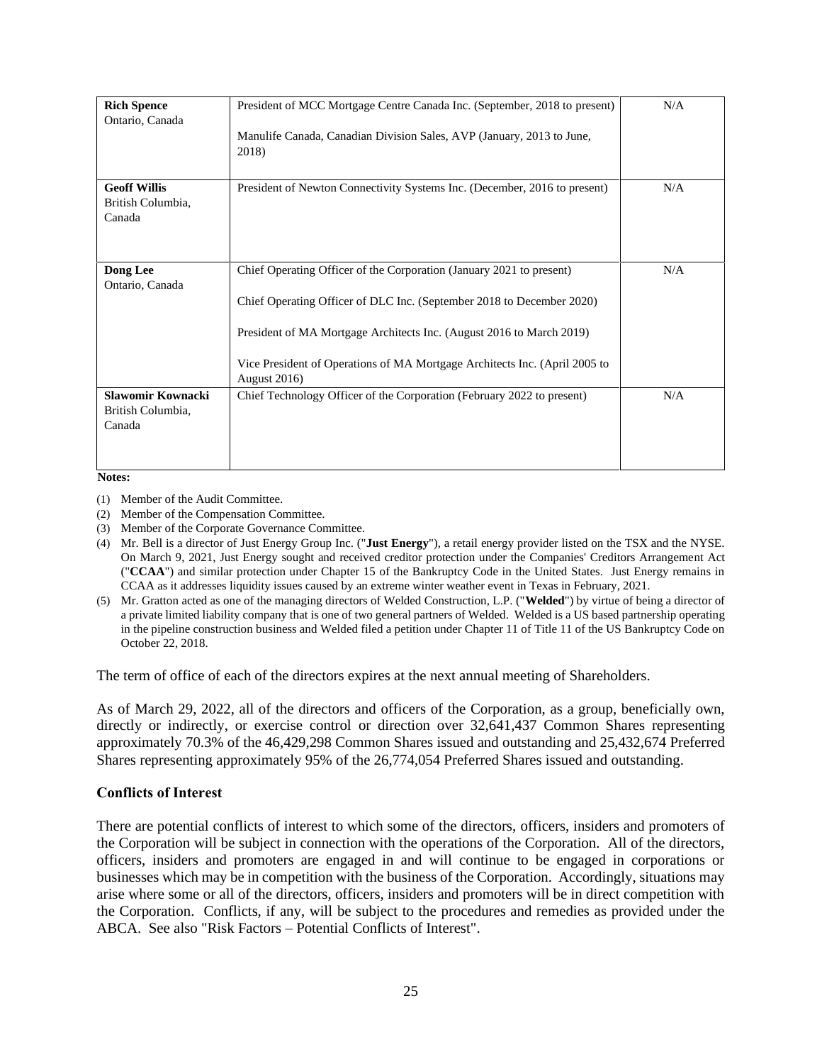| | | |
|---|---|---|
| **Rich Spence**<br>Ontario, Canada | President of MCC Mortgage Centre Canada Inc. (September, 2018 to present)<br><br>Manulife Canada, Canadian Division Sales, AVP (January, 2013 to June, 2018) | N/A |
| **Geoff Willis**<br>British Columbia, Canada | President of Newton Connectivity Systems Inc. (December, 2016 to present) | N/A |
| **Dong Lee**<br>Ontario, Canada | Chief Operating Officer of the Corporation (January 2021 to present)<br><br>Chief Operating Officer of DLC Inc. (September 2018 to December 2020)<br><br>President of MA Mortgage Architects Inc. (August 2016 to March 2019)<br><br>Vice President of Operations of MA Mortgage Architects Inc. (April 2005 to August 2016) | N/A |
| **Slawomir Kownacki**<br>British Columbia, Canada | Chief Technology Officer of the Corporation (February 2022 to present) | N/A |

**Notes:**

(1) Member of the Audit Committee.

(2) Member of the Compensation Committee.

(3) Member of the Corporate Governance Committee.

(4) Mr. Bell is a director of Just Energy Group Inc. ("**Just Energy**"), a retail energy provider listed on the TSX and the NYSE. On March 9, 2021, Just Energy sought and received creditor protection under the Companies' Creditors Arrangement Act ("**CCAA**") and similar protection under Chapter 15 of the Bankruptcy Code in the United States. Just Energy remains in CCAA as it addresses liquidity issues caused by an extreme winter weather event in Texas in February, 2021.

(5) Mr. Gratton acted as one of the managing directors of Welded Construction, L.P. ("**Welded**") by virtue of being a director of a private limited liability company that is one of two general partners of Welded. Welded is a US based partnership operating in the pipeline construction business and Welded filed a petition under Chapter 11 of Title 11 of the US Bankruptcy Code on October 22, 2018.

The term of office of each of the directors expires at the next annual meeting of Shareholders.

As of March 29, 2022, all of the directors and officers of the Corporation, as a group, beneficially own, directly or indirectly, or exercise control or direction over 32,641,437 Common Shares representing approximately 70.3% of the 46,429,298 Common Shares issued and outstanding and 25,432,674 Preferred Shares representing approximately 95% of the 26,774,054 Preferred Shares issued and outstanding.

### Conflicts of Interest

There are potential conflicts of interest to which some of the directors, officers, insiders and promoters of the Corporation will be subject in connection with the operations of the Corporation. All of the directors, officers, insiders and promoters are engaged in and will continue to be engaged in corporations or businesses which may be in competition with the business of the Corporation. Accordingly, situations may arise where some or all of the directors, officers, insiders and promoters will be in direct competition with the Corporation. Conflicts, if any, will be subject to the procedures and remedies as provided under the ABCA. See also "Risk Factors – Potential Conflicts of Interest".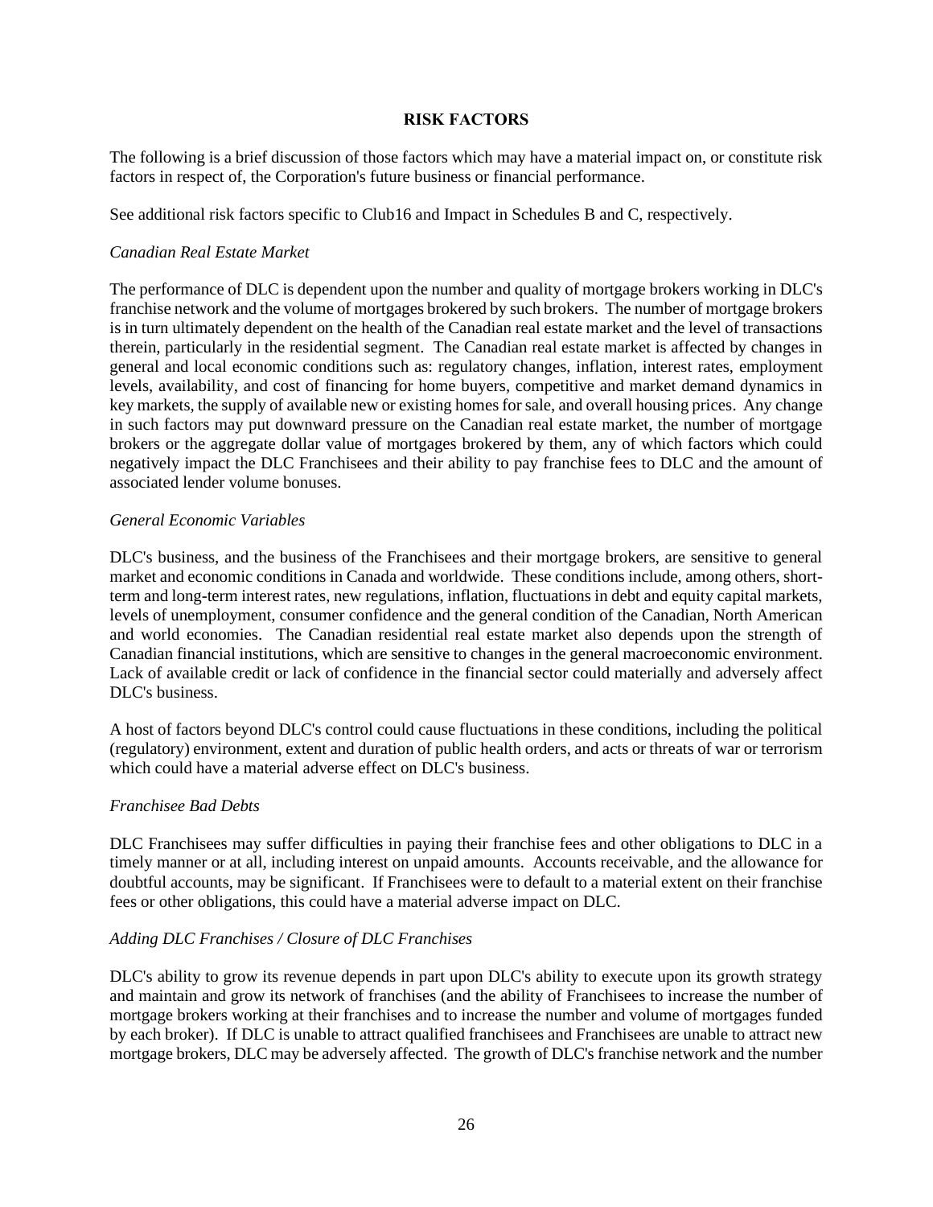## RISK FACTORS

The following is a brief discussion of those factors which may have a material impact on, or constitute risk factors in respect of, the Corporation's future business or financial performance.

See additional risk factors specific to Club16 and Impact in Schedules B and C, respectively.

*Canadian Real Estate Market*

The performance of DLC is dependent upon the number and quality of mortgage brokers working in DLC's franchise network and the volume of mortgages brokered by such brokers. The number of mortgage brokers is in turn ultimately dependent on the health of the Canadian real estate market and the level of transactions therein, particularly in the residential segment. The Canadian real estate market is affected by changes in general and local economic conditions such as: regulatory changes, inflation, interest rates, employment levels, availability, and cost of financing for home buyers, competitive and market demand dynamics in key markets, the supply of available new or existing homes for sale, and overall housing prices. Any change in such factors may put downward pressure on the Canadian real estate market, the number of mortgage brokers or the aggregate dollar value of mortgages brokered by them, any of which factors which could negatively impact the DLC Franchisees and their ability to pay franchise fees to DLC and the amount of associated lender volume bonuses.

*General Economic Variables*

DLC's business, and the business of the Franchisees and their mortgage brokers, are sensitive to general market and economic conditions in Canada and worldwide. These conditions include, among others, short-term and long-term interest rates, new regulations, inflation, fluctuations in debt and equity capital markets, levels of unemployment, consumer confidence and the general condition of the Canadian, North American and world economies. The Canadian residential real estate market also depends upon the strength of Canadian financial institutions, which are sensitive to changes in the general macroeconomic environment. Lack of available credit or lack of confidence in the financial sector could materially and adversely affect DLC's business.

A host of factors beyond DLC's control could cause fluctuations in these conditions, including the political (regulatory) environment, extent and duration of public health orders, and acts or threats of war or terrorism which could have a material adverse effect on DLC's business.

*Franchisee Bad Debts*

DLC Franchisees may suffer difficulties in paying their franchise fees and other obligations to DLC in a timely manner or at all, including interest on unpaid amounts. Accounts receivable, and the allowance for doubtful accounts, may be significant. If Franchisees were to default to a material extent on their franchise fees or other obligations, this could have a material adverse impact on DLC.

*Adding DLC Franchises / Closure of DLC Franchises*

DLC's ability to grow its revenue depends in part upon DLC's ability to execute upon its growth strategy and maintain and grow its network of franchises (and the ability of Franchisees to increase the number of mortgage brokers working at their franchises and to increase the number and volume of mortgages funded by each broker). If DLC is unable to attract qualified franchisees and Franchisees are unable to attract new mortgage brokers, DLC may be adversely affected. The growth of DLC's franchise network and the number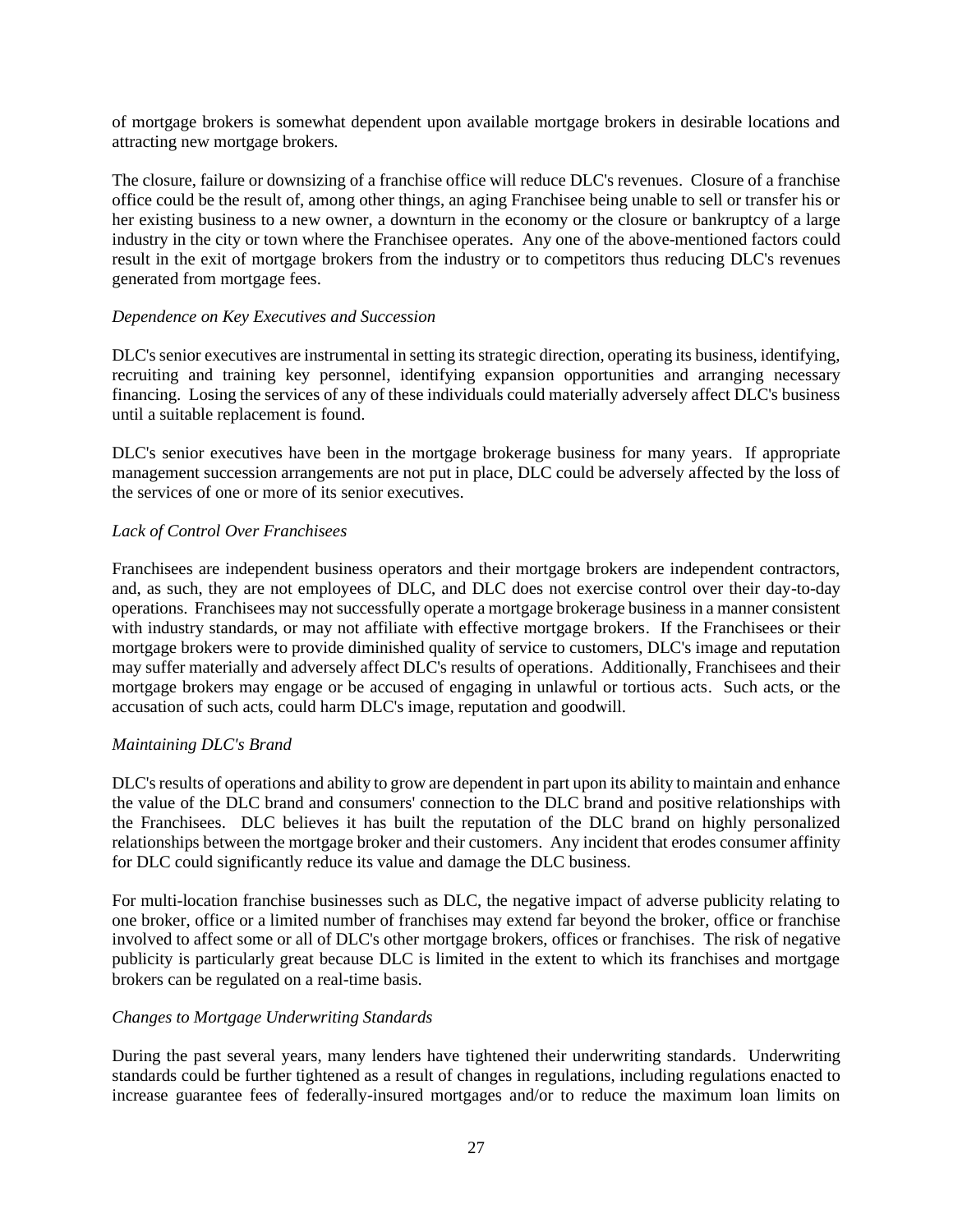of mortgage brokers is somewhat dependent upon available mortgage brokers in desirable locations and attracting new mortgage brokers.

The closure, failure or downsizing of a franchise office will reduce DLC's revenues. Closure of a franchise office could be the result of, among other things, an aging Franchisee being unable to sell or transfer his or her existing business to a new owner, a downturn in the economy or the closure or bankruptcy of a large industry in the city or town where the Franchisee operates. Any one of the above-mentioned factors could result in the exit of mortgage brokers from the industry or to competitors thus reducing DLC's revenues generated from mortgage fees.

*Dependence on Key Executives and Succession*

DLC's senior executives are instrumental in setting its strategic direction, operating its business, identifying, recruiting and training key personnel, identifying expansion opportunities and arranging necessary financing. Losing the services of any of these individuals could materially adversely affect DLC's business until a suitable replacement is found.

DLC's senior executives have been in the mortgage brokerage business for many years. If appropriate management succession arrangements are not put in place, DLC could be adversely affected by the loss of the services of one or more of its senior executives.

*Lack of Control Over Franchisees*

Franchisees are independent business operators and their mortgage brokers are independent contractors, and, as such, they are not employees of DLC, and DLC does not exercise control over their day-to-day operations. Franchisees may not successfully operate a mortgage brokerage business in a manner consistent with industry standards, or may not affiliate with effective mortgage brokers. If the Franchisees or their mortgage brokers were to provide diminished quality of service to customers, DLC's image and reputation may suffer materially and adversely affect DLC's results of operations. Additionally, Franchisees and their mortgage brokers may engage or be accused of engaging in unlawful or tortious acts. Such acts, or the accusation of such acts, could harm DLC's image, reputation and goodwill.

*Maintaining DLC's Brand*

DLC's results of operations and ability to grow are dependent in part upon its ability to maintain and enhance the value of the DLC brand and consumers' connection to the DLC brand and positive relationships with the Franchisees. DLC believes it has built the reputation of the DLC brand on highly personalized relationships between the mortgage broker and their customers. Any incident that erodes consumer affinity for DLC could significantly reduce its value and damage the DLC business.

For multi-location franchise businesses such as DLC, the negative impact of adverse publicity relating to one broker, office or a limited number of franchises may extend far beyond the broker, office or franchise involved to affect some or all of DLC's other mortgage brokers, offices or franchises. The risk of negative publicity is particularly great because DLC is limited in the extent to which its franchises and mortgage brokers can be regulated on a real-time basis.

*Changes to Mortgage Underwriting Standards*

During the past several years, many lenders have tightened their underwriting standards. Underwriting standards could be further tightened as a result of changes in regulations, including regulations enacted to increase guarantee fees of federally-insured mortgages and/or to reduce the maximum loan limits on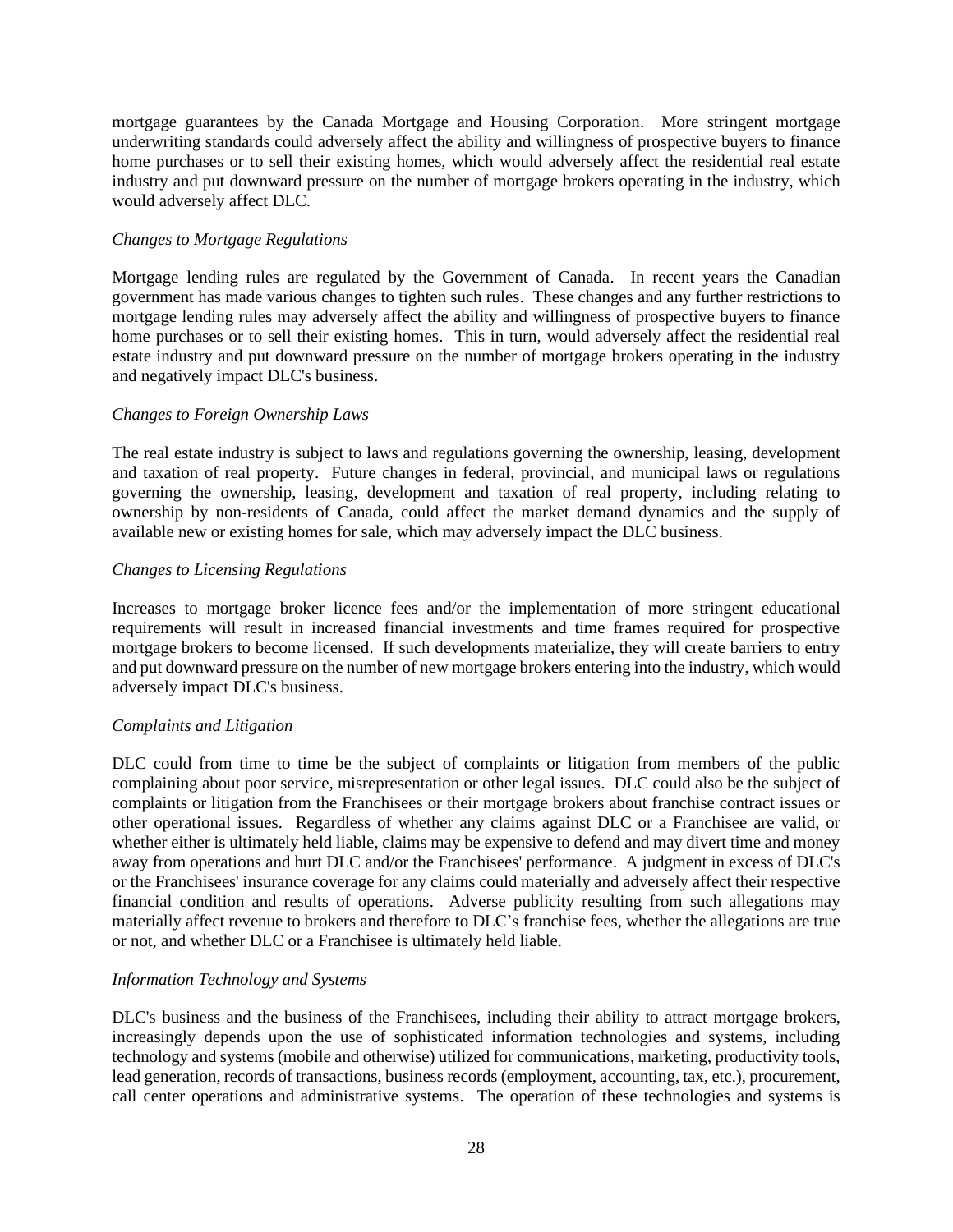mortgage guarantees by the Canada Mortgage and Housing Corporation. More stringent mortgage underwriting standards could adversely affect the ability and willingness of prospective buyers to finance home purchases or to sell their existing homes, which would adversely affect the residential real estate industry and put downward pressure on the number of mortgage brokers operating in the industry, which would adversely affect DLC.

*Changes to Mortgage Regulations*

Mortgage lending rules are regulated by the Government of Canada. In recent years the Canadian government has made various changes to tighten such rules. These changes and any further restrictions to mortgage lending rules may adversely affect the ability and willingness of prospective buyers to finance home purchases or to sell their existing homes. This in turn, would adversely affect the residential real estate industry and put downward pressure on the number of mortgage brokers operating in the industry and negatively impact DLC's business.

*Changes to Foreign Ownership Laws*

The real estate industry is subject to laws and regulations governing the ownership, leasing, development and taxation of real property. Future changes in federal, provincial, and municipal laws or regulations governing the ownership, leasing, development and taxation of real property, including relating to ownership by non-residents of Canada, could affect the market demand dynamics and the supply of available new or existing homes for sale, which may adversely impact the DLC business.

*Changes to Licensing Regulations*

Increases to mortgage broker licence fees and/or the implementation of more stringent educational requirements will result in increased financial investments and time frames required for prospective mortgage brokers to become licensed. If such developments materialize, they will create barriers to entry and put downward pressure on the number of new mortgage brokers entering into the industry, which would adversely impact DLC's business.

*Complaints and Litigation*

DLC could from time to time be the subject of complaints or litigation from members of the public complaining about poor service, misrepresentation or other legal issues. DLC could also be the subject of complaints or litigation from the Franchisees or their mortgage brokers about franchise contract issues or other operational issues. Regardless of whether any claims against DLC or a Franchisee are valid, or whether either is ultimately held liable, claims may be expensive to defend and may divert time and money away from operations and hurt DLC and/or the Franchisees' performance. A judgment in excess of DLC's or the Franchisees' insurance coverage for any claims could materially and adversely affect their respective financial condition and results of operations. Adverse publicity resulting from such allegations may materially affect revenue to brokers and therefore to DLC's franchise fees, whether the allegations are true or not, and whether DLC or a Franchisee is ultimately held liable.

*Information Technology and Systems*

DLC's business and the business of the Franchisees, including their ability to attract mortgage brokers, increasingly depends upon the use of sophisticated information technologies and systems, including technology and systems (mobile and otherwise) utilized for communications, marketing, productivity tools, lead generation, records of transactions, business records (employment, accounting, tax, etc.), procurement, call center operations and administrative systems. The operation of these technologies and systems is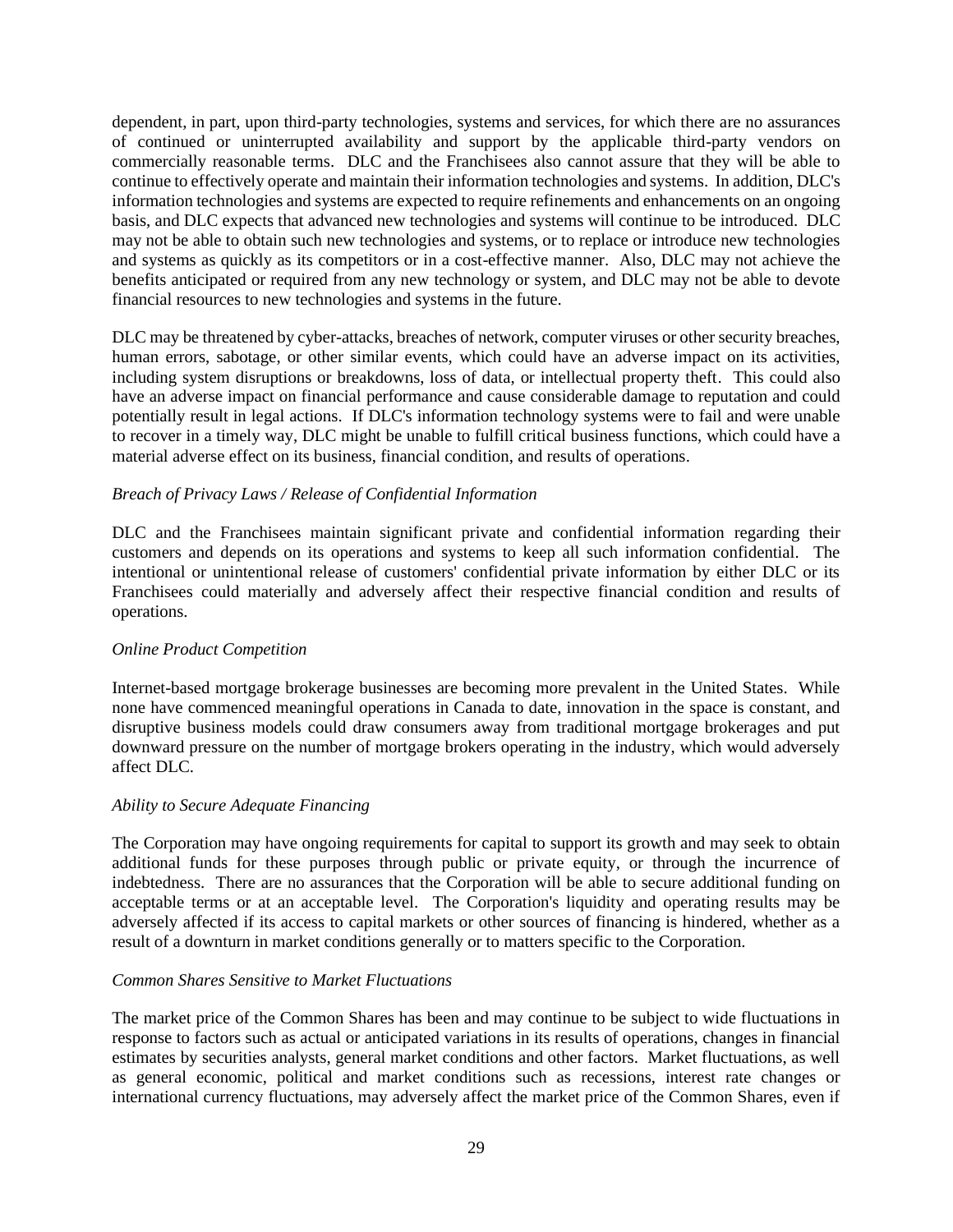dependent, in part, upon third-party technologies, systems and services, for which there are no assurances of continued or uninterrupted availability and support by the applicable third-party vendors on commercially reasonable terms. DLC and the Franchisees also cannot assure that they will be able to continue to effectively operate and maintain their information technologies and systems. In addition, DLC's information technologies and systems are expected to require refinements and enhancements on an ongoing basis, and DLC expects that advanced new technologies and systems will continue to be introduced. DLC may not be able to obtain such new technologies and systems, or to replace or introduce new technologies and systems as quickly as its competitors or in a cost-effective manner. Also, DLC may not achieve the benefits anticipated or required from any new technology or system, and DLC may not be able to devote financial resources to new technologies and systems in the future.

DLC may be threatened by cyber-attacks, breaches of network, computer viruses or other security breaches, human errors, sabotage, or other similar events, which could have an adverse impact on its activities, including system disruptions or breakdowns, loss of data, or intellectual property theft. This could also have an adverse impact on financial performance and cause considerable damage to reputation and could potentially result in legal actions. If DLC's information technology systems were to fail and were unable to recover in a timely way, DLC might be unable to fulfill critical business functions, which could have a material adverse effect on its business, financial condition, and results of operations.

*Breach of Privacy Laws / Release of Confidential Information*

DLC and the Franchisees maintain significant private and confidential information regarding their customers and depends on its operations and systems to keep all such information confidential. The intentional or unintentional release of customers' confidential private information by either DLC or its Franchisees could materially and adversely affect their respective financial condition and results of operations.

*Online Product Competition*

Internet-based mortgage brokerage businesses are becoming more prevalent in the United States. While none have commenced meaningful operations in Canada to date, innovation in the space is constant, and disruptive business models could draw consumers away from traditional mortgage brokerages and put downward pressure on the number of mortgage brokers operating in the industry, which would adversely affect DLC.

*Ability to Secure Adequate Financing*

The Corporation may have ongoing requirements for capital to support its growth and may seek to obtain additional funds for these purposes through public or private equity, or through the incurrence of indebtedness. There are no assurances that the Corporation will be able to secure additional funding on acceptable terms or at an acceptable level. The Corporation's liquidity and operating results may be adversely affected if its access to capital markets or other sources of financing is hindered, whether as a result of a downturn in market conditions generally or to matters specific to the Corporation.

*Common Shares Sensitive to Market Fluctuations*

The market price of the Common Shares has been and may continue to be subject to wide fluctuations in response to factors such as actual or anticipated variations in its results of operations, changes in financial estimates by securities analysts, general market conditions and other factors. Market fluctuations, as well as general economic, political and market conditions such as recessions, interest rate changes or international currency fluctuations, may adversely affect the market price of the Common Shares, even if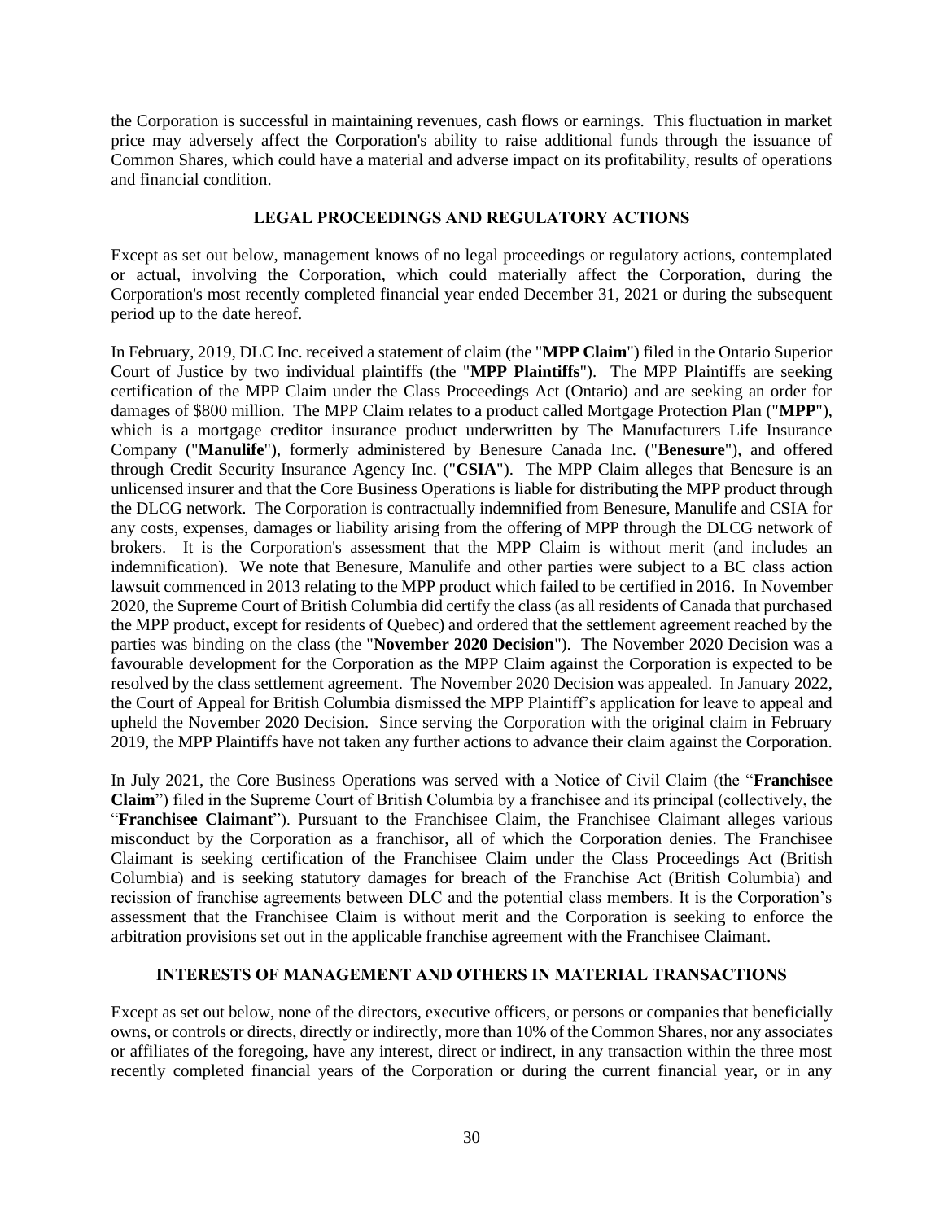the Corporation is successful in maintaining revenues, cash flows or earnings. This fluctuation in market price may adversely affect the Corporation's ability to raise additional funds through the issuance of Common Shares, which could have a material and adverse impact on its profitability, results of operations and financial condition.

## LEGAL PROCEEDINGS AND REGULATORY ACTIONS

Except as set out below, management knows of no legal proceedings or regulatory actions, contemplated or actual, involving the Corporation, which could materially affect the Corporation, during the Corporation's most recently completed financial year ended December 31, 2021 or during the subsequent period up to the date hereof.

In February, 2019, DLC Inc. received a statement of claim (the "**MPP Claim**") filed in the Ontario Superior Court of Justice by two individual plaintiffs (the "**MPP Plaintiffs**"). The MPP Plaintiffs are seeking certification of the MPP Claim under the Class Proceedings Act (Ontario) and are seeking an order for damages of $800 million. The MPP Claim relates to a product called Mortgage Protection Plan ("**MPP**"), which is a mortgage creditor insurance product underwritten by The Manufacturers Life Insurance Company ("**Manulife**"), formerly administered by Benesure Canada Inc. ("**Benesure**"), and offered through Credit Security Insurance Agency Inc. ("**CSIA**"). The MPP Claim alleges that Benesure is an unlicensed insurer and that the Core Business Operations is liable for distributing the MPP product through the DLCG network. The Corporation is contractually indemnified from Benesure, Manulife and CSIA for any costs, expenses, damages or liability arising from the offering of MPP through the DLCG network of brokers. It is the Corporation's assessment that the MPP Claim is without merit (and includes an indemnification). We note that Benesure, Manulife and other parties were subject to a BC class action lawsuit commenced in 2013 relating to the MPP product which failed to be certified in 2016. In November 2020, the Supreme Court of British Columbia did certify the class (as all residents of Canada that purchased the MPP product, except for residents of Quebec) and ordered that the settlement agreement reached by the parties was binding on the class (the "**November 2020 Decision**"). The November 2020 Decision was a favourable development for the Corporation as the MPP Claim against the Corporation is expected to be resolved by the class settlement agreement. The November 2020 Decision was appealed. In January 2022, the Court of Appeal for British Columbia dismissed the MPP Plaintiff's application for leave to appeal and upheld the November 2020 Decision. Since serving the Corporation with the original claim in February 2019, the MPP Plaintiffs have not taken any further actions to advance their claim against the Corporation.

In July 2021, the Core Business Operations was served with a Notice of Civil Claim (the "**Franchisee Claim**") filed in the Supreme Court of British Columbia by a franchisee and its principal (collectively, the "**Franchisee Claimant**"). Pursuant to the Franchisee Claim, the Franchisee Claimant alleges various misconduct by the Corporation as a franchisor, all of which the Corporation denies. The Franchisee Claimant is seeking certification of the Franchisee Claim under the Class Proceedings Act (British Columbia) and is seeking statutory damages for breach of the Franchise Act (British Columbia) and recission of franchise agreements between DLC and the potential class members. It is the Corporation's assessment that the Franchisee Claim is without merit and the Corporation is seeking to enforce the arbitration provisions set out in the applicable franchise agreement with the Franchisee Claimant.

## INTERESTS OF MANAGEMENT AND OTHERS IN MATERIAL TRANSACTIONS

Except as set out below, none of the directors, executive officers, or persons or companies that beneficially owns, or controls or directs, directly or indirectly, more than 10% of the Common Shares, nor any associates or affiliates of the foregoing, have any interest, direct or indirect, in any transaction within the three most recently completed financial years of the Corporation or during the current financial year, or in any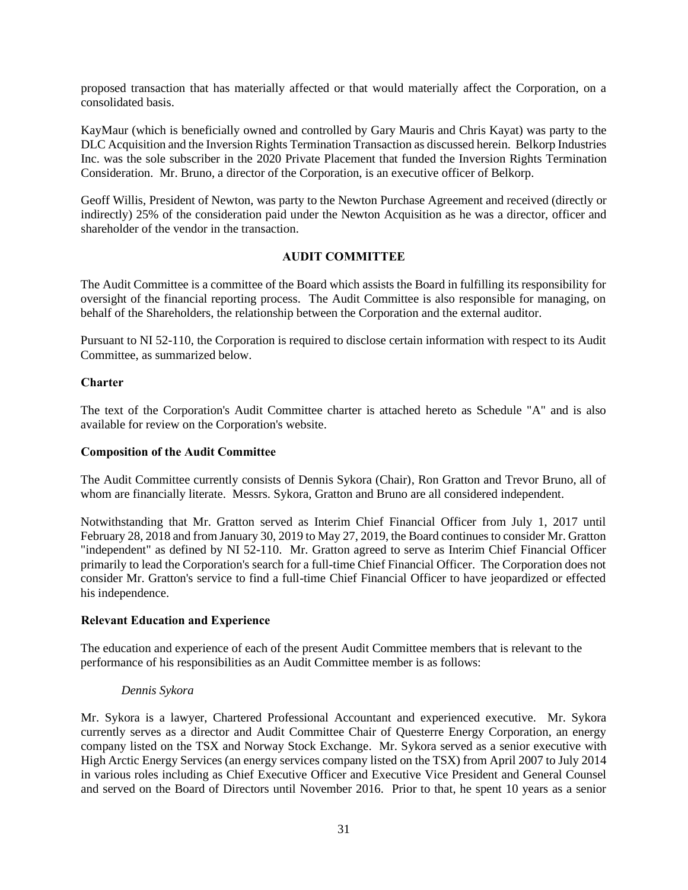proposed transaction that has materially affected or that would materially affect the Corporation, on a consolidated basis.

KayMaur (which is beneficially owned and controlled by Gary Mauris and Chris Kayat) was party to the DLC Acquisition and the Inversion Rights Termination Transaction as discussed herein. Belkorp Industries Inc. was the sole subscriber in the 2020 Private Placement that funded the Inversion Rights Termination Consideration. Mr. Bruno, a director of the Corporation, is an executive officer of Belkorp.

Geoff Willis, President of Newton, was party to the Newton Purchase Agreement and received (directly or indirectly) 25% of the consideration paid under the Newton Acquisition as he was a director, officer and shareholder of the vendor in the transaction.

## AUDIT COMMITTEE

The Audit Committee is a committee of the Board which assists the Board in fulfilling its responsibility for oversight of the financial reporting process. The Audit Committee is also responsible for managing, on behalf of the Shareholders, the relationship between the Corporation and the external auditor.

Pursuant to NI 52-110, the Corporation is required to disclose certain information with respect to its Audit Committee, as summarized below.

### Charter

The text of the Corporation's Audit Committee charter is attached hereto as Schedule "A" and is also available for review on the Corporation's website.

### Composition of the Audit Committee

The Audit Committee currently consists of Dennis Sykora (Chair), Ron Gratton and Trevor Bruno, all of whom are financially literate. Messrs. Sykora, Gratton and Bruno are all considered independent.

Notwithstanding that Mr. Gratton served as Interim Chief Financial Officer from July 1, 2017 until February 28, 2018 and from January 30, 2019 to May 27, 2019, the Board continues to consider Mr. Gratton "independent" as defined by NI 52-110. Mr. Gratton agreed to serve as Interim Chief Financial Officer primarily to lead the Corporation's search for a full-time Chief Financial Officer. The Corporation does not consider Mr. Gratton's service to find a full-time Chief Financial Officer to have jeopardized or effected his independence.

### Relevant Education and Experience

The education and experience of each of the present Audit Committee members that is relevant to the performance of his responsibilities as an Audit Committee member is as follows:

*Dennis Sykora*

Mr. Sykora is a lawyer, Chartered Professional Accountant and experienced executive. Mr. Sykora currently serves as a director and Audit Committee Chair of Questerre Energy Corporation, an energy company listed on the TSX and Norway Stock Exchange. Mr. Sykora served as a senior executive with High Arctic Energy Services (an energy services company listed on the TSX) from April 2007 to July 2014 in various roles including as Chief Executive Officer and Executive Vice President and General Counsel and served on the Board of Directors until November 2016. Prior to that, he spent 10 years as a senior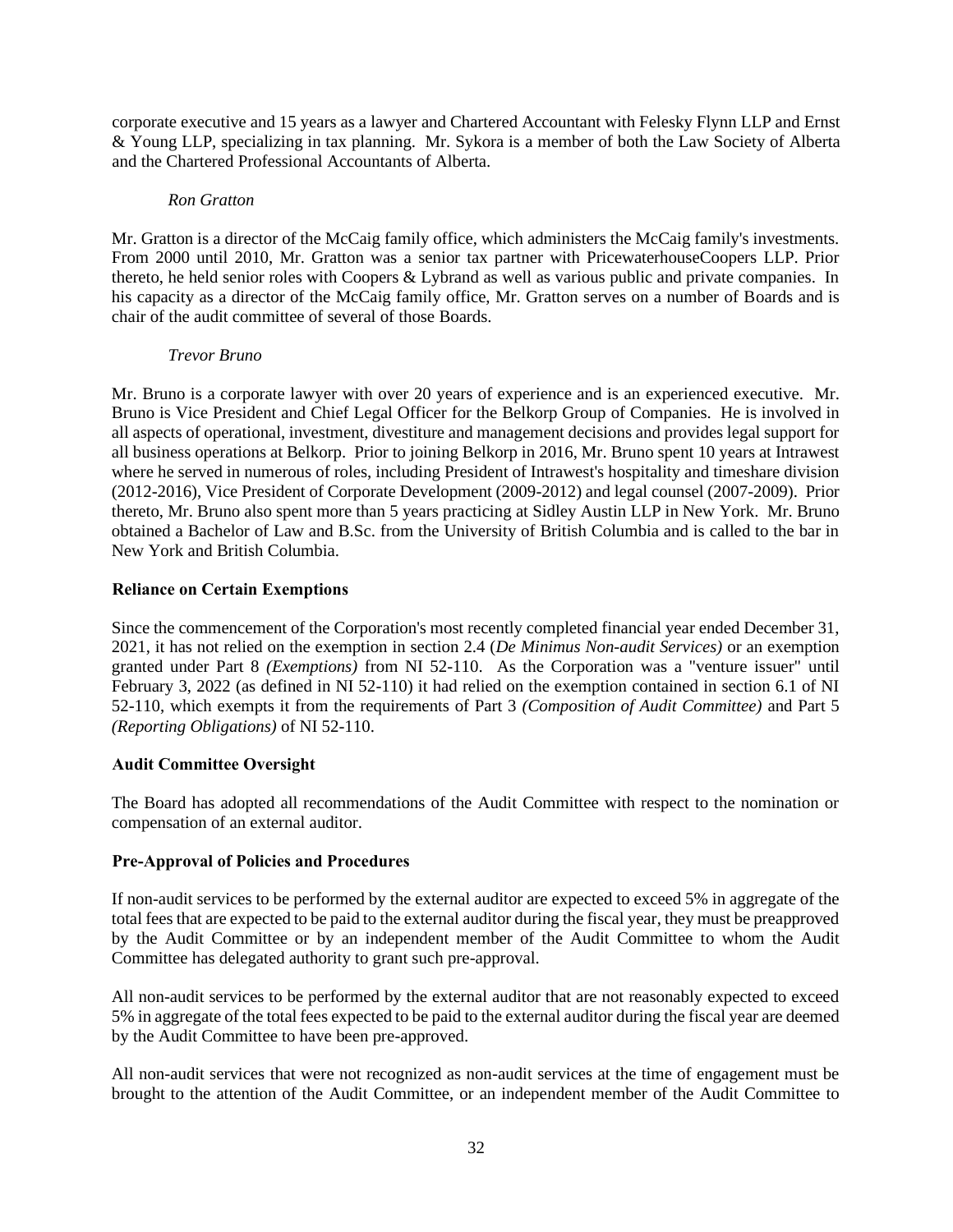corporate executive and 15 years as a lawyer and Chartered Accountant with Felesky Flynn LLP and Ernst & Young LLP, specializing in tax planning. Mr. Sykora is a member of both the Law Society of Alberta and the Chartered Professional Accountants of Alberta.

*Ron Gratton*

Mr. Gratton is a director of the McCaig family office, which administers the McCaig family's investments. From 2000 until 2010, Mr. Gratton was a senior tax partner with PricewaterhouseCoopers LLP. Prior thereto, he held senior roles with Coopers & Lybrand as well as various public and private companies. In his capacity as a director of the McCaig family office, Mr. Gratton serves on a number of Boards and is chair of the audit committee of several of those Boards.

*Trevor Bruno*

Mr. Bruno is a corporate lawyer with over 20 years of experience and is an experienced executive. Mr. Bruno is Vice President and Chief Legal Officer for the Belkorp Group of Companies. He is involved in all aspects of operational, investment, divestiture and management decisions and provides legal support for all business operations at Belkorp. Prior to joining Belkorp in 2016, Mr. Bruno spent 10 years at Intrawest where he served in numerous of roles, including President of Intrawest's hospitality and timeshare division (2012-2016), Vice President of Corporate Development (2009-2012) and legal counsel (2007-2009). Prior thereto, Mr. Bruno also spent more than 5 years practicing at Sidley Austin LLP in New York. Mr. Bruno obtained a Bachelor of Law and B.Sc. from the University of British Columbia and is called to the bar in New York and British Columbia.

**Reliance on Certain Exemptions**

Since the commencement of the Corporation's most recently completed financial year ended December 31, 2021, it has not relied on the exemption in section 2.4 (*De Minimus Non-audit Services)* or an exemption granted under Part 8 *(Exemptions)* from NI 52-110. As the Corporation was a "venture issuer" until February 3, 2022 (as defined in NI 52-110) it had relied on the exemption contained in section 6.1 of NI 52-110, which exempts it from the requirements of Part 3 *(Composition of Audit Committee)* and Part 5 *(Reporting Obligations)* of NI 52-110.

**Audit Committee Oversight**

The Board has adopted all recommendations of the Audit Committee with respect to the nomination or compensation of an external auditor.

**Pre-Approval of Policies and Procedures**

If non-audit services to be performed by the external auditor are expected to exceed 5% in aggregate of the total fees that are expected to be paid to the external auditor during the fiscal year, they must be preapproved by the Audit Committee or by an independent member of the Audit Committee to whom the Audit Committee has delegated authority to grant such pre-approval.

All non-audit services to be performed by the external auditor that are not reasonably expected to exceed 5% in aggregate of the total fees expected to be paid to the external auditor during the fiscal year are deemed by the Audit Committee to have been pre-approved.

All non-audit services that were not recognized as non-audit services at the time of engagement must be brought to the attention of the Audit Committee, or an independent member of the Audit Committee to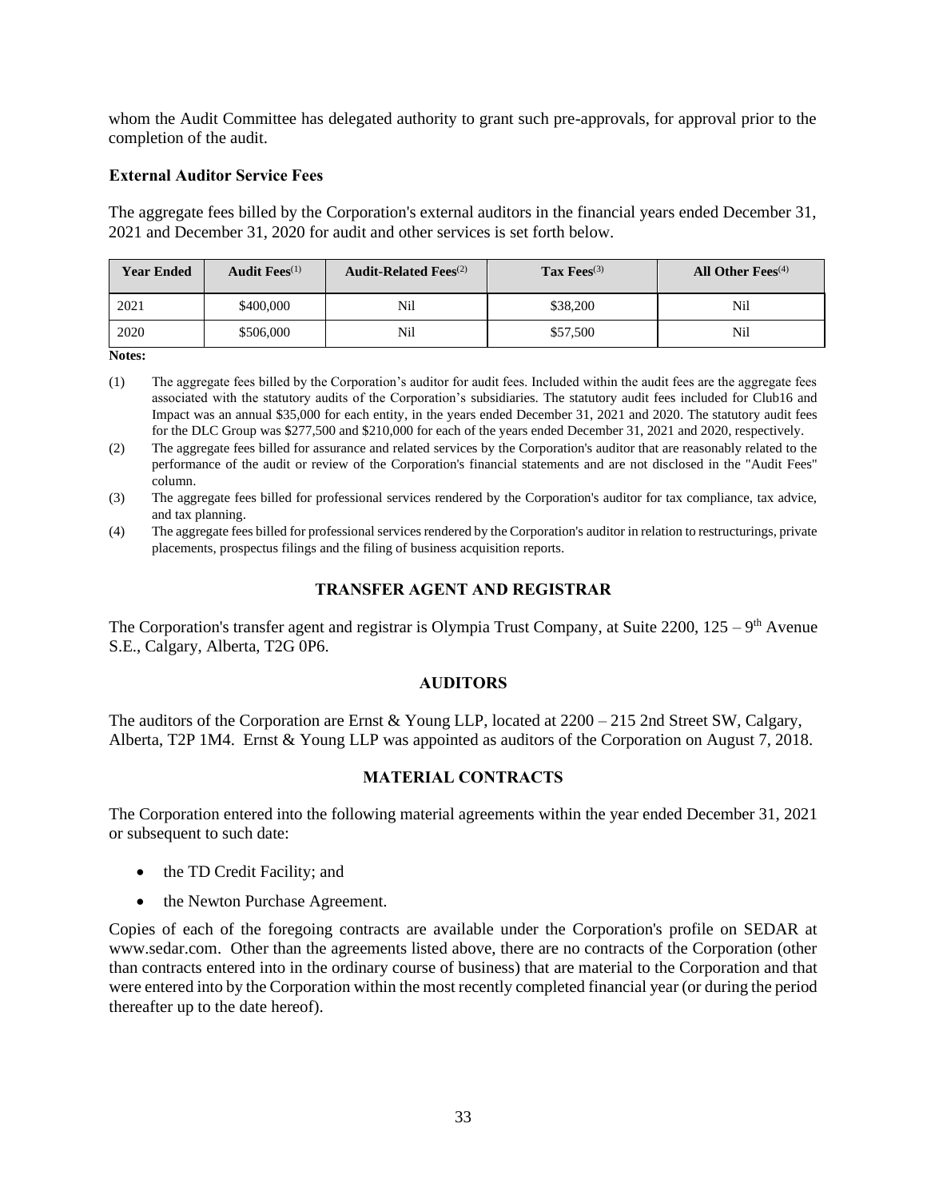whom the Audit Committee has delegated authority to grant such pre-approvals, for approval prior to the completion of the audit.

### External Auditor Service Fees

The aggregate fees billed by the Corporation's external auditors in the financial years ended December 31, 2021 and December 31, 2020 for audit and other services is set forth below.

| Year Ended | Audit Fees(1) | Audit-Related Fees(2) | Tax Fees(3) | All Other Fees(4) |
|---|---|---|---|---|
| 2021 | \$400,000 | Nil | \$38,200 | Nil |
| 2020 | \$506,000 | Nil | \$57,500 | Nil |

**Notes:**

(1) The aggregate fees billed by the Corporation's auditor for audit fees. Included within the audit fees are the aggregate fees associated with the statutory audits of the Corporation's subsidiaries. The statutory audit fees included for Club16 and Impact was an annual \$35,000 for each entity, in the years ended December 31, 2021 and 2020. The statutory audit fees for the DLC Group was \$277,500 and \$210,000 for each of the years ended December 31, 2021 and 2020, respectively.

(2) The aggregate fees billed for assurance and related services by the Corporation's auditor that are reasonably related to the performance of the audit or review of the Corporation's financial statements and are not disclosed in the "Audit Fees" column.

(3) The aggregate fees billed for professional services rendered by the Corporation's auditor for tax compliance, tax advice, and tax planning.

(4) The aggregate fees billed for professional services rendered by the Corporation's auditor in relation to restructurings, private placements, prospectus filings and the filing of business acquisition reports.

## TRANSFER AGENT AND REGISTRAR

The Corporation's transfer agent and registrar is Olympia Trust Company, at Suite 2200, 125 – 9th Avenue S.E., Calgary, Alberta, T2G 0P6.

## AUDITORS

The auditors of the Corporation are Ernst & Young LLP, located at 2200 – 215 2nd Street SW, Calgary, Alberta, T2P 1M4. Ernst & Young LLP was appointed as auditors of the Corporation on August 7, 2018.

## MATERIAL CONTRACTS

The Corporation entered into the following material agreements within the year ended December 31, 2021 or subsequent to such date:

- the TD Credit Facility; and
- the Newton Purchase Agreement.

Copies of each of the foregoing contracts are available under the Corporation's profile on SEDAR at www.sedar.com. Other than the agreements listed above, there are no contracts of the Corporation (other than contracts entered into in the ordinary course of business) that are material to the Corporation and that were entered into by the Corporation within the most recently completed financial year (or during the period thereafter up to the date hereof).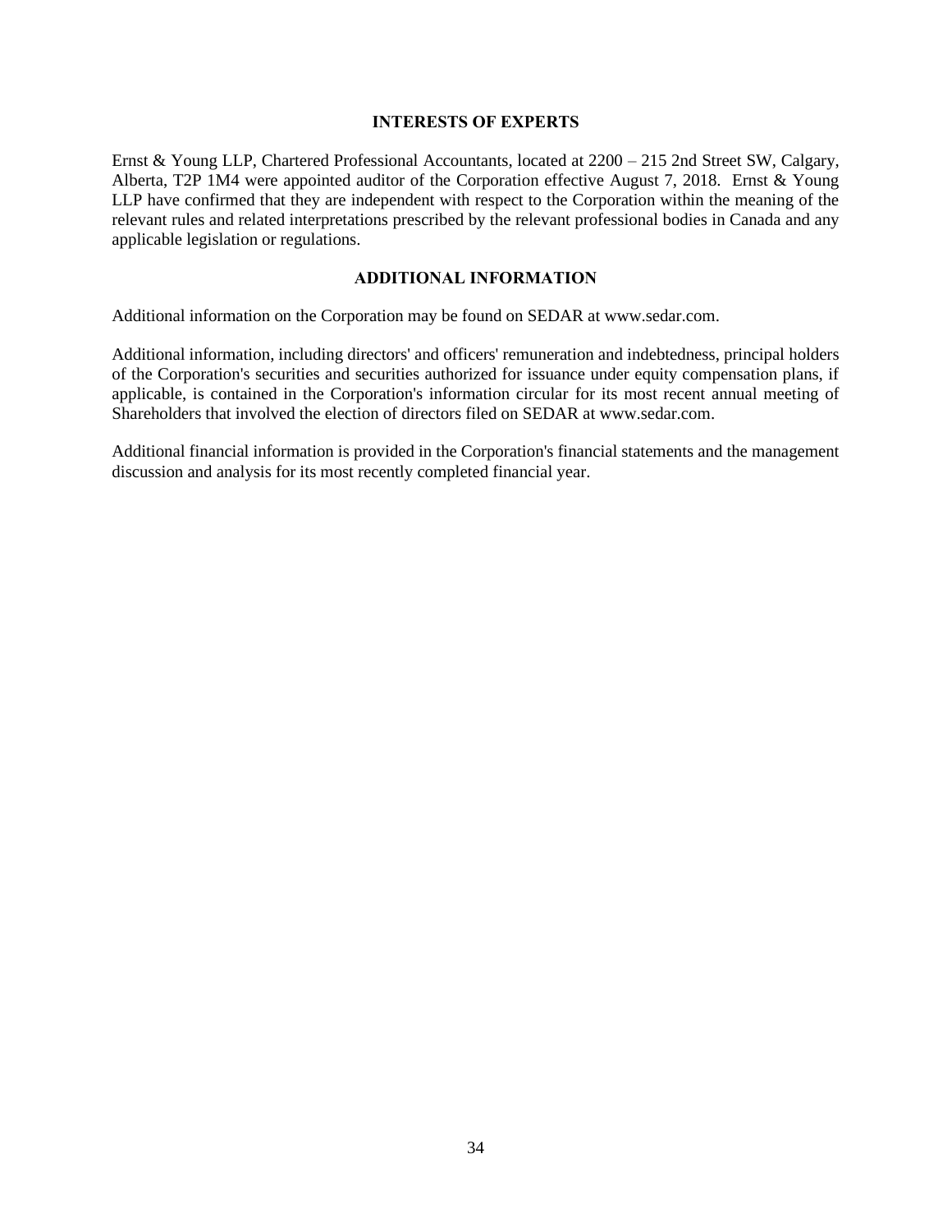## INTERESTS OF EXPERTS

Ernst & Young LLP, Chartered Professional Accountants, located at 2200 – 215 2nd Street SW, Calgary, Alberta, T2P 1M4 were appointed auditor of the Corporation effective August 7, 2018. Ernst & Young LLP have confirmed that they are independent with respect to the Corporation within the meaning of the relevant rules and related interpretations prescribed by the relevant professional bodies in Canada and any applicable legislation or regulations.

## ADDITIONAL INFORMATION

Additional information on the Corporation may be found on SEDAR at www.sedar.com.

Additional information, including directors' and officers' remuneration and indebtedness, principal holders of the Corporation's securities and securities authorized for issuance under equity compensation plans, if applicable, is contained in the Corporation's information circular for its most recent annual meeting of Shareholders that involved the election of directors filed on SEDAR at www.sedar.com.

Additional financial information is provided in the Corporation's financial statements and the management discussion and analysis for its most recently completed financial year.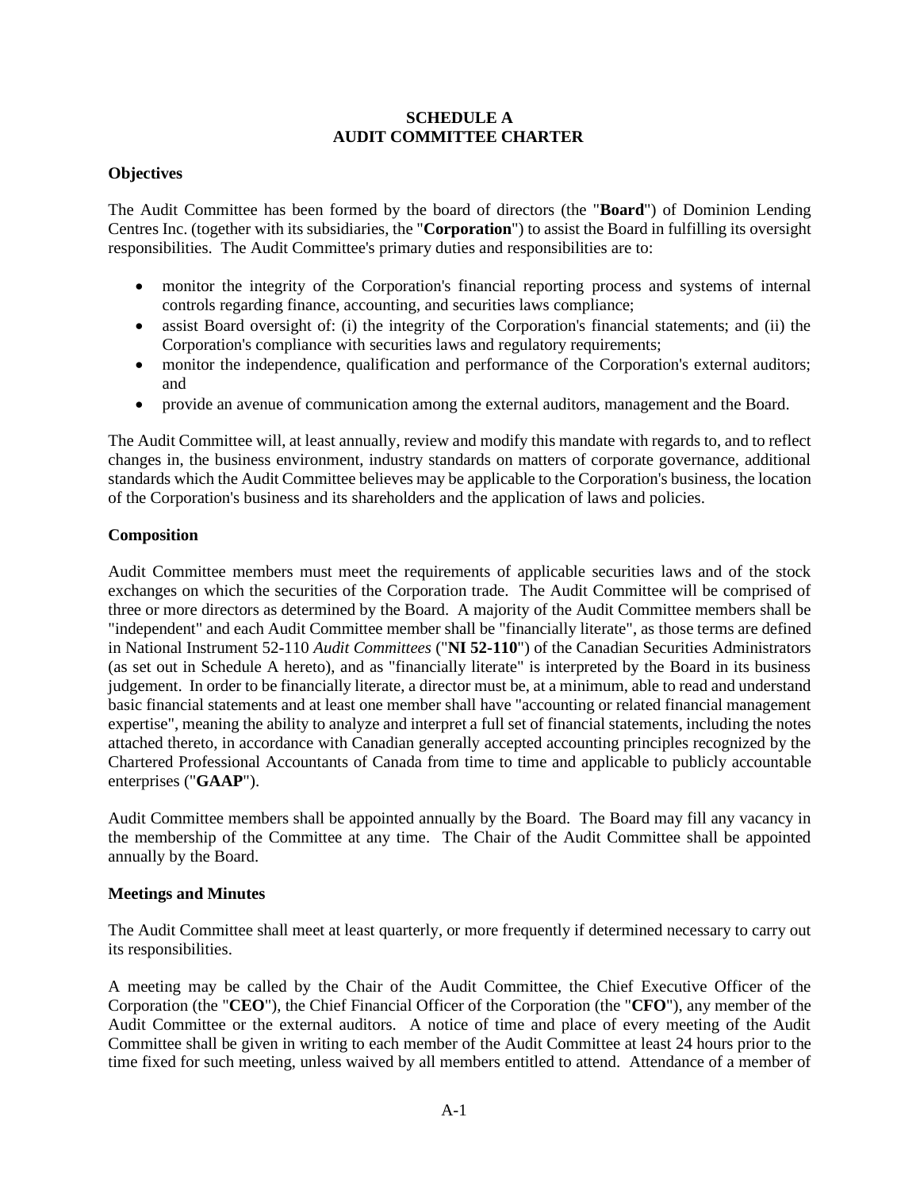# SCHEDULE A
# AUDIT COMMITTEE CHARTER

### Objectives

The Audit Committee has been formed by the board of directors (the "**Board**") of Dominion Lending Centres Inc. (together with its subsidiaries, the "**Corporation**") to assist the Board in fulfilling its oversight responsibilities. The Audit Committee's primary duties and responsibilities are to:

- monitor the integrity of the Corporation's financial reporting process and systems of internal controls regarding finance, accounting, and securities laws compliance;
- assist Board oversight of: (i) the integrity of the Corporation's financial statements; and (ii) the Corporation's compliance with securities laws and regulatory requirements;
- monitor the independence, qualification and performance of the Corporation's external auditors; and
- provide an avenue of communication among the external auditors, management and the Board.

The Audit Committee will, at least annually, review and modify this mandate with regards to, and to reflect changes in, the business environment, industry standards on matters of corporate governance, additional standards which the Audit Committee believes may be applicable to the Corporation's business, the location of the Corporation's business and its shareholders and the application of laws and policies.

### Composition

Audit Committee members must meet the requirements of applicable securities laws and of the stock exchanges on which the securities of the Corporation trade. The Audit Committee will be comprised of three or more directors as determined by the Board. A majority of the Audit Committee members shall be "independent" and each Audit Committee member shall be "financially literate", as those terms are defined in National Instrument 52-110 *Audit Committees* ("**NI 52-110**") of the Canadian Securities Administrators (as set out in Schedule A hereto), and as "financially literate" is interpreted by the Board in its business judgement. In order to be financially literate, a director must be, at a minimum, able to read and understand basic financial statements and at least one member shall have "accounting or related financial management expertise", meaning the ability to analyze and interpret a full set of financial statements, including the notes attached thereto, in accordance with Canadian generally accepted accounting principles recognized by the Chartered Professional Accountants of Canada from time to time and applicable to publicly accountable enterprises ("**GAAP**").

Audit Committee members shall be appointed annually by the Board. The Board may fill any vacancy in the membership of the Committee at any time. The Chair of the Audit Committee shall be appointed annually by the Board.

### Meetings and Minutes

The Audit Committee shall meet at least quarterly, or more frequently if determined necessary to carry out its responsibilities.

A meeting may be called by the Chair of the Audit Committee, the Chief Executive Officer of the Corporation (the "**CEO**"), the Chief Financial Officer of the Corporation (the "**CFO**"), any member of the Audit Committee or the external auditors. A notice of time and place of every meeting of the Audit Committee shall be given in writing to each member of the Audit Committee at least 24 hours prior to the time fixed for such meeting, unless waived by all members entitled to attend. Attendance of a member of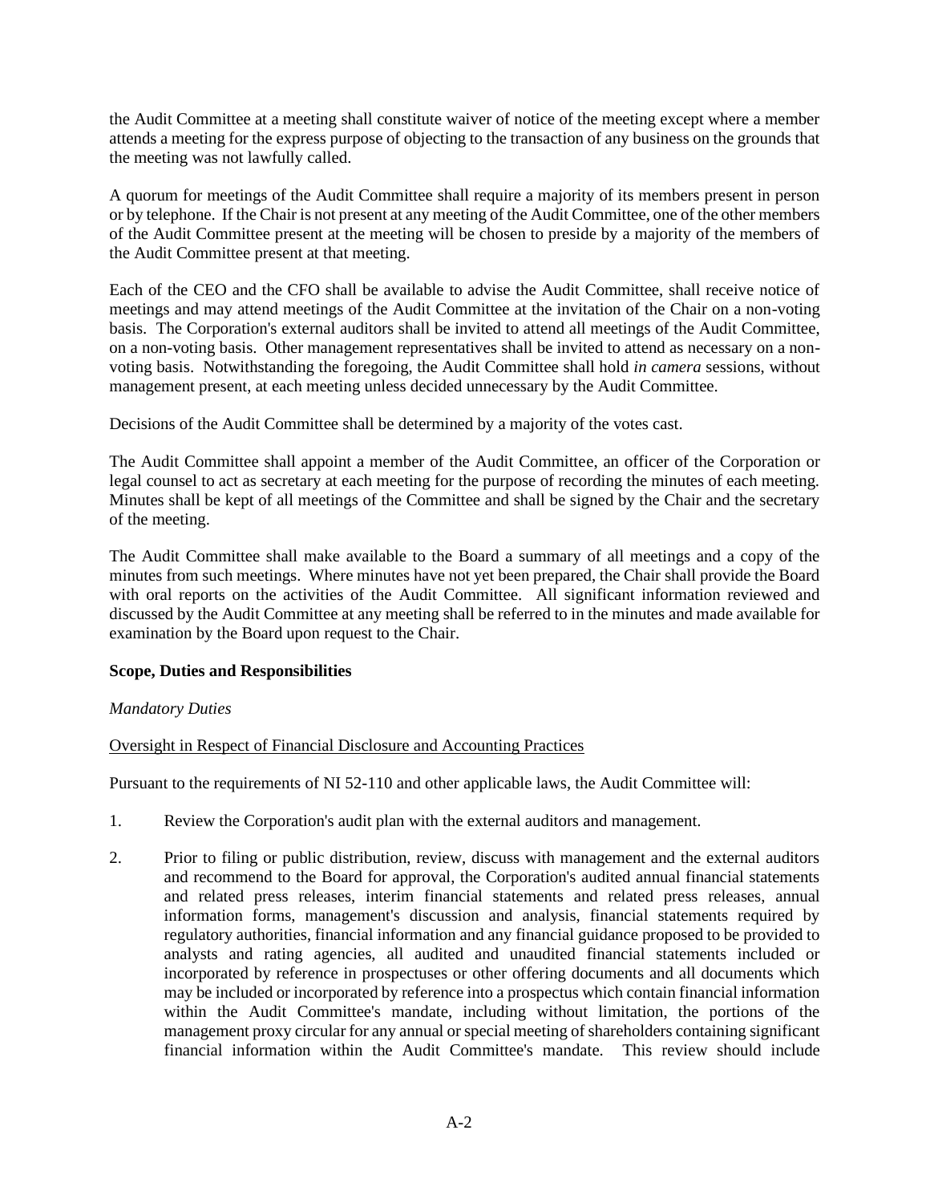the Audit Committee at a meeting shall constitute waiver of notice of the meeting except where a member attends a meeting for the express purpose of objecting to the transaction of any business on the grounds that the meeting was not lawfully called.

A quorum for meetings of the Audit Committee shall require a majority of its members present in person or by telephone. If the Chair is not present at any meeting of the Audit Committee, one of the other members of the Audit Committee present at the meeting will be chosen to preside by a majority of the members of the Audit Committee present at that meeting.

Each of the CEO and the CFO shall be available to advise the Audit Committee, shall receive notice of meetings and may attend meetings of the Audit Committee at the invitation of the Chair on a non-voting basis. The Corporation's external auditors shall be invited to attend all meetings of the Audit Committee, on a non-voting basis. Other management representatives shall be invited to attend as necessary on a non-voting basis. Notwithstanding the foregoing, the Audit Committee shall hold *in camera* sessions, without management present, at each meeting unless decided unnecessary by the Audit Committee.

Decisions of the Audit Committee shall be determined by a majority of the votes cast.

The Audit Committee shall appoint a member of the Audit Committee, an officer of the Corporation or legal counsel to act as secretary at each meeting for the purpose of recording the minutes of each meeting. Minutes shall be kept of all meetings of the Committee and shall be signed by the Chair and the secretary of the meeting.

The Audit Committee shall make available to the Board a summary of all meetings and a copy of the minutes from such meetings. Where minutes have not yet been prepared, the Chair shall provide the Board with oral reports on the activities of the Audit Committee. All significant information reviewed and discussed by the Audit Committee at any meeting shall be referred to in the minutes and made available for examination by the Board upon request to the Chair.

**Scope, Duties and Responsibilities**

*Mandatory Duties*

Oversight in Respect of Financial Disclosure and Accounting Practices

Pursuant to the requirements of NI 52-110 and other applicable laws, the Audit Committee will:

1. Review the Corporation's audit plan with the external auditors and management.

2. Prior to filing or public distribution, review, discuss with management and the external auditors and recommend to the Board for approval, the Corporation's audited annual financial statements and related press releases, interim financial statements and related press releases, annual information forms, management's discussion and analysis, financial statements required by regulatory authorities, financial information and any financial guidance proposed to be provided to analysts and rating agencies, all audited and unaudited financial statements included or incorporated by reference in prospectuses or other offering documents and all documents which may be included or incorporated by reference into a prospectus which contain financial information within the Audit Committee's mandate, including without limitation, the portions of the management proxy circular for any annual or special meeting of shareholders containing significant financial information within the Audit Committee's mandate. This review should include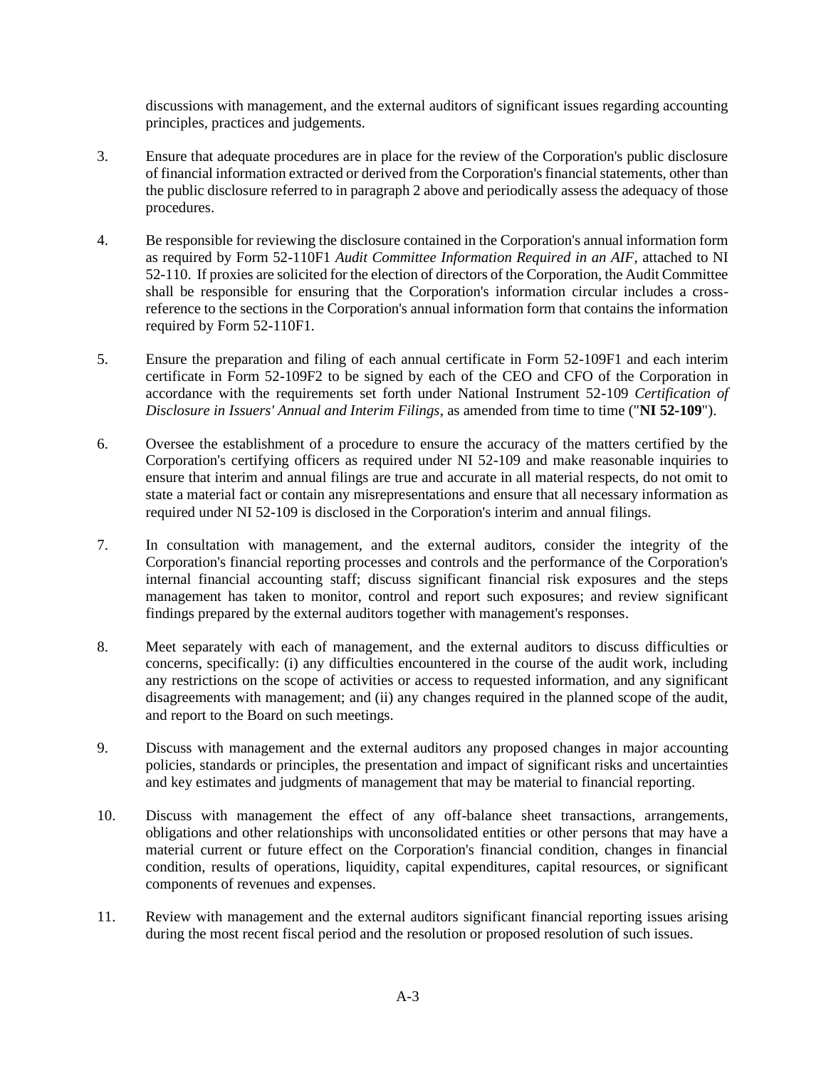discussions with management, and the external auditors of significant issues regarding accounting principles, practices and judgements.

3. Ensure that adequate procedures are in place for the review of the Corporation's public disclosure of financial information extracted or derived from the Corporation's financial statements, other than the public disclosure referred to in paragraph 2 above and periodically assess the adequacy of those procedures.

4. Be responsible for reviewing the disclosure contained in the Corporation's annual information form as required by Form 52-110F1 *Audit Committee Information Required in an AIF*, attached to NI 52-110. If proxies are solicited for the election of directors of the Corporation, the Audit Committee shall be responsible for ensuring that the Corporation's information circular includes a cross-reference to the sections in the Corporation's annual information form that contains the information required by Form 52-110F1.

5. Ensure the preparation and filing of each annual certificate in Form 52-109F1 and each interim certificate in Form 52-109F2 to be signed by each of the CEO and CFO of the Corporation in accordance with the requirements set forth under National Instrument 52-109 *Certification of Disclosure in Issuers' Annual and Interim Filings*, as amended from time to time ("**NI 52-109**").

6. Oversee the establishment of a procedure to ensure the accuracy of the matters certified by the Corporation's certifying officers as required under NI 52-109 and make reasonable inquiries to ensure that interim and annual filings are true and accurate in all material respects, do not omit to state a material fact or contain any misrepresentations and ensure that all necessary information as required under NI 52-109 is disclosed in the Corporation's interim and annual filings.

7. In consultation with management, and the external auditors, consider the integrity of the Corporation's financial reporting processes and controls and the performance of the Corporation's internal financial accounting staff; discuss significant financial risk exposures and the steps management has taken to monitor, control and report such exposures; and review significant findings prepared by the external auditors together with management's responses.

8. Meet separately with each of management, and the external auditors to discuss difficulties or concerns, specifically: (i) any difficulties encountered in the course of the audit work, including any restrictions on the scope of activities or access to requested information, and any significant disagreements with management; and (ii) any changes required in the planned scope of the audit, and report to the Board on such meetings.

9. Discuss with management and the external auditors any proposed changes in major accounting policies, standards or principles, the presentation and impact of significant risks and uncertainties and key estimates and judgments of management that may be material to financial reporting.

10. Discuss with management the effect of any off-balance sheet transactions, arrangements, obligations and other relationships with unconsolidated entities or other persons that may have a material current or future effect on the Corporation's financial condition, changes in financial condition, results of operations, liquidity, capital expenditures, capital resources, or significant components of revenues and expenses.

11. Review with management and the external auditors significant financial reporting issues arising during the most recent fiscal period and the resolution or proposed resolution of such issues.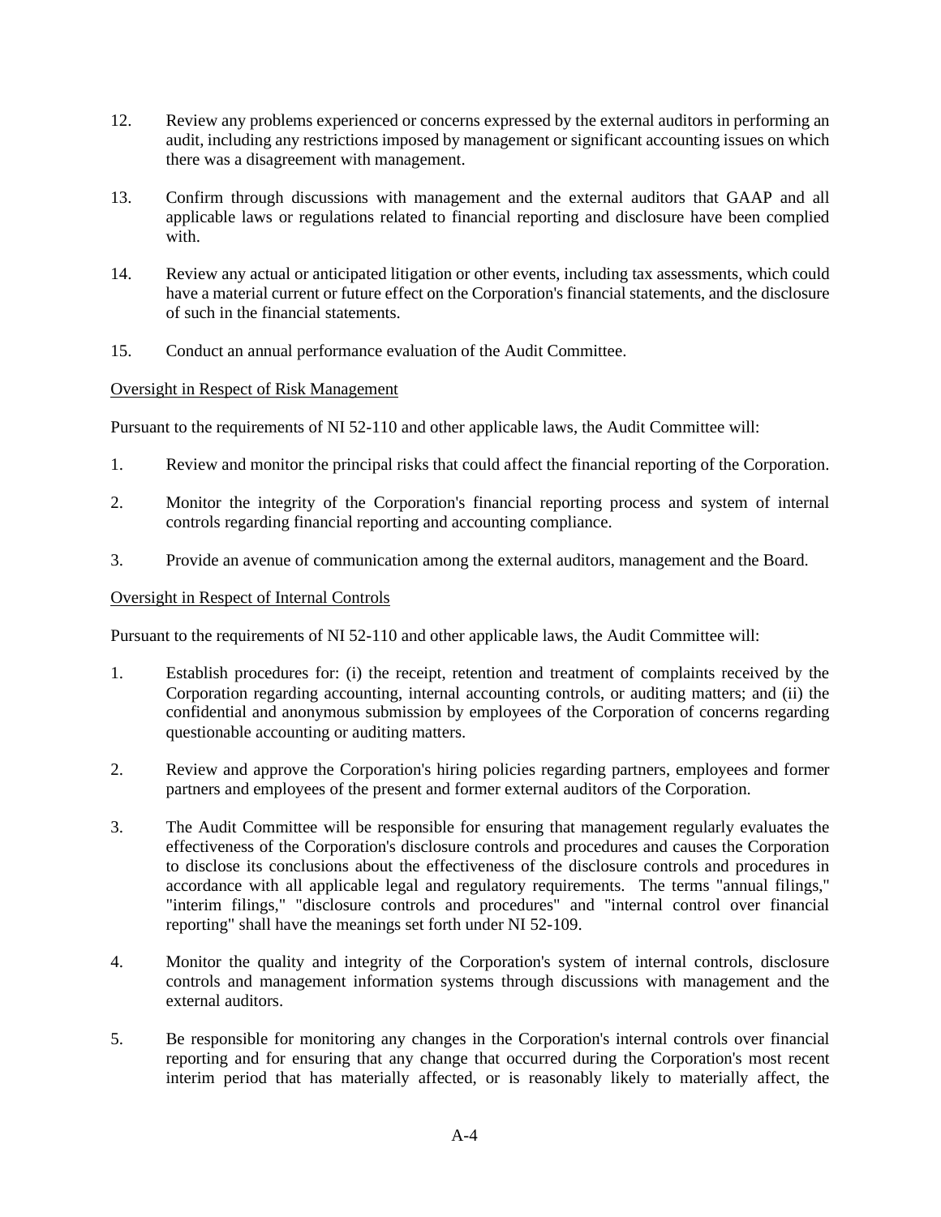12. Review any problems experienced or concerns expressed by the external auditors in performing an audit, including any restrictions imposed by management or significant accounting issues on which there was a disagreement with management.

13. Confirm through discussions with management and the external auditors that GAAP and all applicable laws or regulations related to financial reporting and disclosure have been complied with.

14. Review any actual or anticipated litigation or other events, including tax assessments, which could have a material current or future effect on the Corporation's financial statements, and the disclosure of such in the financial statements.

15. Conduct an annual performance evaluation of the Audit Committee.

<u>Oversight in Respect of Risk Management</u>

Pursuant to the requirements of NI 52-110 and other applicable laws, the Audit Committee will:

1. Review and monitor the principal risks that could affect the financial reporting of the Corporation.

2. Monitor the integrity of the Corporation's financial reporting process and system of internal controls regarding financial reporting and accounting compliance.

3. Provide an avenue of communication among the external auditors, management and the Board.

<u>Oversight in Respect of Internal Controls</u>

Pursuant to the requirements of NI 52-110 and other applicable laws, the Audit Committee will:

1. Establish procedures for: (i) the receipt, retention and treatment of complaints received by the Corporation regarding accounting, internal accounting controls, or auditing matters; and (ii) the confidential and anonymous submission by employees of the Corporation of concerns regarding questionable accounting or auditing matters.

2. Review and approve the Corporation's hiring policies regarding partners, employees and former partners and employees of the present and former external auditors of the Corporation.

3. The Audit Committee will be responsible for ensuring that management regularly evaluates the effectiveness of the Corporation's disclosure controls and procedures and causes the Corporation to disclose its conclusions about the effectiveness of the disclosure controls and procedures in accordance with all applicable legal and regulatory requirements. The terms "annual filings," "interim filings," "disclosure controls and procedures" and "internal control over financial reporting" shall have the meanings set forth under NI 52-109.

4. Monitor the quality and integrity of the Corporation's system of internal controls, disclosure controls and management information systems through discussions with management and the external auditors.

5. Be responsible for monitoring any changes in the Corporation's internal controls over financial reporting and for ensuring that any change that occurred during the Corporation's most recent interim period that has materially affected, or is reasonably likely to materially affect, the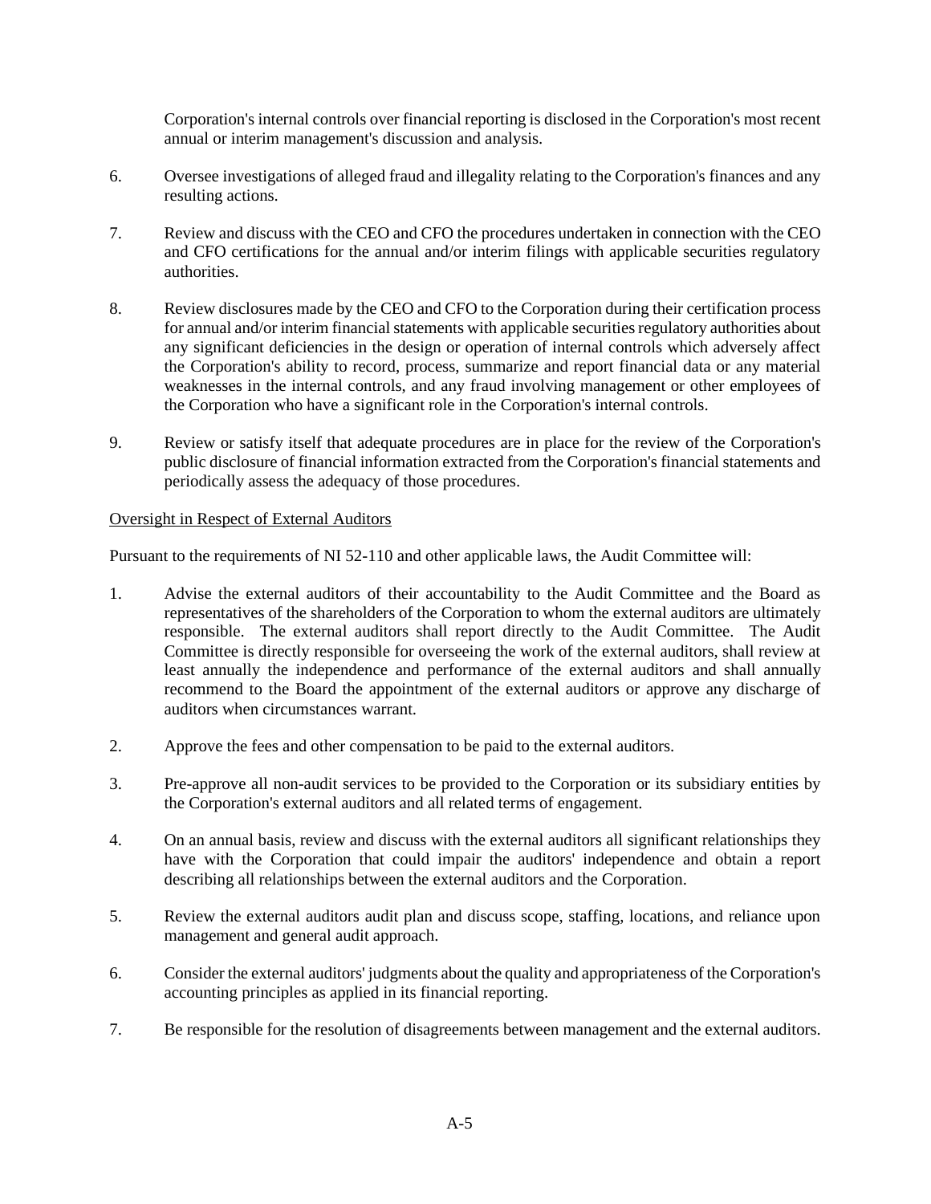Corporation's internal controls over financial reporting is disclosed in the Corporation's most recent annual or interim management's discussion and analysis.

6. Oversee investigations of alleged fraud and illegality relating to the Corporation's finances and any resulting actions.

7. Review and discuss with the CEO and CFO the procedures undertaken in connection with the CEO and CFO certifications for the annual and/or interim filings with applicable securities regulatory authorities.

8. Review disclosures made by the CEO and CFO to the Corporation during their certification process for annual and/or interim financial statements with applicable securities regulatory authorities about any significant deficiencies in the design or operation of internal controls which adversely affect the Corporation's ability to record, process, summarize and report financial data or any material weaknesses in the internal controls, and any fraud involving management or other employees of the Corporation who have a significant role in the Corporation's internal controls.

9. Review or satisfy itself that adequate procedures are in place for the review of the Corporation's public disclosure of financial information extracted from the Corporation's financial statements and periodically assess the adequacy of those procedures.

Oversight in Respect of External Auditors

Pursuant to the requirements of NI 52-110 and other applicable laws, the Audit Committee will:

1. Advise the external auditors of their accountability to the Audit Committee and the Board as representatives of the shareholders of the Corporation to whom the external auditors are ultimately responsible. The external auditors shall report directly to the Audit Committee. The Audit Committee is directly responsible for overseeing the work of the external auditors, shall review at least annually the independence and performance of the external auditors and shall annually recommend to the Board the appointment of the external auditors or approve any discharge of auditors when circumstances warrant.

2. Approve the fees and other compensation to be paid to the external auditors.

3. Pre-approve all non-audit services to be provided to the Corporation or its subsidiary entities by the Corporation's external auditors and all related terms of engagement.

4. On an annual basis, review and discuss with the external auditors all significant relationships they have with the Corporation that could impair the auditors' independence and obtain a report describing all relationships between the external auditors and the Corporation.

5. Review the external auditors audit plan and discuss scope, staffing, locations, and reliance upon management and general audit approach.

6. Consider the external auditors' judgments about the quality and appropriateness of the Corporation's accounting principles as applied in its financial reporting.

7. Be responsible for the resolution of disagreements between management and the external auditors.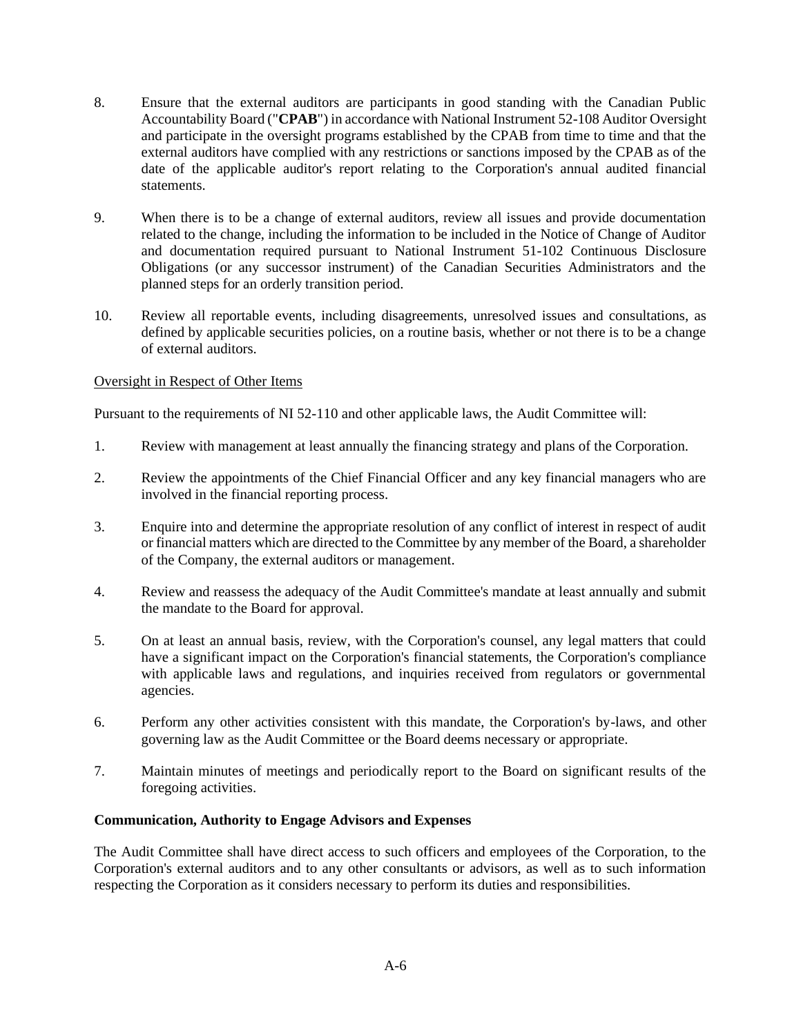8. Ensure that the external auditors are participants in good standing with the Canadian Public Accountability Board ("**CPAB**") in accordance with National Instrument 52-108 Auditor Oversight and participate in the oversight programs established by the CPAB from time to time and that the external auditors have complied with any restrictions or sanctions imposed by the CPAB as of the date of the applicable auditor's report relating to the Corporation's annual audited financial statements.

9. When there is to be a change of external auditors, review all issues and provide documentation related to the change, including the information to be included in the Notice of Change of Auditor and documentation required pursuant to National Instrument 51-102 Continuous Disclosure Obligations (or any successor instrument) of the Canadian Securities Administrators and the planned steps for an orderly transition period.

10. Review all reportable events, including disagreements, unresolved issues and consultations, as defined by applicable securities policies, on a routine basis, whether or not there is to be a change of external auditors.

Oversight in Respect of Other Items

Pursuant to the requirements of NI 52-110 and other applicable laws, the Audit Committee will:

1. Review with management at least annually the financing strategy and plans of the Corporation.

2. Review the appointments of the Chief Financial Officer and any key financial managers who are involved in the financial reporting process.

3. Enquire into and determine the appropriate resolution of any conflict of interest in respect of audit or financial matters which are directed to the Committee by any member of the Board, a shareholder of the Company, the external auditors or management.

4. Review and reassess the adequacy of the Audit Committee's mandate at least annually and submit the mandate to the Board for approval.

5. On at least an annual basis, review, with the Corporation's counsel, any legal matters that could have a significant impact on the Corporation's financial statements, the Corporation's compliance with applicable laws and regulations, and inquiries received from regulators or governmental agencies.

6. Perform any other activities consistent with this mandate, the Corporation's by-laws, and other governing law as the Audit Committee or the Board deems necessary or appropriate.

7. Maintain minutes of meetings and periodically report to the Board on significant results of the foregoing activities.

**Communication, Authority to Engage Advisors and Expenses**

The Audit Committee shall have direct access to such officers and employees of the Corporation, to the Corporation's external auditors and to any other consultants or advisors, as well as to such information respecting the Corporation as it considers necessary to perform its duties and responsibilities.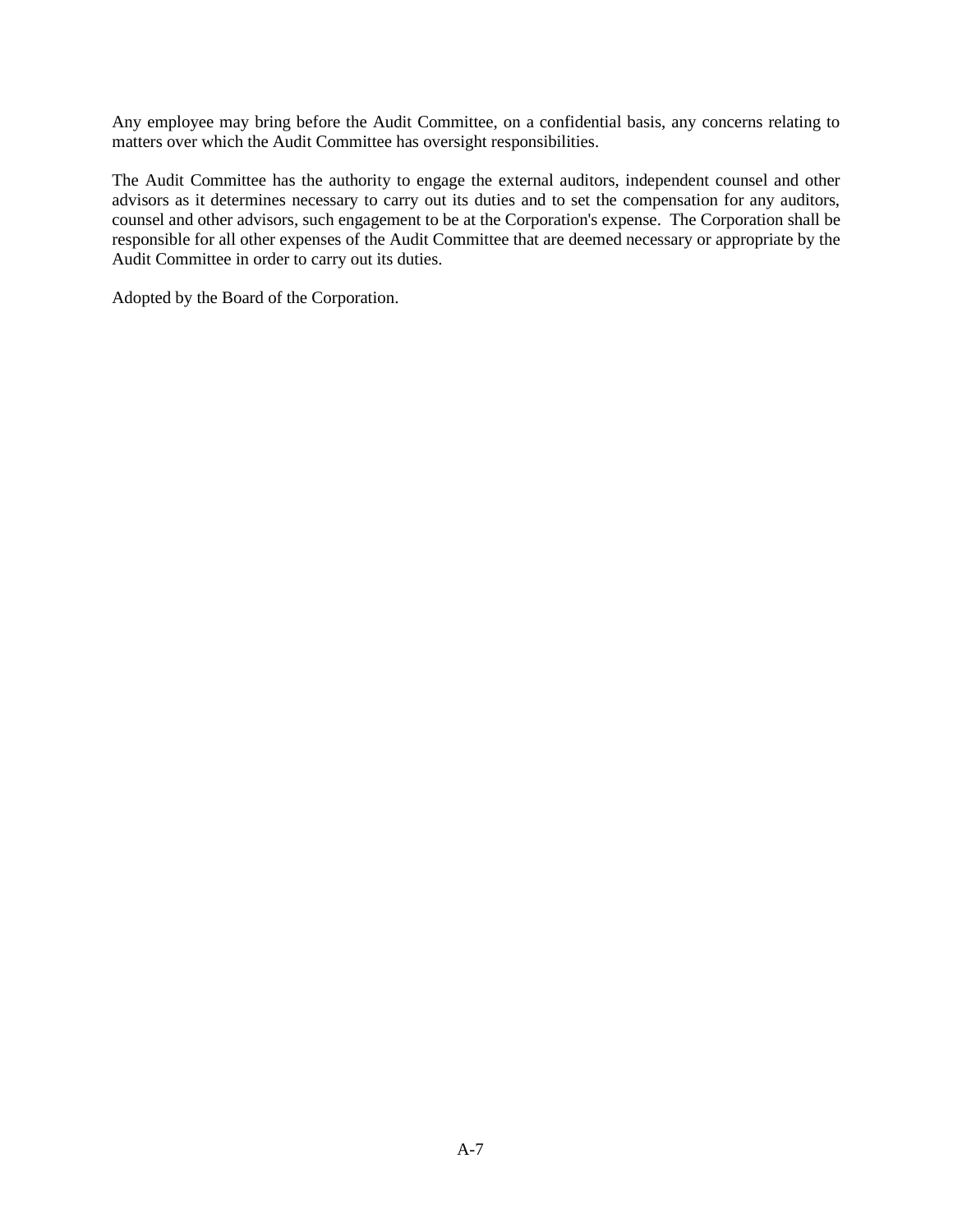Any employee may bring before the Audit Committee, on a confidential basis, any concerns relating to matters over which the Audit Committee has oversight responsibilities.

The Audit Committee has the authority to engage the external auditors, independent counsel and other advisors as it determines necessary to carry out its duties and to set the compensation for any auditors, counsel and other advisors, such engagement to be at the Corporation's expense. The Corporation shall be responsible for all other expenses of the Audit Committee that are deemed necessary or appropriate by the Audit Committee in order to carry out its duties.

Adopted by the Board of the Corporation.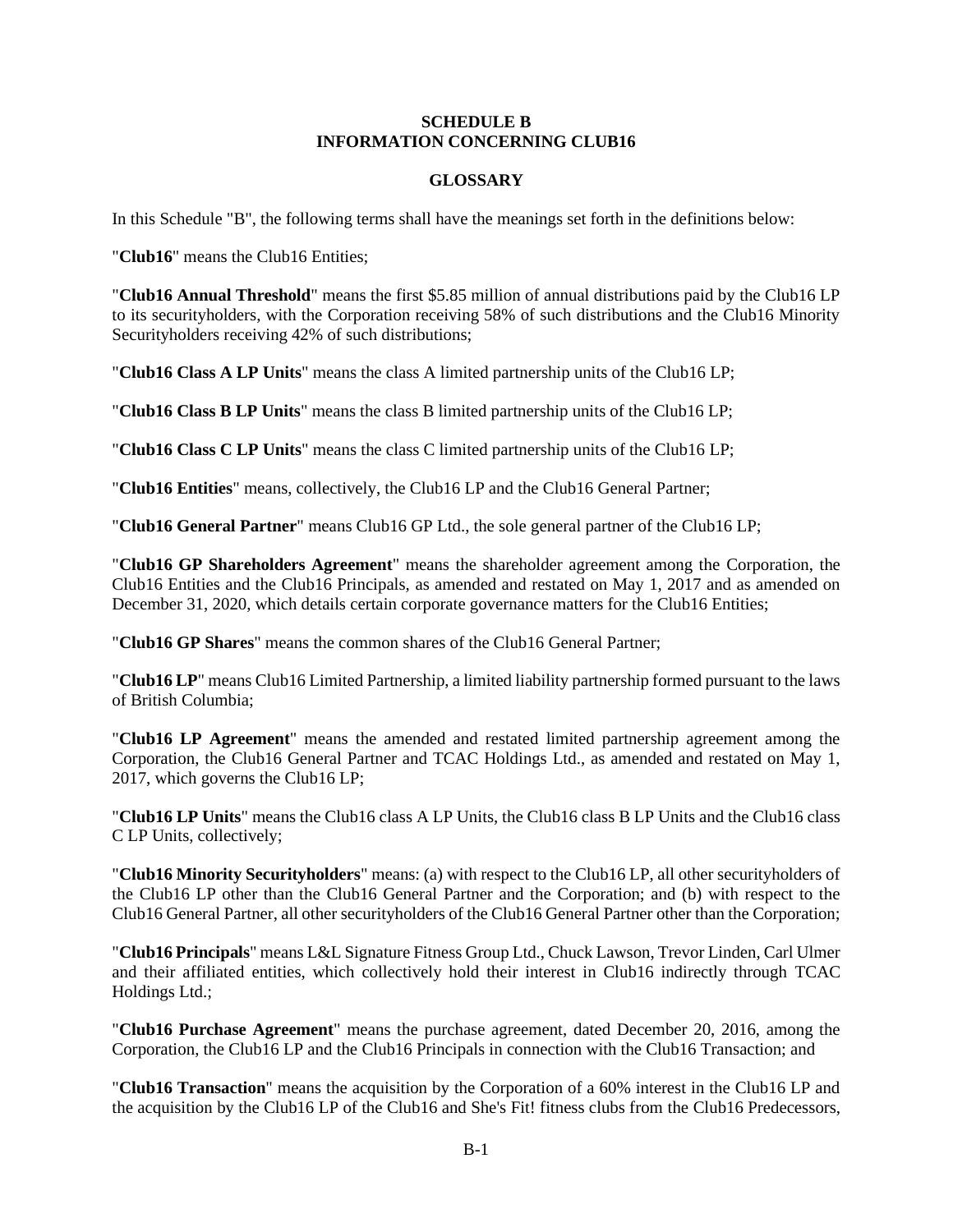**SCHEDULE B**
**INFORMATION CONCERNING CLUB16**

**GLOSSARY**

In this Schedule "B", the following terms shall have the meanings set forth in the definitions below:

"**Club16**" means the Club16 Entities;

"**Club16 Annual Threshold**" means the first $5.85 million of annual distributions paid by the Club16 LP to its securityholders, with the Corporation receiving 58% of such distributions and the Club16 Minority Securityholders receiving 42% of such distributions;

"**Club16 Class A LP Units**" means the class A limited partnership units of the Club16 LP;

"**Club16 Class B LP Units**" means the class B limited partnership units of the Club16 LP;

"**Club16 Class C LP Units**" means the class C limited partnership units of the Club16 LP;

"**Club16 Entities**" means, collectively, the Club16 LP and the Club16 General Partner;

"**Club16 General Partner**" means Club16 GP Ltd., the sole general partner of the Club16 LP;

"**Club16 GP Shareholders Agreement**" means the shareholder agreement among the Corporation, the Club16 Entities and the Club16 Principals, as amended and restated on May 1, 2017 and as amended on December 31, 2020, which details certain corporate governance matters for the Club16 Entities;

"**Club16 GP Shares**" means the common shares of the Club16 General Partner;

"**Club16 LP**" means Club16 Limited Partnership, a limited liability partnership formed pursuant to the laws of British Columbia;

"**Club16 LP Agreement**" means the amended and restated limited partnership agreement among the Corporation, the Club16 General Partner and TCAC Holdings Ltd., as amended and restated on May 1, 2017, which governs the Club16 LP;

"**Club16 LP Units**" means the Club16 class A LP Units, the Club16 class B LP Units and the Club16 class C LP Units, collectively;

"**Club16 Minority Securityholders**" means: (a) with respect to the Club16 LP, all other securityholders of the Club16 LP other than the Club16 General Partner and the Corporation; and (b) with respect to the Club16 General Partner, all other securityholders of the Club16 General Partner other than the Corporation;

"**Club16 Principals**" means L&L Signature Fitness Group Ltd., Chuck Lawson, Trevor Linden, Carl Ulmer and their affiliated entities, which collectively hold their interest in Club16 indirectly through TCAC Holdings Ltd.;

"**Club16 Purchase Agreement**" means the purchase agreement, dated December 20, 2016, among the Corporation, the Club16 LP and the Club16 Principals in connection with the Club16 Transaction; and

"**Club16 Transaction**" means the acquisition by the Corporation of a 60% interest in the Club16 LP and the acquisition by the Club16 LP of the Club16 and She's Fit! fitness clubs from the Club16 Predecessors,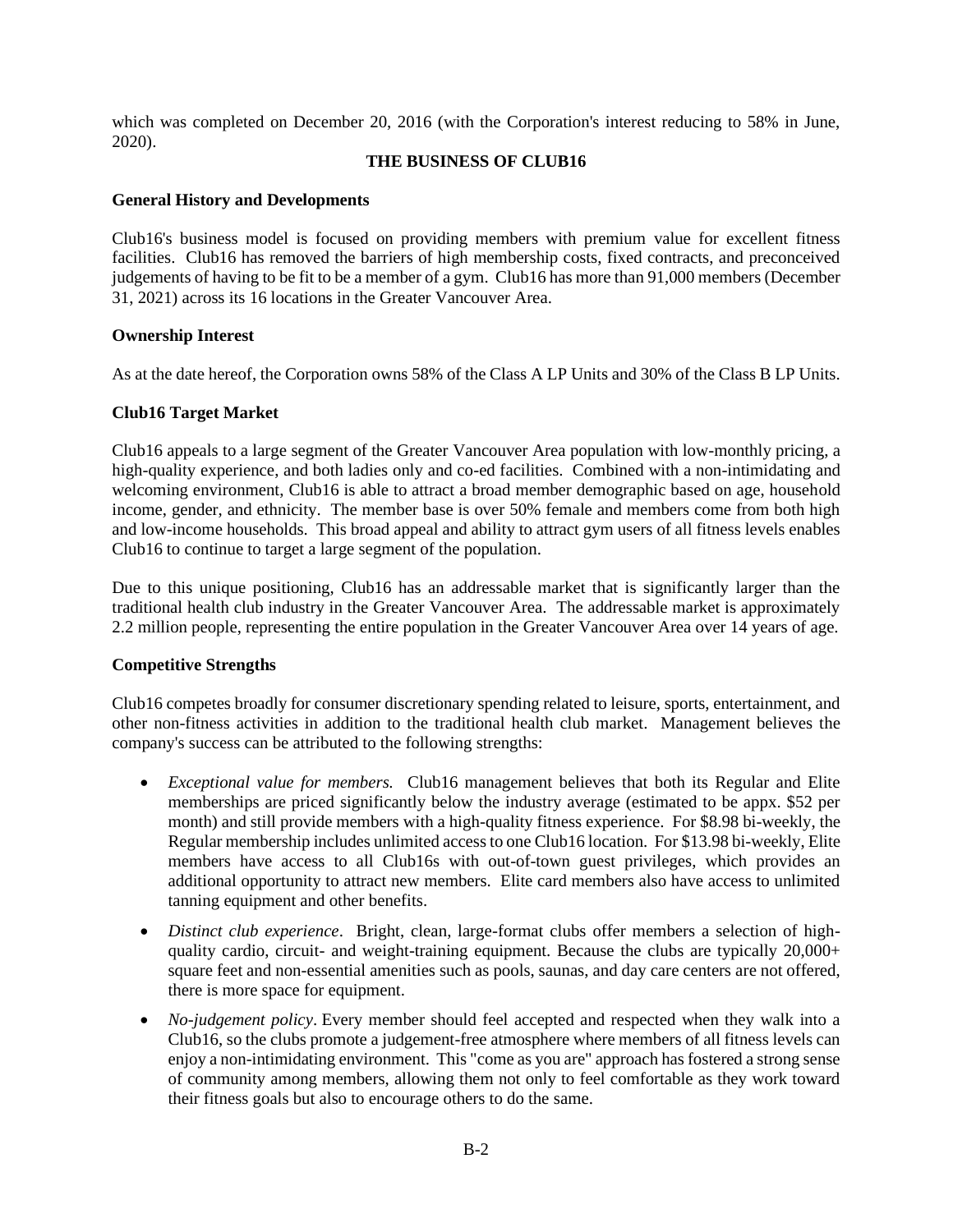which was completed on December 20, 2016 (with the Corporation's interest reducing to 58% in June, 2020).

## THE BUSINESS OF CLUB16

### General History and Developments

Club16's business model is focused on providing members with premium value for excellent fitness facilities. Club16 has removed the barriers of high membership costs, fixed contracts, and preconceived judgements of having to be fit to be a member of a gym. Club16 has more than 91,000 members (December 31, 2021) across its 16 locations in the Greater Vancouver Area.

### Ownership Interest

As at the date hereof, the Corporation owns 58% of the Class A LP Units and 30% of the Class B LP Units.

### Club16 Target Market

Club16 appeals to a large segment of the Greater Vancouver Area population with low-monthly pricing, a high-quality experience, and both ladies only and co-ed facilities. Combined with a non-intimidating and welcoming environment, Club16 is able to attract a broad member demographic based on age, household income, gender, and ethnicity. The member base is over 50% female and members come from both high and low-income households. This broad appeal and ability to attract gym users of all fitness levels enables Club16 to continue to target a large segment of the population.

Due to this unique positioning, Club16 has an addressable market that is significantly larger than the traditional health club industry in the Greater Vancouver Area. The addressable market is approximately 2.2 million people, representing the entire population in the Greater Vancouver Area over 14 years of age.

### Competitive Strengths

Club16 competes broadly for consumer discretionary spending related to leisure, sports, entertainment, and other non-fitness activities in addition to the traditional health club market. Management believes the company's success can be attributed to the following strengths:

- *Exceptional value for members.* Club16 management believes that both its Regular and Elite memberships are priced significantly below the industry average (estimated to be appx. $52 per month) and still provide members with a high-quality fitness experience. For $8.98 bi-weekly, the Regular membership includes unlimited access to one Club16 location. For $13.98 bi-weekly, Elite members have access to all Club16s with out-of-town guest privileges, which provides an additional opportunity to attract new members. Elite card members also have access to unlimited tanning equipment and other benefits.
- *Distinct club experience*. Bright, clean, large-format clubs offer members a selection of high-quality cardio, circuit- and weight-training equipment. Because the clubs are typically 20,000+ square feet and non-essential amenities such as pools, saunas, and day care centers are not offered, there is more space for equipment.
- *No-judgement policy*. Every member should feel accepted and respected when they walk into a Club16, so the clubs promote a judgement-free atmosphere where members of all fitness levels can enjoy a non-intimidating environment. This "come as you are" approach has fostered a strong sense of community among members, allowing them not only to feel comfortable as they work toward their fitness goals but also to encourage others to do the same.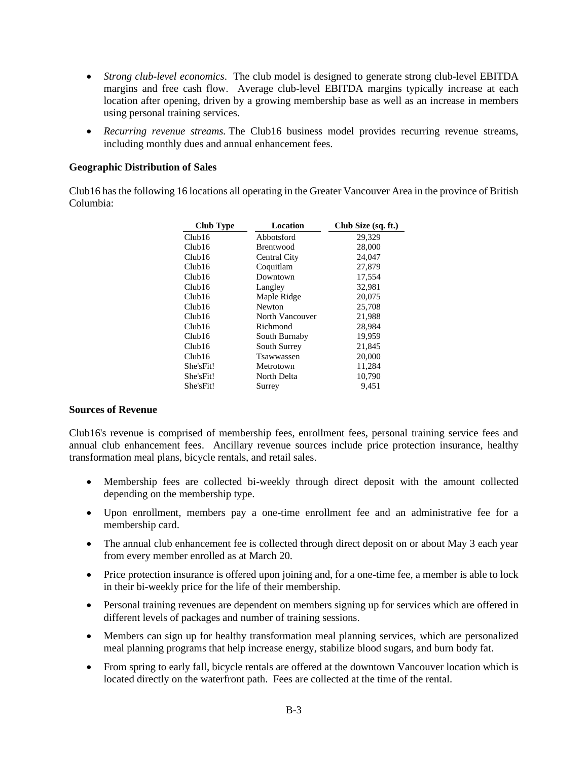- *Strong club-level economics*. The club model is designed to generate strong club-level EBITDA margins and free cash flow. Average club-level EBITDA margins typically increase at each location after opening, driven by a growing membership base as well as an increase in members using personal training services.

- *Recurring revenue streams.* The Club16 business model provides recurring revenue streams, including monthly dues and annual enhancement fees.

**Geographic Distribution of Sales**

Club16 has the following 16 locations all operating in the Greater Vancouver Area in the province of British Columbia:

| Club Type | Location | Club Size (sq. ft.) |
|---|---|---|
| Club16 | Abbotsford | 29,329 |
| Club16 | Brentwood | 28,000 |
| Club16 | Central City | 24,047 |
| Club16 | Coquitlam | 27,879 |
| Club16 | Downtown | 17,554 |
| Club16 | Langley | 32,981 |
| Club16 | Maple Ridge | 20,075 |
| Club16 | Newton | 25,708 |
| Club16 | North Vancouver | 21,988 |
| Club16 | Richmond | 28,984 |
| Club16 | South Burnaby | 19,959 |
| Club16 | South Surrey | 21,845 |
| Club16 | Tsawwassen | 20,000 |
| She'sFit! | Metrotown | 11,284 |
| She'sFit! | North Delta | 10,790 |
| She'sFit! | Surrey | 9,451 |

**Sources of Revenue**

Club16's revenue is comprised of membership fees, enrollment fees, personal training service fees and annual club enhancement fees. Ancillary revenue sources include price protection insurance, healthy transformation meal plans, bicycle rentals, and retail sales.

- Membership fees are collected bi-weekly through direct deposit with the amount collected depending on the membership type.

- Upon enrollment, members pay a one-time enrollment fee and an administrative fee for a membership card.

- The annual club enhancement fee is collected through direct deposit on or about May 3 each year from every member enrolled as at March 20.

- Price protection insurance is offered upon joining and, for a one-time fee, a member is able to lock in their bi-weekly price for the life of their membership.

- Personal training revenues are dependent on members signing up for services which are offered in different levels of packages and number of training sessions.

- Members can sign up for healthy transformation meal planning services, which are personalized meal planning programs that help increase energy, stabilize blood sugars, and burn body fat.

- From spring to early fall, bicycle rentals are offered at the downtown Vancouver location which is located directly on the waterfront path. Fees are collected at the time of the rental.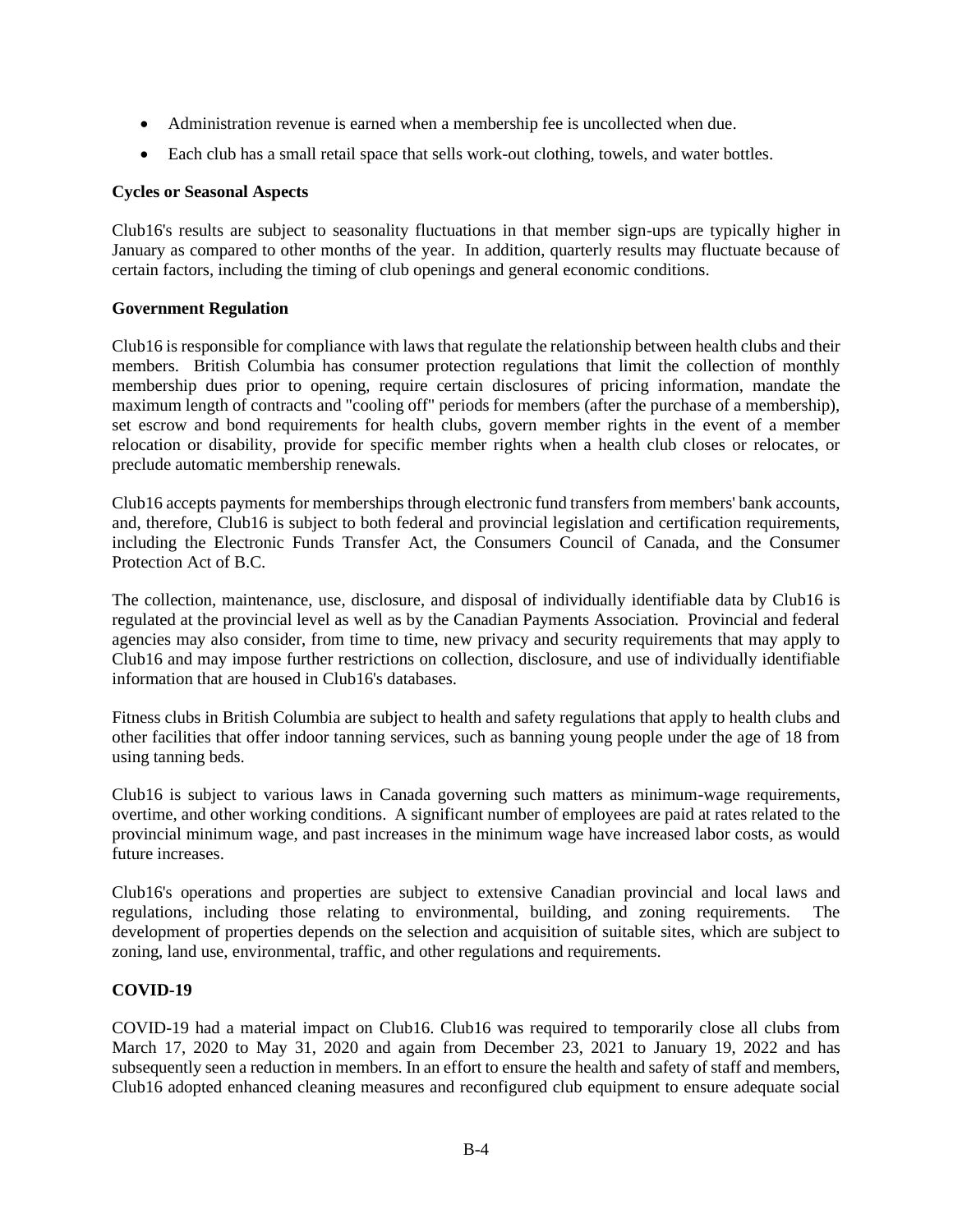- Administration revenue is earned when a membership fee is uncollected when due.
- Each club has a small retail space that sells work-out clothing, towels, and water bottles.

**Cycles or Seasonal Aspects**

Club16's results are subject to seasonality fluctuations in that member sign-ups are typically higher in January as compared to other months of the year. In addition, quarterly results may fluctuate because of certain factors, including the timing of club openings and general economic conditions.

**Government Regulation**

Club16 is responsible for compliance with laws that regulate the relationship between health clubs and their members. British Columbia has consumer protection regulations that limit the collection of monthly membership dues prior to opening, require certain disclosures of pricing information, mandate the maximum length of contracts and "cooling off" periods for members (after the purchase of a membership), set escrow and bond requirements for health clubs, govern member rights in the event of a member relocation or disability, provide for specific member rights when a health club closes or relocates, or preclude automatic membership renewals.

Club16 accepts payments for memberships through electronic fund transfers from members' bank accounts, and, therefore, Club16 is subject to both federal and provincial legislation and certification requirements, including the Electronic Funds Transfer Act, the Consumers Council of Canada, and the Consumer Protection Act of B.C.

The collection, maintenance, use, disclosure, and disposal of individually identifiable data by Club16 is regulated at the provincial level as well as by the Canadian Payments Association. Provincial and federal agencies may also consider, from time to time, new privacy and security requirements that may apply to Club16 and may impose further restrictions on collection, disclosure, and use of individually identifiable information that are housed in Club16's databases.

Fitness clubs in British Columbia are subject to health and safety regulations that apply to health clubs and other facilities that offer indoor tanning services, such as banning young people under the age of 18 from using tanning beds.

Club16 is subject to various laws in Canada governing such matters as minimum-wage requirements, overtime, and other working conditions. A significant number of employees are paid at rates related to the provincial minimum wage, and past increases in the minimum wage have increased labor costs, as would future increases.

Club16's operations and properties are subject to extensive Canadian provincial and local laws and regulations, including those relating to environmental, building, and zoning requirements. The development of properties depends on the selection and acquisition of suitable sites, which are subject to zoning, land use, environmental, traffic, and other regulations and requirements.

**COVID-19**

COVID-19 had a material impact on Club16. Club16 was required to temporarily close all clubs from March 17, 2020 to May 31, 2020 and again from December 23, 2021 to January 19, 2022 and has subsequently seen a reduction in members. In an effort to ensure the health and safety of staff and members, Club16 adopted enhanced cleaning measures and reconfigured club equipment to ensure adequate social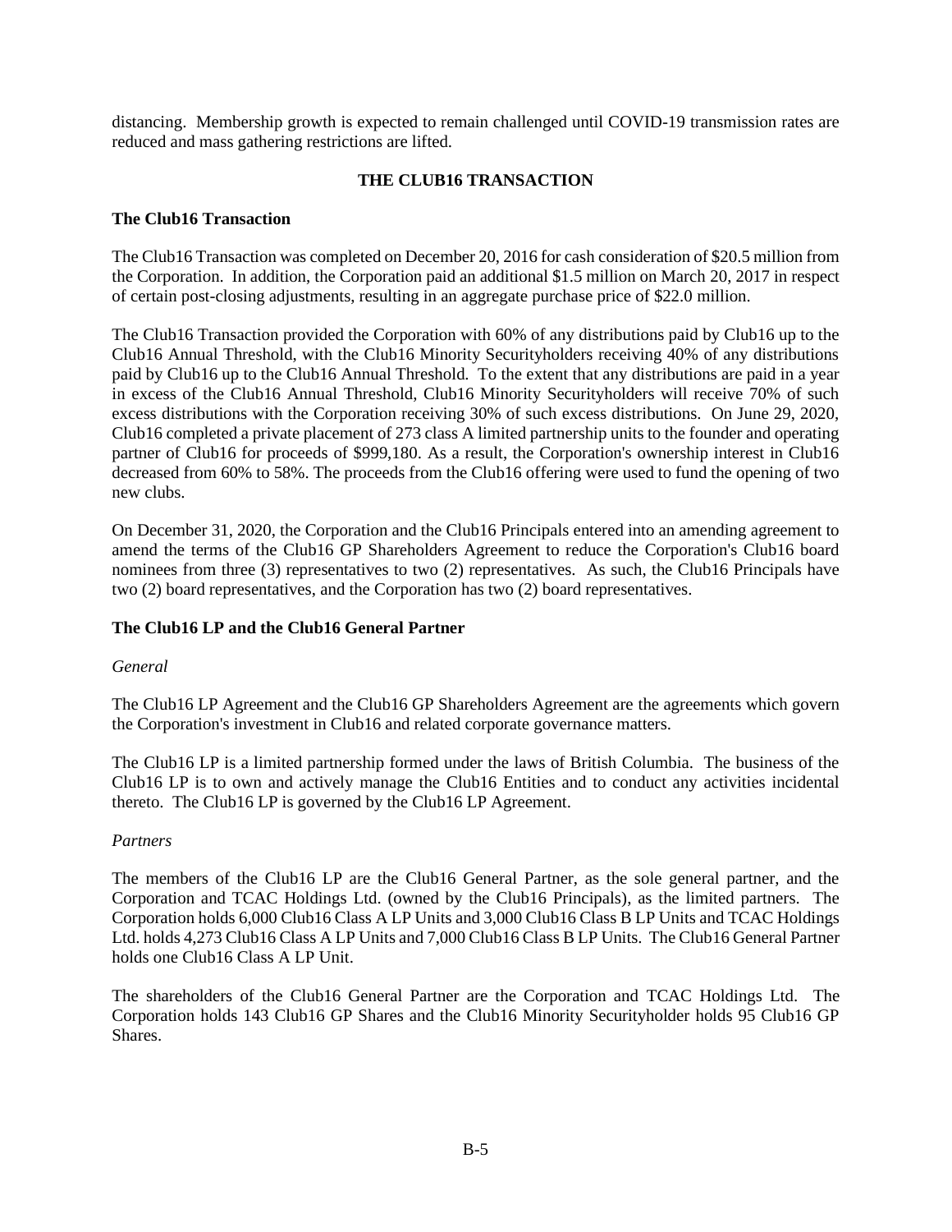distancing. Membership growth is expected to remain challenged until COVID-19 transmission rates are reduced and mass gathering restrictions are lifted.

## THE CLUB16 TRANSACTION

### The Club16 Transaction

The Club16 Transaction was completed on December 20, 2016 for cash consideration of $20.5 million from the Corporation. In addition, the Corporation paid an additional $1.5 million on March 20, 2017 in respect of certain post-closing adjustments, resulting in an aggregate purchase price of $22.0 million.

The Club16 Transaction provided the Corporation with 60% of any distributions paid by Club16 up to the Club16 Annual Threshold, with the Club16 Minority Securityholders receiving 40% of any distributions paid by Club16 up to the Club16 Annual Threshold. To the extent that any distributions are paid in a year in excess of the Club16 Annual Threshold, Club16 Minority Securityholders will receive 70% of such excess distributions with the Corporation receiving 30% of such excess distributions. On June 29, 2020, Club16 completed a private placement of 273 class A limited partnership units to the founder and operating partner of Club16 for proceeds of $999,180. As a result, the Corporation's ownership interest in Club16 decreased from 60% to 58%. The proceeds from the Club16 offering were used to fund the opening of two new clubs.

On December 31, 2020, the Corporation and the Club16 Principals entered into an amending agreement to amend the terms of the Club16 GP Shareholders Agreement to reduce the Corporation's Club16 board nominees from three (3) representatives to two (2) representatives. As such, the Club16 Principals have two (2) board representatives, and the Corporation has two (2) board representatives.

### The Club16 LP and the Club16 General Partner

*General*

The Club16 LP Agreement and the Club16 GP Shareholders Agreement are the agreements which govern the Corporation's investment in Club16 and related corporate governance matters.

The Club16 LP is a limited partnership formed under the laws of British Columbia. The business of the Club16 LP is to own and actively manage the Club16 Entities and to conduct any activities incidental thereto. The Club16 LP is governed by the Club16 LP Agreement.

*Partners*

The members of the Club16 LP are the Club16 General Partner, as the sole general partner, and the Corporation and TCAC Holdings Ltd. (owned by the Club16 Principals), as the limited partners. The Corporation holds 6,000 Club16 Class A LP Units and 3,000 Club16 Class B LP Units and TCAC Holdings Ltd. holds 4,273 Club16 Class A LP Units and 7,000 Club16 Class B LP Units. The Club16 General Partner holds one Club16 Class A LP Unit.

The shareholders of the Club16 General Partner are the Corporation and TCAC Holdings Ltd. The Corporation holds 143 Club16 GP Shares and the Club16 Minority Securityholder holds 95 Club16 GP Shares.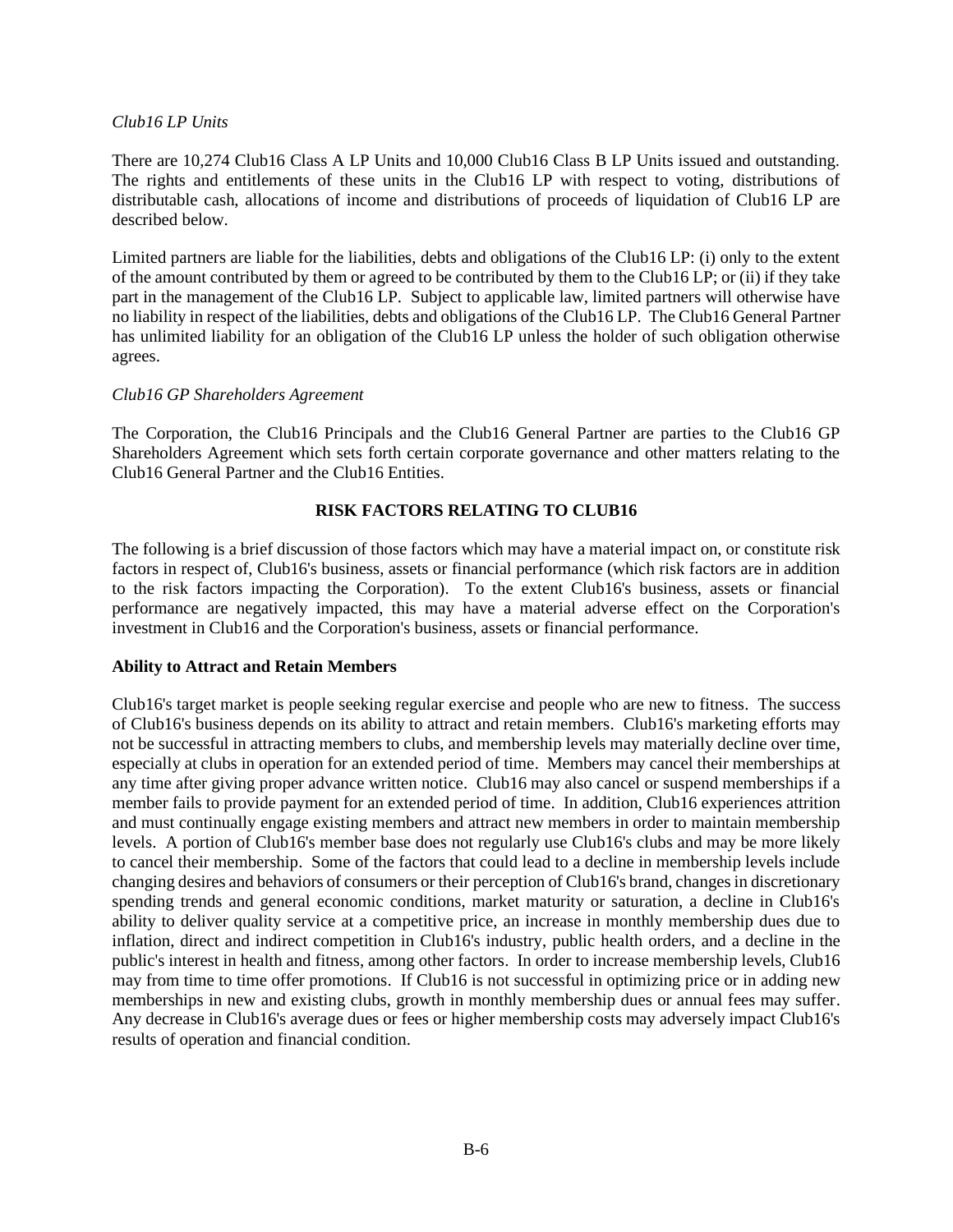*Club16 LP Units*

There are 10,274 Club16 Class A LP Units and 10,000 Club16 Class B LP Units issued and outstanding. The rights and entitlements of these units in the Club16 LP with respect to voting, distributions of distributable cash, allocations of income and distributions of proceeds of liquidation of Club16 LP are described below.

Limited partners are liable for the liabilities, debts and obligations of the Club16 LP: (i) only to the extent of the amount contributed by them or agreed to be contributed by them to the Club16 LP; or (ii) if they take part in the management of the Club16 LP. Subject to applicable law, limited partners will otherwise have no liability in respect of the liabilities, debts and obligations of the Club16 LP. The Club16 General Partner has unlimited liability for an obligation of the Club16 LP unless the holder of such obligation otherwise agrees.

*Club16 GP Shareholders Agreement*

The Corporation, the Club16 Principals and the Club16 General Partner are parties to the Club16 GP Shareholders Agreement which sets forth certain corporate governance and other matters relating to the Club16 General Partner and the Club16 Entities.

## RISK FACTORS RELATING TO CLUB16

The following is a brief discussion of those factors which may have a material impact on, or constitute risk factors in respect of, Club16's business, assets or financial performance (which risk factors are in addition to the risk factors impacting the Corporation). To the extent Club16's business, assets or financial performance are negatively impacted, this may have a material adverse effect on the Corporation's investment in Club16 and the Corporation's business, assets or financial performance.

### Ability to Attract and Retain Members

Club16's target market is people seeking regular exercise and people who are new to fitness. The success of Club16's business depends on its ability to attract and retain members. Club16's marketing efforts may not be successful in attracting members to clubs, and membership levels may materially decline over time, especially at clubs in operation for an extended period of time. Members may cancel their memberships at any time after giving proper advance written notice. Club16 may also cancel or suspend memberships if a member fails to provide payment for an extended period of time. In addition, Club16 experiences attrition and must continually engage existing members and attract new members in order to maintain membership levels. A portion of Club16's member base does not regularly use Club16's clubs and may be more likely to cancel their membership. Some of the factors that could lead to a decline in membership levels include changing desires and behaviors of consumers or their perception of Club16's brand, changes in discretionary spending trends and general economic conditions, market maturity or saturation, a decline in Club16's ability to deliver quality service at a competitive price, an increase in monthly membership dues due to inflation, direct and indirect competition in Club16's industry, public health orders, and a decline in the public's interest in health and fitness, among other factors. In order to increase membership levels, Club16 may from time to time offer promotions. If Club16 is not successful in optimizing price or in adding new memberships in new and existing clubs, growth in monthly membership dues or annual fees may suffer. Any decrease in Club16's average dues or fees or higher membership costs may adversely impact Club16's results of operation and financial condition.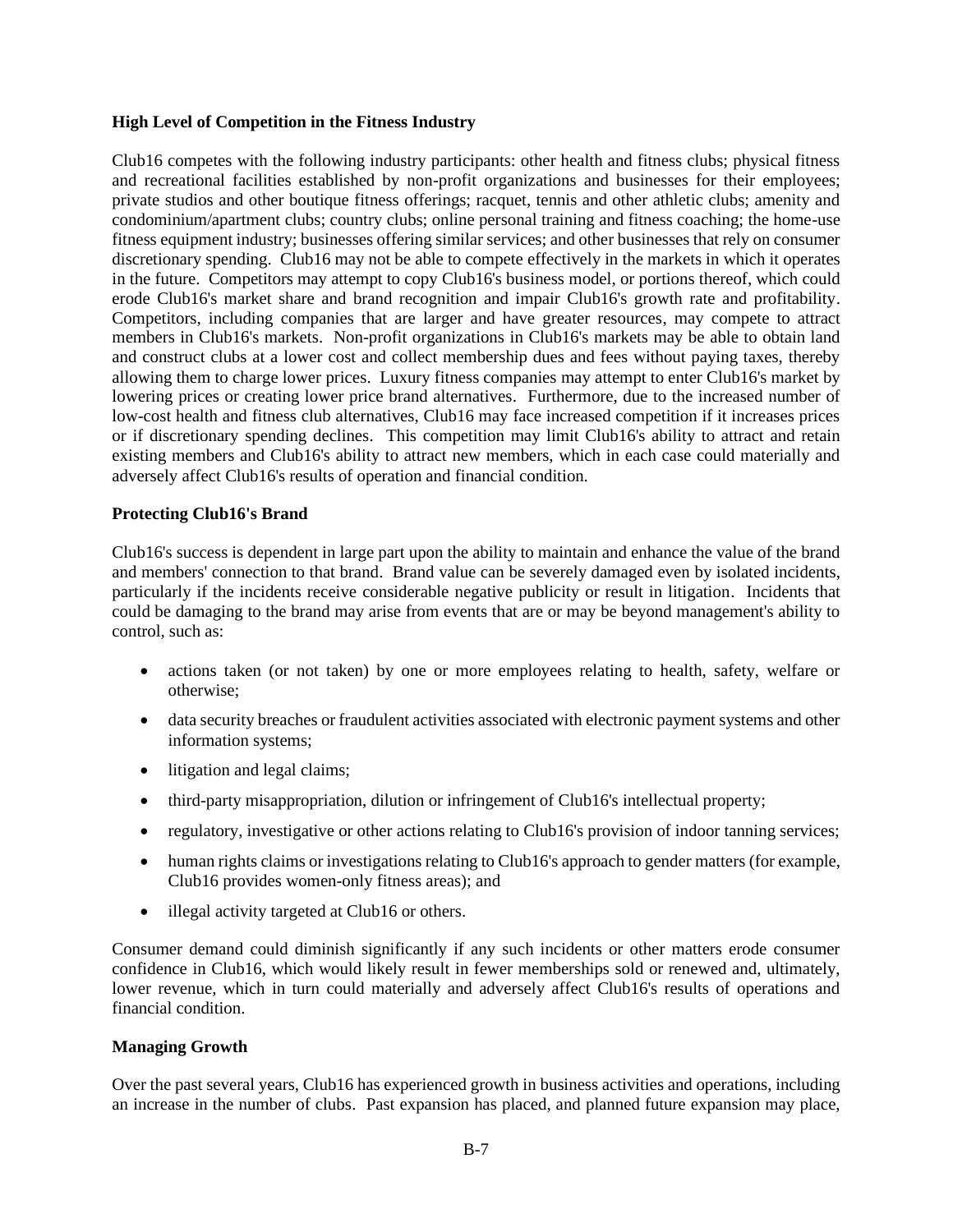**High Level of Competition in the Fitness Industry**

Club16 competes with the following industry participants: other health and fitness clubs; physical fitness and recreational facilities established by non-profit organizations and businesses for their employees; private studios and other boutique fitness offerings; racquet, tennis and other athletic clubs; amenity and condominium/apartment clubs; country clubs; online personal training and fitness coaching; the home-use fitness equipment industry; businesses offering similar services; and other businesses that rely on consumer discretionary spending. Club16 may not be able to compete effectively in the markets in which it operates in the future. Competitors may attempt to copy Club16's business model, or portions thereof, which could erode Club16's market share and brand recognition and impair Club16's growth rate and profitability. Competitors, including companies that are larger and have greater resources, may compete to attract members in Club16's markets. Non-profit organizations in Club16's markets may be able to obtain land and construct clubs at a lower cost and collect membership dues and fees without paying taxes, thereby allowing them to charge lower prices. Luxury fitness companies may attempt to enter Club16's market by lowering prices or creating lower price brand alternatives. Furthermore, due to the increased number of low-cost health and fitness club alternatives, Club16 may face increased competition if it increases prices or if discretionary spending declines. This competition may limit Club16's ability to attract and retain existing members and Club16's ability to attract new members, which in each case could materially and adversely affect Club16's results of operation and financial condition.

**Protecting Club16's Brand**

Club16's success is dependent in large part upon the ability to maintain and enhance the value of the brand and members' connection to that brand. Brand value can be severely damaged even by isolated incidents, particularly if the incidents receive considerable negative publicity or result in litigation. Incidents that could be damaging to the brand may arise from events that are or may be beyond management's ability to control, such as:

- actions taken (or not taken) by one or more employees relating to health, safety, welfare or otherwise;
- data security breaches or fraudulent activities associated with electronic payment systems and other information systems;
- litigation and legal claims;
- third-party misappropriation, dilution or infringement of Club16's intellectual property;
- regulatory, investigative or other actions relating to Club16's provision of indoor tanning services;
- human rights claims or investigations relating to Club16's approach to gender matters (for example, Club16 provides women-only fitness areas); and
- illegal activity targeted at Club16 or others.

Consumer demand could diminish significantly if any such incidents or other matters erode consumer confidence in Club16, which would likely result in fewer memberships sold or renewed and, ultimately, lower revenue, which in turn could materially and adversely affect Club16's results of operations and financial condition.

**Managing Growth**

Over the past several years, Club16 has experienced growth in business activities and operations, including an increase in the number of clubs. Past expansion has placed, and planned future expansion may place,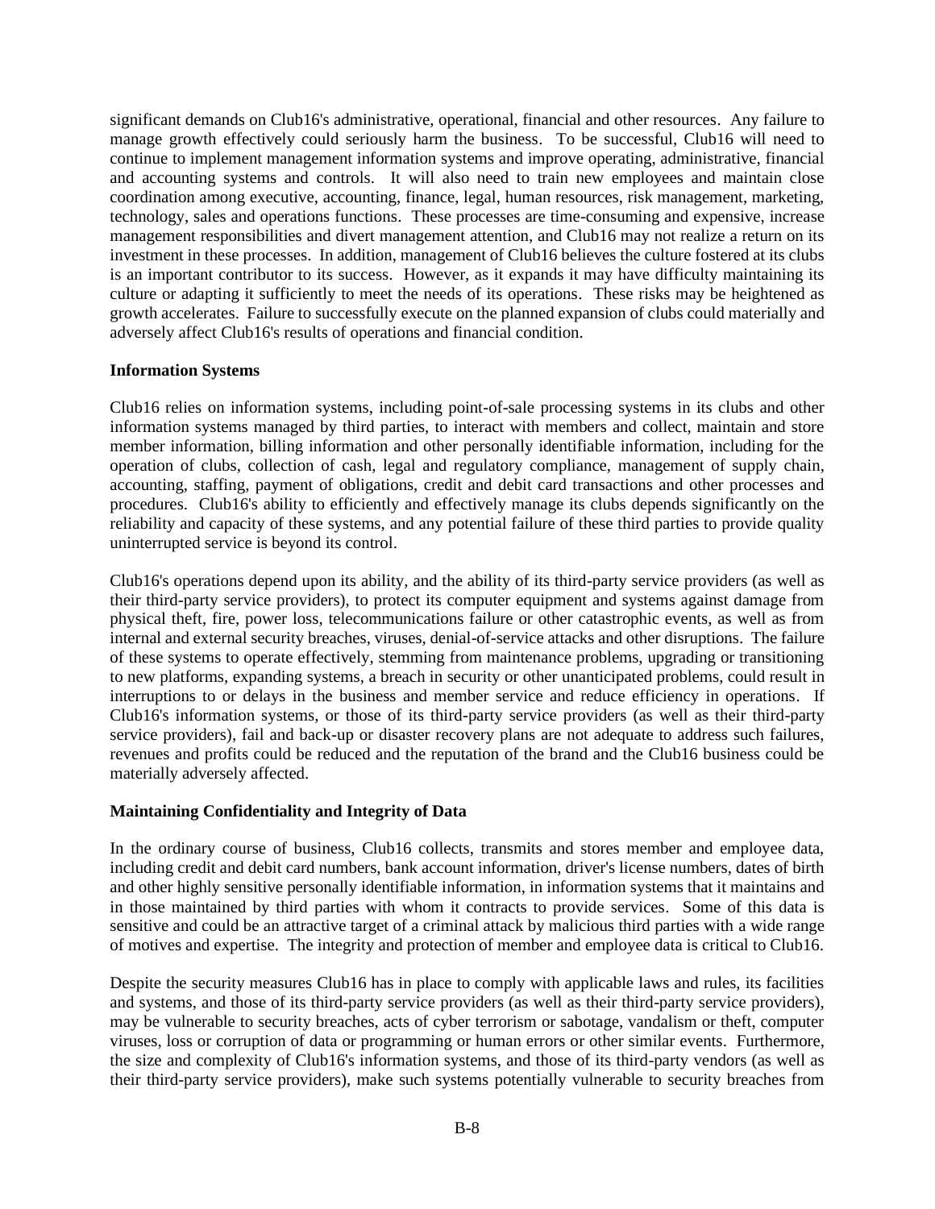significant demands on Club16's administrative, operational, financial and other resources. Any failure to manage growth effectively could seriously harm the business. To be successful, Club16 will need to continue to implement management information systems and improve operating, administrative, financial and accounting systems and controls. It will also need to train new employees and maintain close coordination among executive, accounting, finance, legal, human resources, risk management, marketing, technology, sales and operations functions. These processes are time-consuming and expensive, increase management responsibilities and divert management attention, and Club16 may not realize a return on its investment in these processes. In addition, management of Club16 believes the culture fostered at its clubs is an important contributor to its success. However, as it expands it may have difficulty maintaining its culture or adapting it sufficiently to meet the needs of its operations. These risks may be heightened as growth accelerates. Failure to successfully execute on the planned expansion of clubs could materially and adversely affect Club16's results of operations and financial condition.

**Information Systems**

Club16 relies on information systems, including point-of-sale processing systems in its clubs and other information systems managed by third parties, to interact with members and collect, maintain and store member information, billing information and other personally identifiable information, including for the operation of clubs, collection of cash, legal and regulatory compliance, management of supply chain, accounting, staffing, payment of obligations, credit and debit card transactions and other processes and procedures. Club16's ability to efficiently and effectively manage its clubs depends significantly on the reliability and capacity of these systems, and any potential failure of these third parties to provide quality uninterrupted service is beyond its control.

Club16's operations depend upon its ability, and the ability of its third-party service providers (as well as their third-party service providers), to protect its computer equipment and systems against damage from physical theft, fire, power loss, telecommunications failure or other catastrophic events, as well as from internal and external security breaches, viruses, denial-of-service attacks and other disruptions. The failure of these systems to operate effectively, stemming from maintenance problems, upgrading or transitioning to new platforms, expanding systems, a breach in security or other unanticipated problems, could result in interruptions to or delays in the business and member service and reduce efficiency in operations. If Club16's information systems, or those of its third-party service providers (as well as their third-party service providers), fail and back-up or disaster recovery plans are not adequate to address such failures, revenues and profits could be reduced and the reputation of the brand and the Club16 business could be materially adversely affected.

**Maintaining Confidentiality and Integrity of Data**

In the ordinary course of business, Club16 collects, transmits and stores member and employee data, including credit and debit card numbers, bank account information, driver's license numbers, dates of birth and other highly sensitive personally identifiable information, in information systems that it maintains and in those maintained by third parties with whom it contracts to provide services. Some of this data is sensitive and could be an attractive target of a criminal attack by malicious third parties with a wide range of motives and expertise. The integrity and protection of member and employee data is critical to Club16.

Despite the security measures Club16 has in place to comply with applicable laws and rules, its facilities and systems, and those of its third-party service providers (as well as their third-party service providers), may be vulnerable to security breaches, acts of cyber terrorism or sabotage, vandalism or theft, computer viruses, loss or corruption of data or programming or human errors or other similar events. Furthermore, the size and complexity of Club16's information systems, and those of its third-party vendors (as well as their third-party service providers), make such systems potentially vulnerable to security breaches from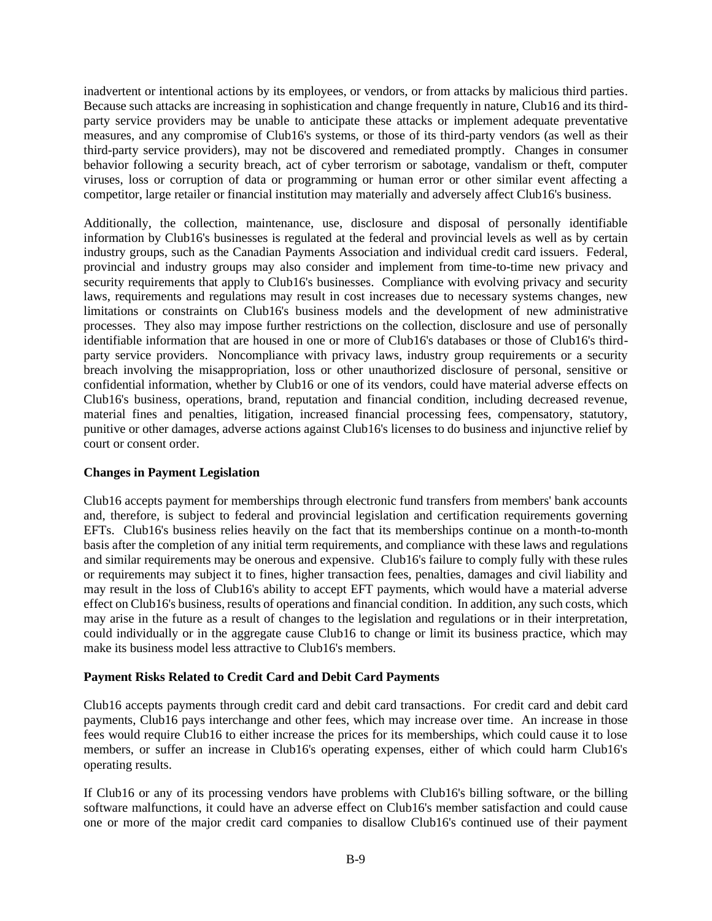inadvertent or intentional actions by its employees, or vendors, or from attacks by malicious third parties. Because such attacks are increasing in sophistication and change frequently in nature, Club16 and its third-party service providers may be unable to anticipate these attacks or implement adequate preventative measures, and any compromise of Club16's systems, or those of its third-party vendors (as well as their third-party service providers), may not be discovered and remediated promptly. Changes in consumer behavior following a security breach, act of cyber terrorism or sabotage, vandalism or theft, computer viruses, loss or corruption of data or programming or human error or other similar event affecting a competitor, large retailer or financial institution may materially and adversely affect Club16's business.

Additionally, the collection, maintenance, use, disclosure and disposal of personally identifiable information by Club16's businesses is regulated at the federal and provincial levels as well as by certain industry groups, such as the Canadian Payments Association and individual credit card issuers. Federal, provincial and industry groups may also consider and implement from time-to-time new privacy and security requirements that apply to Club16's businesses. Compliance with evolving privacy and security laws, requirements and regulations may result in cost increases due to necessary systems changes, new limitations or constraints on Club16's business models and the development of new administrative processes. They also may impose further restrictions on the collection, disclosure and use of personally identifiable information that are housed in one or more of Club16's databases or those of Club16's third-party service providers. Noncompliance with privacy laws, industry group requirements or a security breach involving the misappropriation, loss or other unauthorized disclosure of personal, sensitive or confidential information, whether by Club16 or one of its vendors, could have material adverse effects on Club16's business, operations, brand, reputation and financial condition, including decreased revenue, material fines and penalties, litigation, increased financial processing fees, compensatory, statutory, punitive or other damages, adverse actions against Club16's licenses to do business and injunctive relief by court or consent order.

**Changes in Payment Legislation**

Club16 accepts payment for memberships through electronic fund transfers from members' bank accounts and, therefore, is subject to federal and provincial legislation and certification requirements governing EFTs. Club16's business relies heavily on the fact that its memberships continue on a month-to-month basis after the completion of any initial term requirements, and compliance with these laws and regulations and similar requirements may be onerous and expensive. Club16's failure to comply fully with these rules or requirements may subject it to fines, higher transaction fees, penalties, damages and civil liability and may result in the loss of Club16's ability to accept EFT payments, which would have a material adverse effect on Club16's business, results of operations and financial condition. In addition, any such costs, which may arise in the future as a result of changes to the legislation and regulations or in their interpretation, could individually or in the aggregate cause Club16 to change or limit its business practice, which may make its business model less attractive to Club16's members.

**Payment Risks Related to Credit Card and Debit Card Payments**

Club16 accepts payments through credit card and debit card transactions. For credit card and debit card payments, Club16 pays interchange and other fees, which may increase over time. An increase in those fees would require Club16 to either increase the prices for its memberships, which could cause it to lose members, or suffer an increase in Club16's operating expenses, either of which could harm Club16's operating results.

If Club16 or any of its processing vendors have problems with Club16's billing software, or the billing software malfunctions, it could have an adverse effect on Club16's member satisfaction and could cause one or more of the major credit card companies to disallow Club16's continued use of their payment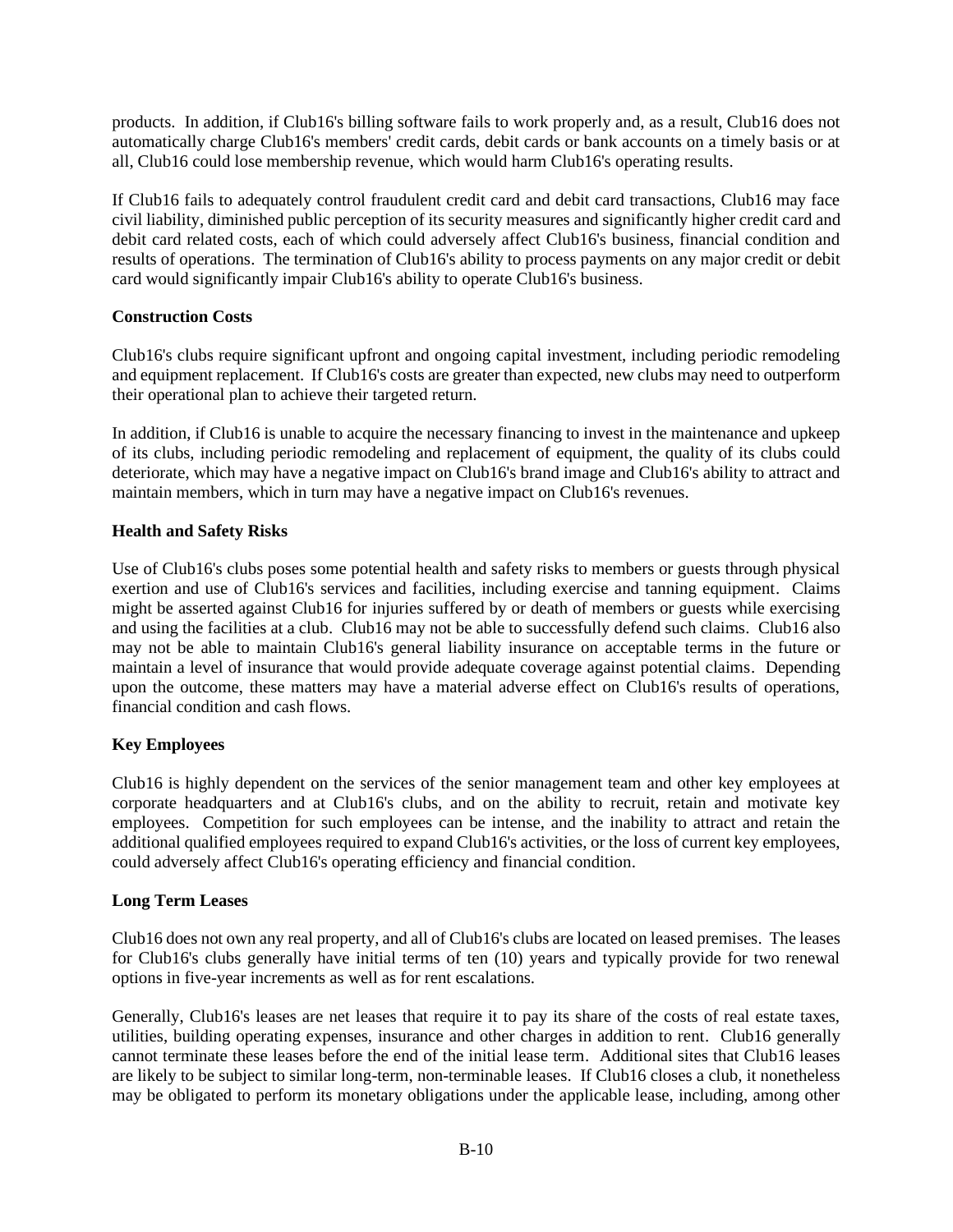products. In addition, if Club16's billing software fails to work properly and, as a result, Club16 does not automatically charge Club16's members' credit cards, debit cards or bank accounts on a timely basis or at all, Club16 could lose membership revenue, which would harm Club16's operating results.

If Club16 fails to adequately control fraudulent credit card and debit card transactions, Club16 may face civil liability, diminished public perception of its security measures and significantly higher credit card and debit card related costs, each of which could adversely affect Club16's business, financial condition and results of operations. The termination of Club16's ability to process payments on any major credit or debit card would significantly impair Club16's ability to operate Club16's business.

**Construction Costs**

Club16's clubs require significant upfront and ongoing capital investment, including periodic remodeling and equipment replacement. If Club16's costs are greater than expected, new clubs may need to outperform their operational plan to achieve their targeted return.

In addition, if Club16 is unable to acquire the necessary financing to invest in the maintenance and upkeep of its clubs, including periodic remodeling and replacement of equipment, the quality of its clubs could deteriorate, which may have a negative impact on Club16's brand image and Club16's ability to attract and maintain members, which in turn may have a negative impact on Club16's revenues.

**Health and Safety Risks**

Use of Club16's clubs poses some potential health and safety risks to members or guests through physical exertion and use of Club16's services and facilities, including exercise and tanning equipment. Claims might be asserted against Club16 for injuries suffered by or death of members or guests while exercising and using the facilities at a club. Club16 may not be able to successfully defend such claims. Club16 also may not be able to maintain Club16's general liability insurance on acceptable terms in the future or maintain a level of insurance that would provide adequate coverage against potential claims. Depending upon the outcome, these matters may have a material adverse effect on Club16's results of operations, financial condition and cash flows.

**Key Employees**

Club16 is highly dependent on the services of the senior management team and other key employees at corporate headquarters and at Club16's clubs, and on the ability to recruit, retain and motivate key employees. Competition for such employees can be intense, and the inability to attract and retain the additional qualified employees required to expand Club16's activities, or the loss of current key employees, could adversely affect Club16's operating efficiency and financial condition.

**Long Term Leases**

Club16 does not own any real property, and all of Club16's clubs are located on leased premises. The leases for Club16's clubs generally have initial terms of ten (10) years and typically provide for two renewal options in five-year increments as well as for rent escalations.

Generally, Club16's leases are net leases that require it to pay its share of the costs of real estate taxes, utilities, building operating expenses, insurance and other charges in addition to rent. Club16 generally cannot terminate these leases before the end of the initial lease term. Additional sites that Club16 leases are likely to be subject to similar long-term, non-terminable leases. If Club16 closes a club, it nonetheless may be obligated to perform its monetary obligations under the applicable lease, including, among other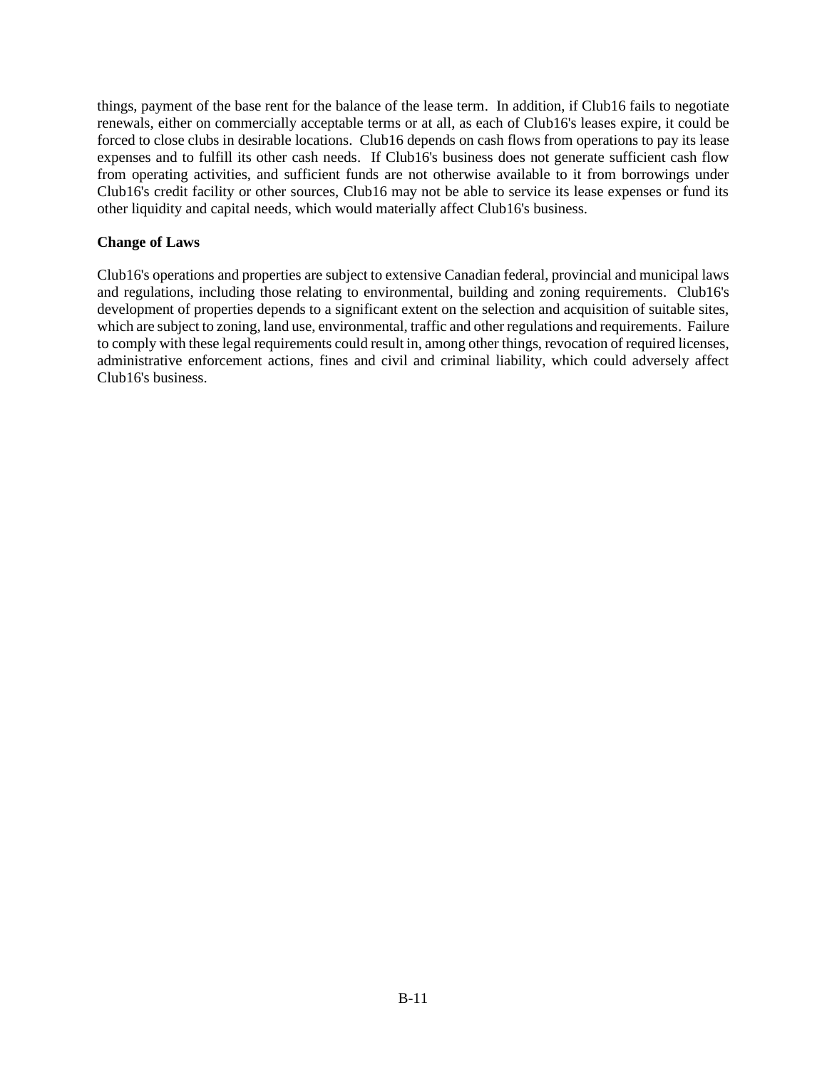things, payment of the base rent for the balance of the lease term. In addition, if Club16 fails to negotiate renewals, either on commercially acceptable terms or at all, as each of Club16's leases expire, it could be forced to close clubs in desirable locations. Club16 depends on cash flows from operations to pay its lease expenses and to fulfill its other cash needs. If Club16's business does not generate sufficient cash flow from operating activities, and sufficient funds are not otherwise available to it from borrowings under Club16's credit facility or other sources, Club16 may not be able to service its lease expenses or fund its other liquidity and capital needs, which would materially affect Club16's business.

**Change of Laws**

Club16's operations and properties are subject to extensive Canadian federal, provincial and municipal laws and regulations, including those relating to environmental, building and zoning requirements. Club16's development of properties depends to a significant extent on the selection and acquisition of suitable sites, which are subject to zoning, land use, environmental, traffic and other regulations and requirements. Failure to comply with these legal requirements could result in, among other things, revocation of required licenses, administrative enforcement actions, fines and civil and criminal liability, which could adversely affect Club16's business.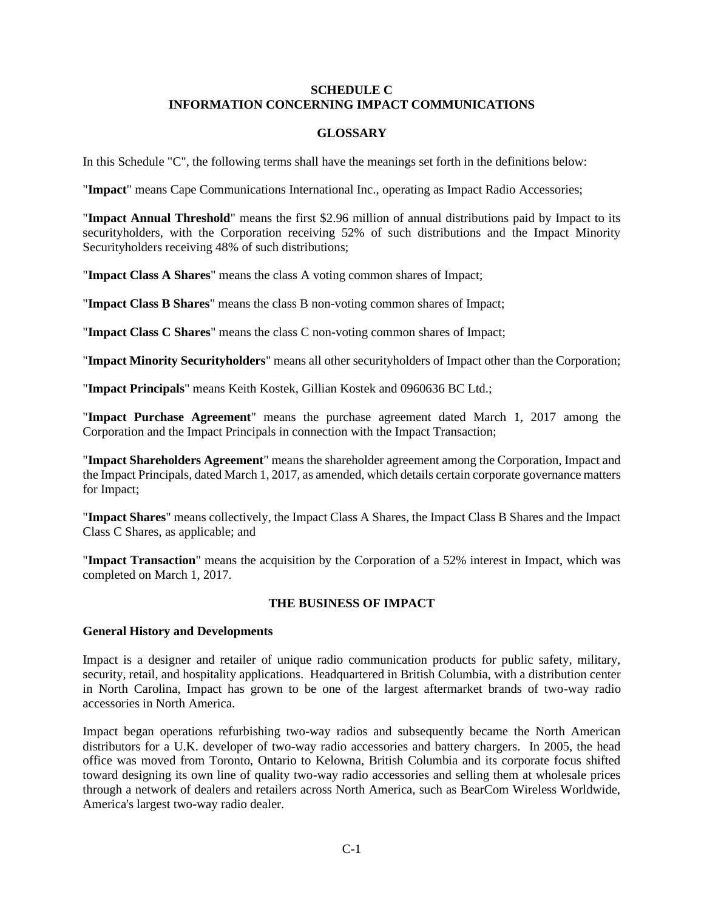# SCHEDULE C
# INFORMATION CONCERNING IMPACT COMMUNICATIONS

## GLOSSARY

In this Schedule "C", the following terms shall have the meanings set forth in the definitions below:

"**Impact**" means Cape Communications International Inc., operating as Impact Radio Accessories;

"**Impact Annual Threshold**" means the first $2.96 million of annual distributions paid by Impact to its securityholders, with the Corporation receiving 52% of such distributions and the Impact Minority Securityholders receiving 48% of such distributions;

"**Impact Class A Shares**" means the class A voting common shares of Impact;

"**Impact Class B Shares**" means the class B non-voting common shares of Impact;

"**Impact Class C Shares**" means the class C non-voting common shares of Impact;

"**Impact Minority Securityholders**" means all other securityholders of Impact other than the Corporation;

"**Impact Principals**" means Keith Kostek, Gillian Kostek and 0960636 BC Ltd.;

"**Impact Purchase Agreement**" means the purchase agreement dated March 1, 2017 among the Corporation and the Impact Principals in connection with the Impact Transaction;

"**Impact Shareholders Agreement**" means the shareholder agreement among the Corporation, Impact and the Impact Principals, dated March 1, 2017, as amended, which details certain corporate governance matters for Impact;

"**Impact Shares**" means collectively, the Impact Class A Shares, the Impact Class B Shares and the Impact Class C Shares, as applicable; and

"**Impact Transaction**" means the acquisition by the Corporation of a 52% interest in Impact, which was completed on March 1, 2017.

## THE BUSINESS OF IMPACT

### General History and Developments

Impact is a designer and retailer of unique radio communication products for public safety, military, security, retail, and hospitality applications. Headquartered in British Columbia, with a distribution center in North Carolina, Impact has grown to be one of the largest aftermarket brands of two-way radio accessories in North America.

Impact began operations refurbishing two-way radios and subsequently became the North American distributors for a U.K. developer of two-way radio accessories and battery chargers. In 2005, the head office was moved from Toronto, Ontario to Kelowna, British Columbia and its corporate focus shifted toward designing its own line of quality two-way radio accessories and selling them at wholesale prices through a network of dealers and retailers across North America, such as BearCom Wireless Worldwide, America's largest two-way radio dealer.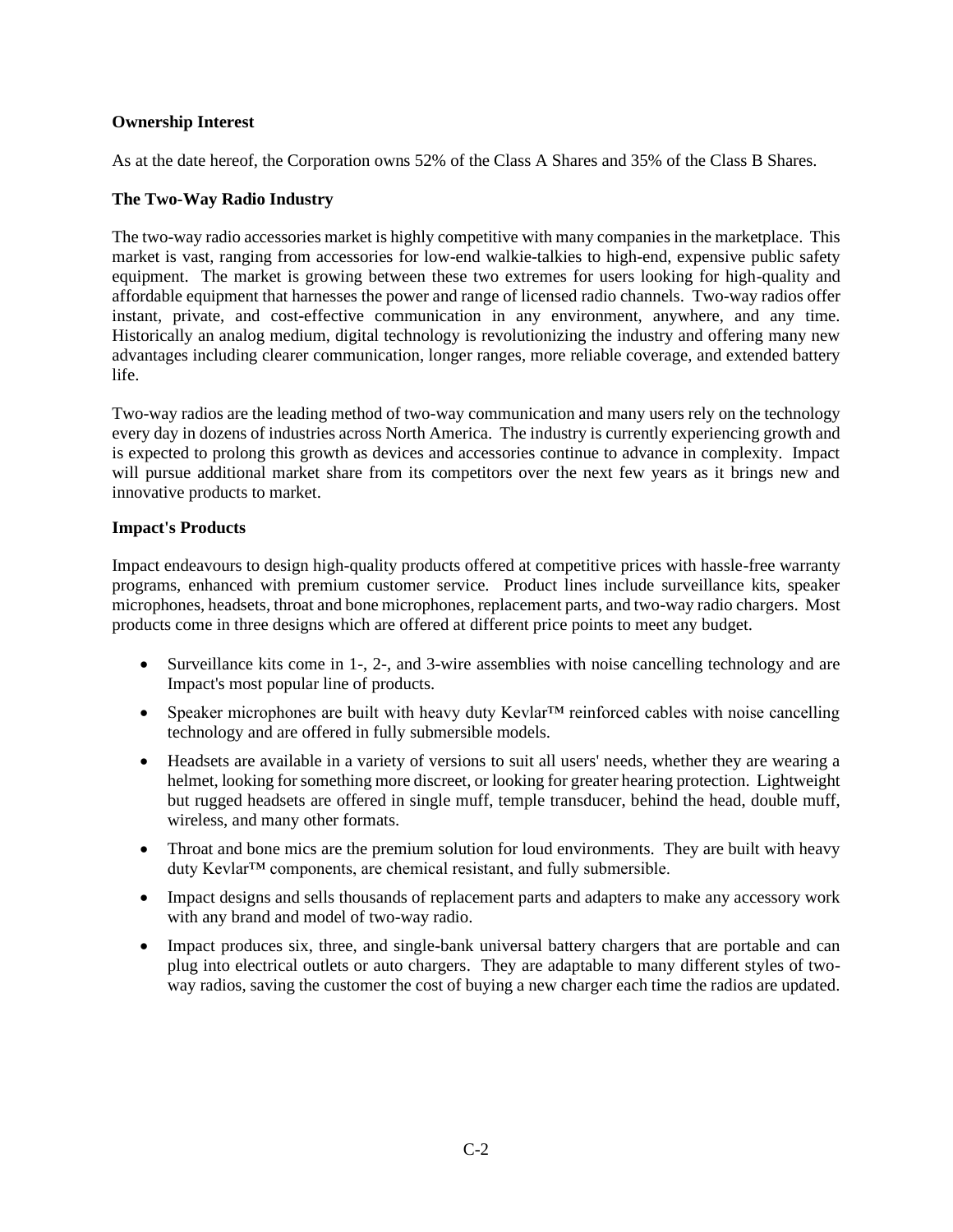**Ownership Interest**

As at the date hereof, the Corporation owns 52% of the Class A Shares and 35% of the Class B Shares.

**The Two-Way Radio Industry**

The two-way radio accessories market is highly competitive with many companies in the marketplace. This market is vast, ranging from accessories for low-end walkie-talkies to high-end, expensive public safety equipment. The market is growing between these two extremes for users looking for high-quality and affordable equipment that harnesses the power and range of licensed radio channels. Two-way radios offer instant, private, and cost-effective communication in any environment, anywhere, and any time. Historically an analog medium, digital technology is revolutionizing the industry and offering many new advantages including clearer communication, longer ranges, more reliable coverage, and extended battery life.

Two-way radios are the leading method of two-way communication and many users rely on the technology every day in dozens of industries across North America. The industry is currently experiencing growth and is expected to prolong this growth as devices and accessories continue to advance in complexity. Impact will pursue additional market share from its competitors over the next few years as it brings new and innovative products to market.

**Impact's Products**

Impact endeavours to design high-quality products offered at competitive prices with hassle-free warranty programs, enhanced with premium customer service. Product lines include surveillance kits, speaker microphones, headsets, throat and bone microphones, replacement parts, and two-way radio chargers. Most products come in three designs which are offered at different price points to meet any budget.

- Surveillance kits come in 1-, 2-, and 3-wire assemblies with noise cancelling technology and are Impact's most popular line of products.
- Speaker microphones are built with heavy duty Kevlar™ reinforced cables with noise cancelling technology and are offered in fully submersible models.
- Headsets are available in a variety of versions to suit all users' needs, whether they are wearing a helmet, looking for something more discreet, or looking for greater hearing protection. Lightweight but rugged headsets are offered in single muff, temple transducer, behind the head, double muff, wireless, and many other formats.
- Throat and bone mics are the premium solution for loud environments. They are built with heavy duty Kevlar™ components, are chemical resistant, and fully submersible.
- Impact designs and sells thousands of replacement parts and adapters to make any accessory work with any brand and model of two-way radio.
- Impact produces six, three, and single-bank universal battery chargers that are portable and can plug into electrical outlets or auto chargers. They are adaptable to many different styles of two-way radios, saving the customer the cost of buying a new charger each time the radios are updated.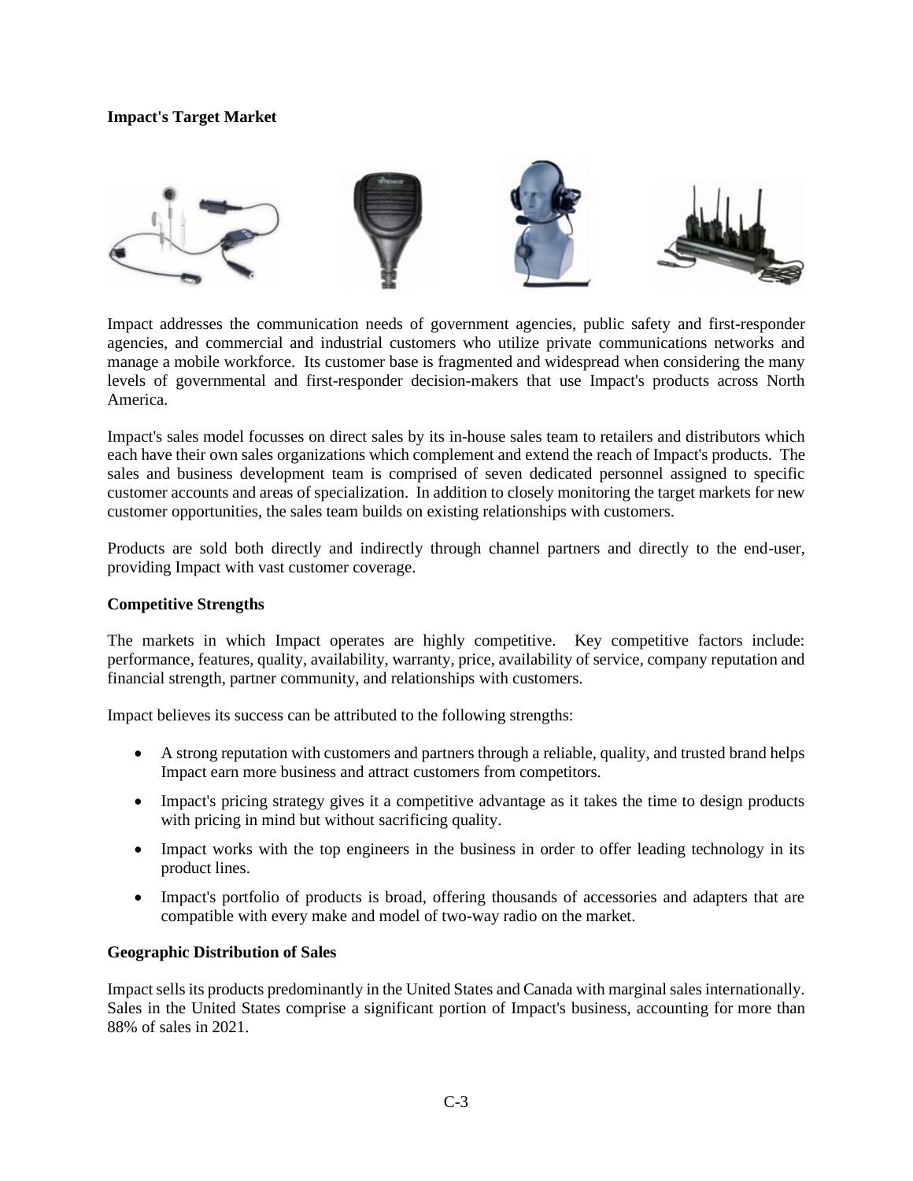**Impact's Target Market**

Impact addresses the communication needs of government agencies, public safety and first-responder agencies, and commercial and industrial customers who utilize private communications networks and manage a mobile workforce. Its customer base is fragmented and widespread when considering the many levels of governmental and first-responder decision-makers that use Impact's products across North America.

Impact's sales model focusses on direct sales by its in-house sales team to retailers and distributors which each have their own sales organizations which complement and extend the reach of Impact's products. The sales and business development team is comprised of seven dedicated personnel assigned to specific customer accounts and areas of specialization. In addition to closely monitoring the target markets for new customer opportunities, the sales team builds on existing relationships with customers.

Products are sold both directly and indirectly through channel partners and directly to the end-user, providing Impact with vast customer coverage.

**Competitive Strengths**

The markets in which Impact operates are highly competitive. Key competitive factors include: performance, features, quality, availability, warranty, price, availability of service, company reputation and financial strength, partner community, and relationships with customers.

Impact believes its success can be attributed to the following strengths:

- A strong reputation with customers and partners through a reliable, quality, and trusted brand helps Impact earn more business and attract customers from competitors.
- Impact's pricing strategy gives it a competitive advantage as it takes the time to design products with pricing in mind but without sacrificing quality.
- Impact works with the top engineers in the business in order to offer leading technology in its product lines.
- Impact's portfolio of products is broad, offering thousands of accessories and adapters that are compatible with every make and model of two-way radio on the market.

**Geographic Distribution of Sales**

Impact sells its products predominantly in the United States and Canada with marginal sales internationally. Sales in the United States comprise a significant portion of Impact's business, accounting for more than 88% of sales in 2021.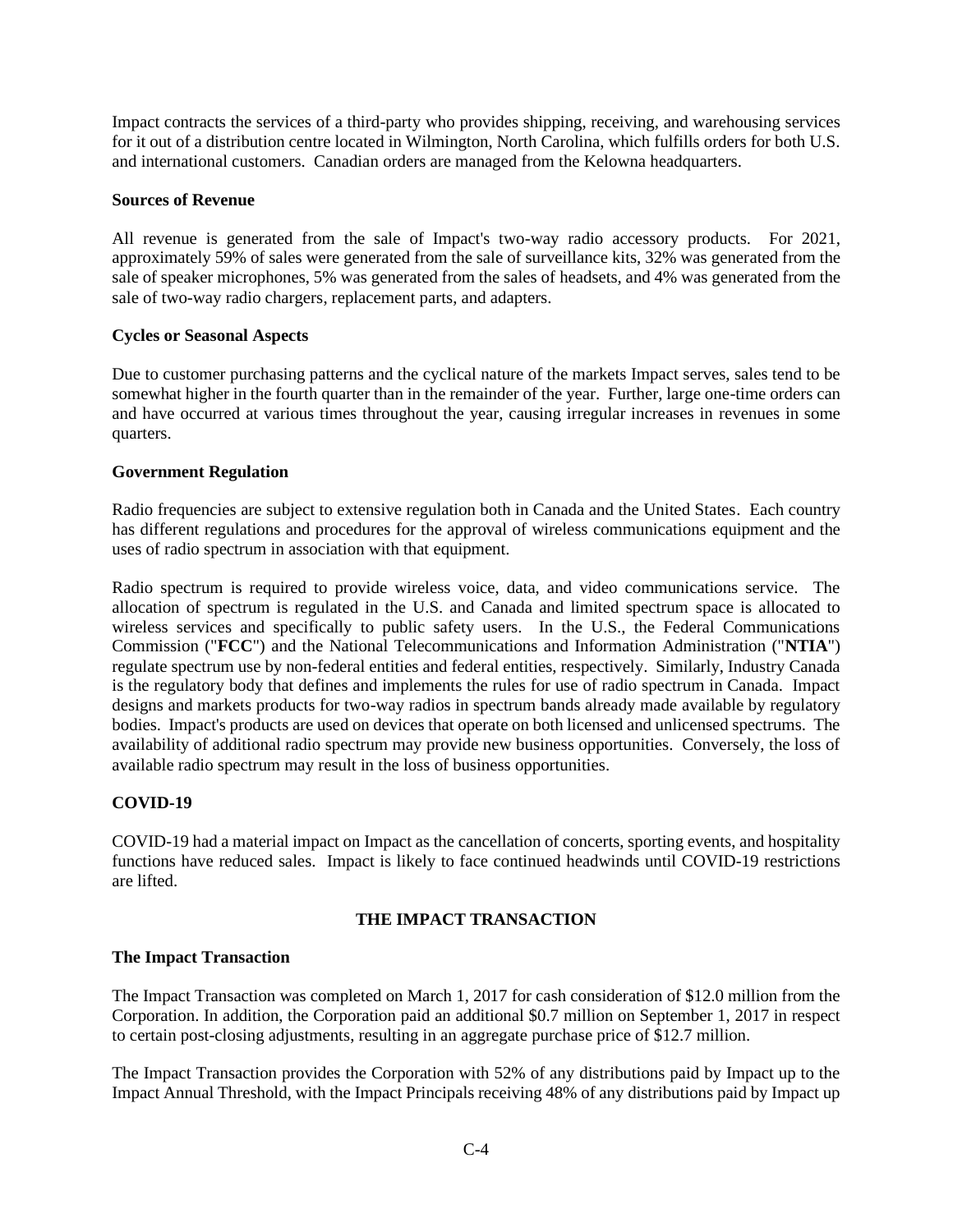Impact contracts the services of a third-party who provides shipping, receiving, and warehousing services for it out of a distribution centre located in Wilmington, North Carolina, which fulfills orders for both U.S. and international customers. Canadian orders are managed from the Kelowna headquarters.

**Sources of Revenue**

All revenue is generated from the sale of Impact's two-way radio accessory products. For 2021, approximately 59% of sales were generated from the sale of surveillance kits, 32% was generated from the sale of speaker microphones, 5% was generated from the sales of headsets, and 4% was generated from the sale of two-way radio chargers, replacement parts, and adapters.

**Cycles or Seasonal Aspects**

Due to customer purchasing patterns and the cyclical nature of the markets Impact serves, sales tend to be somewhat higher in the fourth quarter than in the remainder of the year. Further, large one-time orders can and have occurred at various times throughout the year, causing irregular increases in revenues in some quarters.

**Government Regulation**

Radio frequencies are subject to extensive regulation both in Canada and the United States. Each country has different regulations and procedures for the approval of wireless communications equipment and the uses of radio spectrum in association with that equipment.

Radio spectrum is required to provide wireless voice, data, and video communications service. The allocation of spectrum is regulated in the U.S. and Canada and limited spectrum space is allocated to wireless services and specifically to public safety users. In the U.S., the Federal Communications Commission ("**FCC**") and the National Telecommunications and Information Administration ("**NTIA**") regulate spectrum use by non-federal entities and federal entities, respectively. Similarly, Industry Canada is the regulatory body that defines and implements the rules for use of radio spectrum in Canada. Impact designs and markets products for two-way radios in spectrum bands already made available by regulatory bodies. Impact's products are used on devices that operate on both licensed and unlicensed spectrums. The availability of additional radio spectrum may provide new business opportunities. Conversely, the loss of available radio spectrum may result in the loss of business opportunities.

## COVID-19

COVID-19 had a material impact on Impact as the cancellation of concerts, sporting events, and hospitality functions have reduced sales. Impact is likely to face continued headwinds until COVID-19 restrictions are lifted.

## THE IMPACT TRANSACTION

**The Impact Transaction**

The Impact Transaction was completed on March 1, 2017 for cash consideration of $12.0 million from the Corporation. In addition, the Corporation paid an additional $0.7 million on September 1, 2017 in respect to certain post-closing adjustments, resulting in an aggregate purchase price of $12.7 million.

The Impact Transaction provides the Corporation with 52% of any distributions paid by Impact up to the Impact Annual Threshold, with the Impact Principals receiving 48% of any distributions paid by Impact up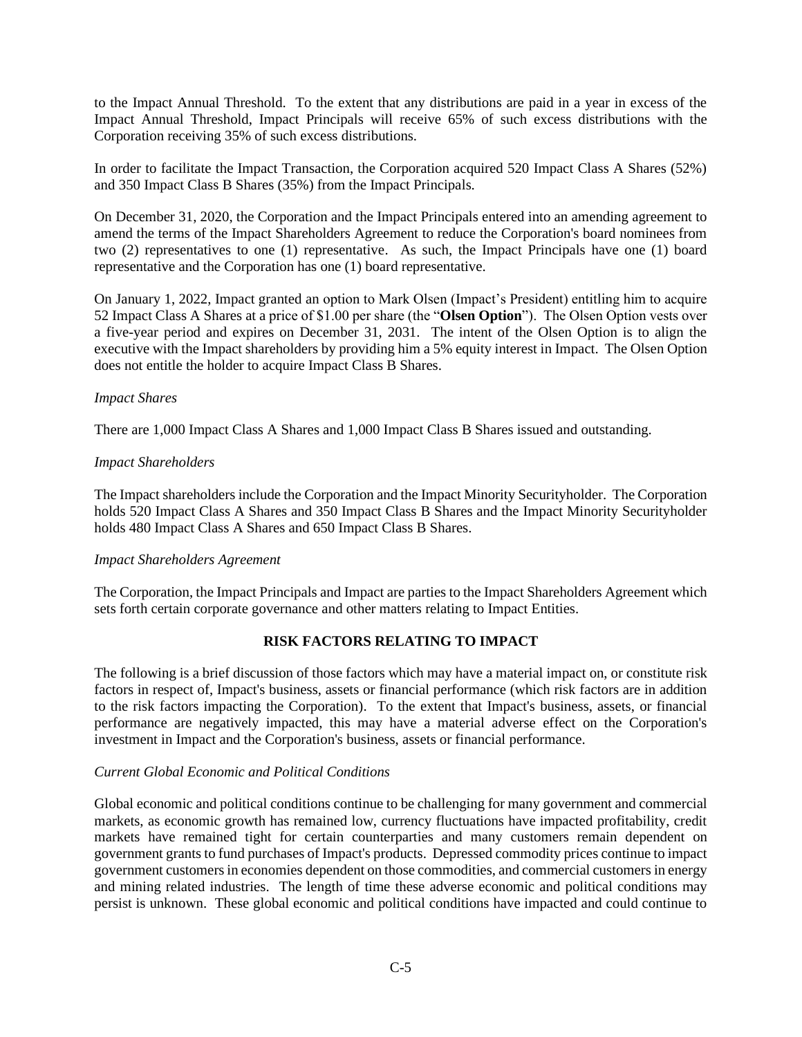to the Impact Annual Threshold. To the extent that any distributions are paid in a year in excess of the Impact Annual Threshold, Impact Principals will receive 65% of such excess distributions with the Corporation receiving 35% of such excess distributions.

In order to facilitate the Impact Transaction, the Corporation acquired 520 Impact Class A Shares (52%) and 350 Impact Class B Shares (35%) from the Impact Principals.

On December 31, 2020, the Corporation and the Impact Principals entered into an amending agreement to amend the terms of the Impact Shareholders Agreement to reduce the Corporation's board nominees from two (2) representatives to one (1) representative. As such, the Impact Principals have one (1) board representative and the Corporation has one (1) board representative.

On January 1, 2022, Impact granted an option to Mark Olsen (Impact's President) entitling him to acquire 52 Impact Class A Shares at a price of $1.00 per share (the "**Olsen Option**"). The Olsen Option vests over a five-year period and expires on December 31, 2031. The intent of the Olsen Option is to align the executive with the Impact shareholders by providing him a 5% equity interest in Impact. The Olsen Option does not entitle the holder to acquire Impact Class B Shares.

*Impact Shares*

There are 1,000 Impact Class A Shares and 1,000 Impact Class B Shares issued and outstanding.

*Impact Shareholders*

The Impact shareholders include the Corporation and the Impact Minority Securityholder. The Corporation holds 520 Impact Class A Shares and 350 Impact Class B Shares and the Impact Minority Securityholder holds 480 Impact Class A Shares and 650 Impact Class B Shares.

*Impact Shareholders Agreement*

The Corporation, the Impact Principals and Impact are parties to the Impact Shareholders Agreement which sets forth certain corporate governance and other matters relating to Impact Entities.

## RISK FACTORS RELATING TO IMPACT

The following is a brief discussion of those factors which may have a material impact on, or constitute risk factors in respect of, Impact's business, assets or financial performance (which risk factors are in addition to the risk factors impacting the Corporation). To the extent that Impact's business, assets, or financial performance are negatively impacted, this may have a material adverse effect on the Corporation's investment in Impact and the Corporation's business, assets or financial performance.

*Current Global Economic and Political Conditions*

Global economic and political conditions continue to be challenging for many government and commercial markets, as economic growth has remained low, currency fluctuations have impacted profitability, credit markets have remained tight for certain counterparties and many customers remain dependent on government grants to fund purchases of Impact's products. Depressed commodity prices continue to impact government customers in economies dependent on those commodities, and commercial customers in energy and mining related industries. The length of time these adverse economic and political conditions may persist is unknown. These global economic and political conditions have impacted and could continue to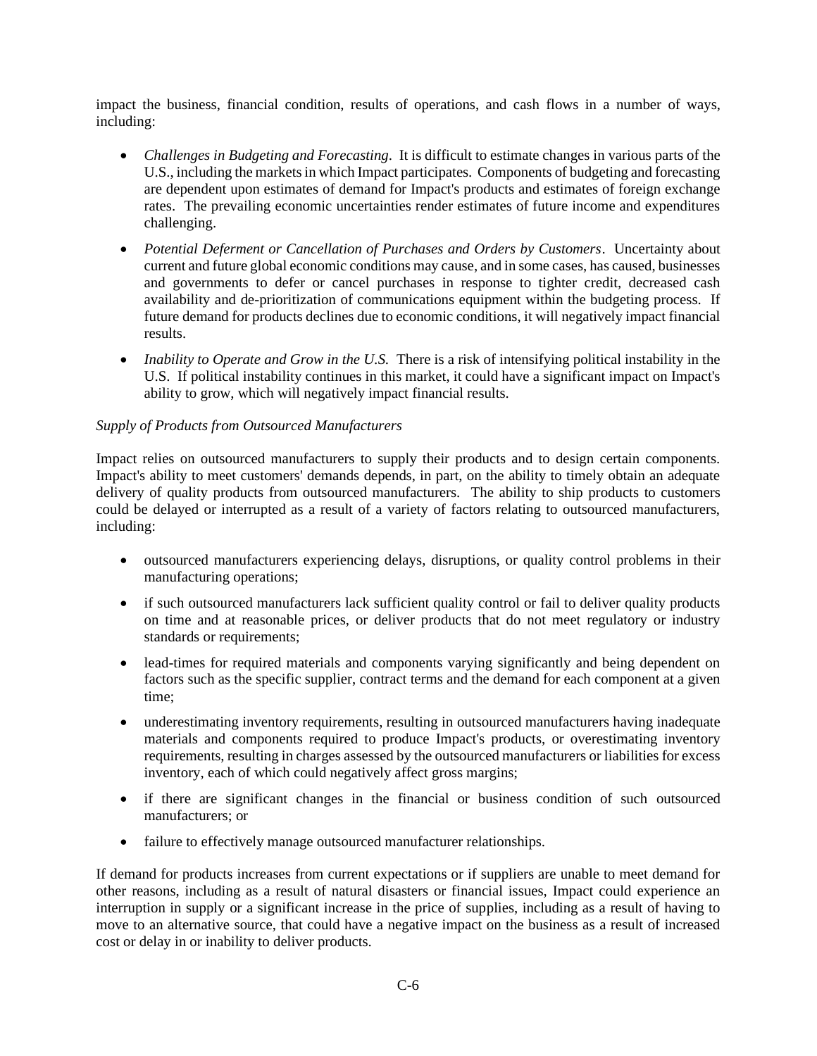impact the business, financial condition, results of operations, and cash flows in a number of ways, including:

- *Challenges in Budgeting and Forecasting*. It is difficult to estimate changes in various parts of the U.S., including the markets in which Impact participates. Components of budgeting and forecasting are dependent upon estimates of demand for Impact's products and estimates of foreign exchange rates. The prevailing economic uncertainties render estimates of future income and expenditures challenging.
- *Potential Deferment or Cancellation of Purchases and Orders by Customers*. Uncertainty about current and future global economic conditions may cause, and in some cases, has caused, businesses and governments to defer or cancel purchases in response to tighter credit, decreased cash availability and de-prioritization of communications equipment within the budgeting process. If future demand for products declines due to economic conditions, it will negatively impact financial results.
- *Inability to Operate and Grow in the U.S.* There is a risk of intensifying political instability in the U.S. If political instability continues in this market, it could have a significant impact on Impact's ability to grow, which will negatively impact financial results.

*Supply of Products from Outsourced Manufacturers*

Impact relies on outsourced manufacturers to supply their products and to design certain components. Impact's ability to meet customers' demands depends, in part, on the ability to timely obtain an adequate delivery of quality products from outsourced manufacturers. The ability to ship products to customers could be delayed or interrupted as a result of a variety of factors relating to outsourced manufacturers, including:

- outsourced manufacturers experiencing delays, disruptions, or quality control problems in their manufacturing operations;
- if such outsourced manufacturers lack sufficient quality control or fail to deliver quality products on time and at reasonable prices, or deliver products that do not meet regulatory or industry standards or requirements;
- lead-times for required materials and components varying significantly and being dependent on factors such as the specific supplier, contract terms and the demand for each component at a given time;
- underestimating inventory requirements, resulting in outsourced manufacturers having inadequate materials and components required to produce Impact's products, or overestimating inventory requirements, resulting in charges assessed by the outsourced manufacturers or liabilities for excess inventory, each of which could negatively affect gross margins;
- if there are significant changes in the financial or business condition of such outsourced manufacturers; or
- failure to effectively manage outsourced manufacturer relationships.

If demand for products increases from current expectations or if suppliers are unable to meet demand for other reasons, including as a result of natural disasters or financial issues, Impact could experience an interruption in supply or a significant increase in the price of supplies, including as a result of having to move to an alternative source, that could have a negative impact on the business as a result of increased cost or delay in or inability to deliver products.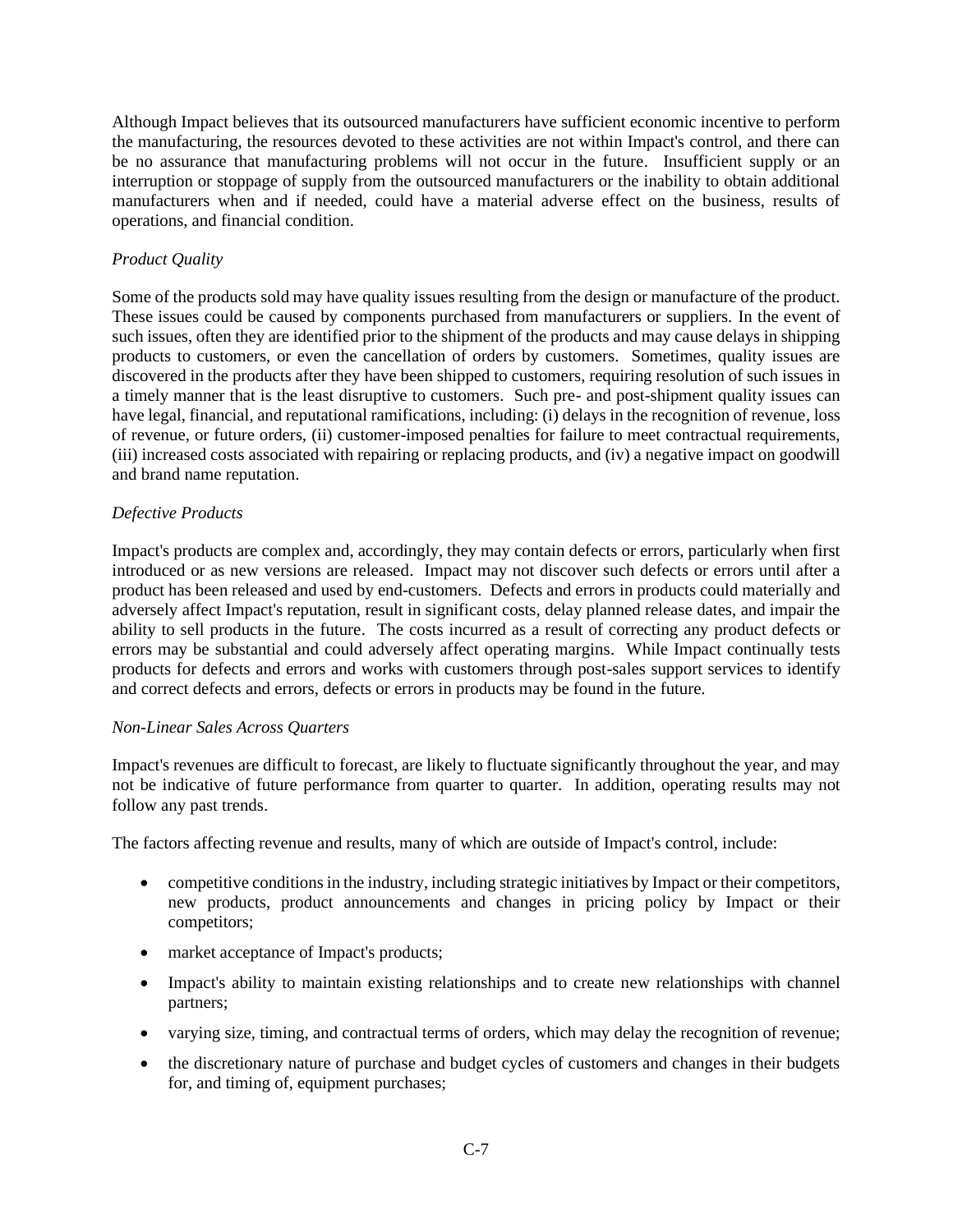Although Impact believes that its outsourced manufacturers have sufficient economic incentive to perform the manufacturing, the resources devoted to these activities are not within Impact's control, and there can be no assurance that manufacturing problems will not occur in the future. Insufficient supply or an interruption or stoppage of supply from the outsourced manufacturers or the inability to obtain additional manufacturers when and if needed, could have a material adverse effect on the business, results of operations, and financial condition.

*Product Quality*

Some of the products sold may have quality issues resulting from the design or manufacture of the product. These issues could be caused by components purchased from manufacturers or suppliers. In the event of such issues, often they are identified prior to the shipment of the products and may cause delays in shipping products to customers, or even the cancellation of orders by customers. Sometimes, quality issues are discovered in the products after they have been shipped to customers, requiring resolution of such issues in a timely manner that is the least disruptive to customers. Such pre- and post-shipment quality issues can have legal, financial, and reputational ramifications, including: (i) delays in the recognition of revenue, loss of revenue, or future orders, (ii) customer-imposed penalties for failure to meet contractual requirements, (iii) increased costs associated with repairing or replacing products, and (iv) a negative impact on goodwill and brand name reputation.

*Defective Products*

Impact's products are complex and, accordingly, they may contain defects or errors, particularly when first introduced or as new versions are released. Impact may not discover such defects or errors until after a product has been released and used by end-customers. Defects and errors in products could materially and adversely affect Impact's reputation, result in significant costs, delay planned release dates, and impair the ability to sell products in the future. The costs incurred as a result of correcting any product defects or errors may be substantial and could adversely affect operating margins. While Impact continually tests products for defects and errors and works with customers through post-sales support services to identify and correct defects and errors, defects or errors in products may be found in the future.

*Non-Linear Sales Across Quarters*

Impact's revenues are difficult to forecast, are likely to fluctuate significantly throughout the year, and may not be indicative of future performance from quarter to quarter. In addition, operating results may not follow any past trends.

The factors affecting revenue and results, many of which are outside of Impact's control, include:

- competitive conditions in the industry, including strategic initiatives by Impact or their competitors, new products, product announcements and changes in pricing policy by Impact or their competitors;
- market acceptance of Impact's products;
- Impact's ability to maintain existing relationships and to create new relationships with channel partners;
- varying size, timing, and contractual terms of orders, which may delay the recognition of revenue;
- the discretionary nature of purchase and budget cycles of customers and changes in their budgets for, and timing of, equipment purchases;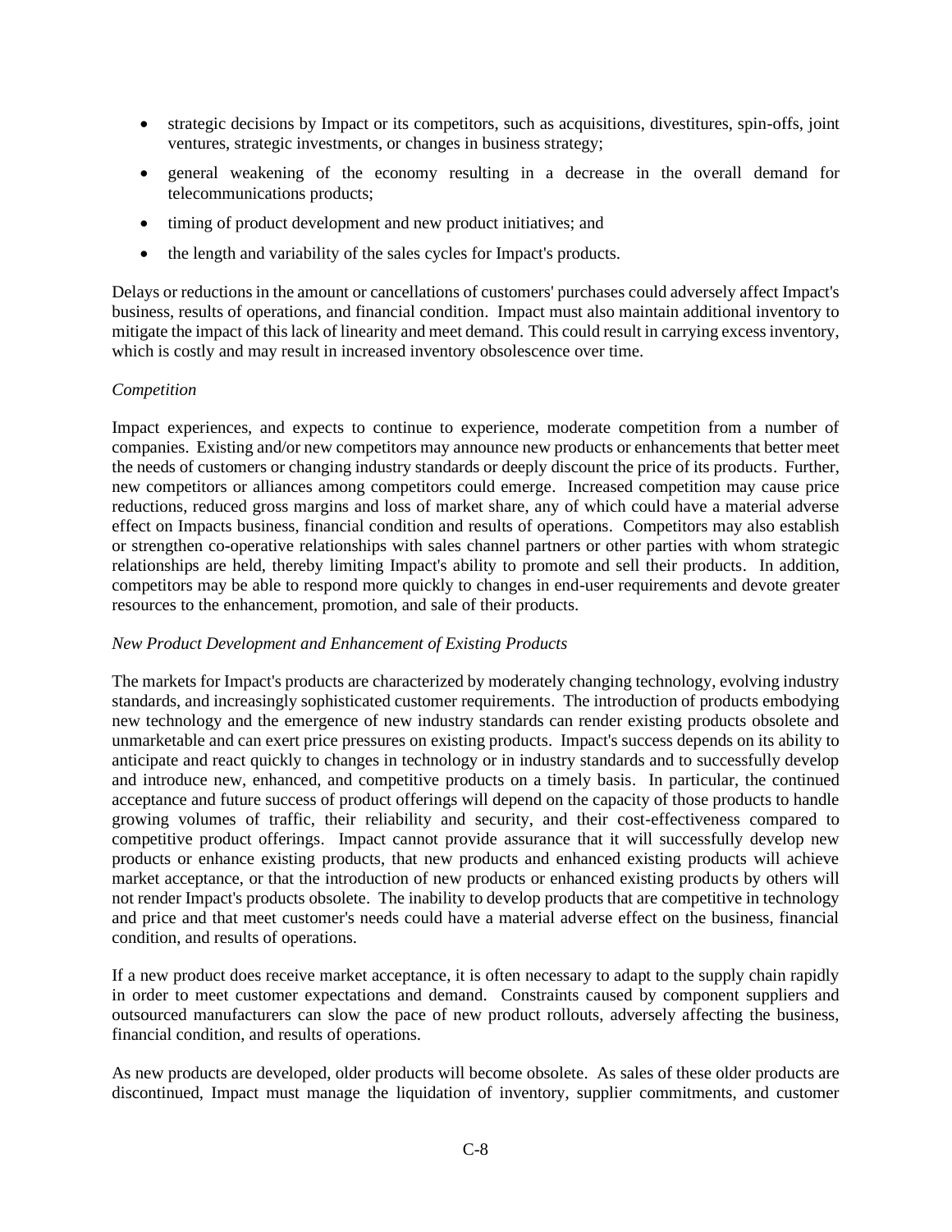- strategic decisions by Impact or its competitors, such as acquisitions, divestitures, spin-offs, joint ventures, strategic investments, or changes in business strategy;
- general weakening of the economy resulting in a decrease in the overall demand for telecommunications products;
- timing of product development and new product initiatives; and
- the length and variability of the sales cycles for Impact's products.

Delays or reductions in the amount or cancellations of customers' purchases could adversely affect Impact's business, results of operations, and financial condition. Impact must also maintain additional inventory to mitigate the impact of this lack of linearity and meet demand. This could result in carrying excess inventory, which is costly and may result in increased inventory obsolescence over time.

*Competition*

Impact experiences, and expects to continue to experience, moderate competition from a number of companies. Existing and/or new competitors may announce new products or enhancements that better meet the needs of customers or changing industry standards or deeply discount the price of its products. Further, new competitors or alliances among competitors could emerge. Increased competition may cause price reductions, reduced gross margins and loss of market share, any of which could have a material adverse effect on Impacts business, financial condition and results of operations. Competitors may also establish or strengthen co-operative relationships with sales channel partners or other parties with whom strategic relationships are held, thereby limiting Impact's ability to promote and sell their products. In addition, competitors may be able to respond more quickly to changes in end-user requirements and devote greater resources to the enhancement, promotion, and sale of their products.

*New Product Development and Enhancement of Existing Products*

The markets for Impact's products are characterized by moderately changing technology, evolving industry standards, and increasingly sophisticated customer requirements. The introduction of products embodying new technology and the emergence of new industry standards can render existing products obsolete and unmarketable and can exert price pressures on existing products. Impact's success depends on its ability to anticipate and react quickly to changes in technology or in industry standards and to successfully develop and introduce new, enhanced, and competitive products on a timely basis. In particular, the continued acceptance and future success of product offerings will depend on the capacity of those products to handle growing volumes of traffic, their reliability and security, and their cost-effectiveness compared to competitive product offerings. Impact cannot provide assurance that it will successfully develop new products or enhance existing products, that new products and enhanced existing products will achieve market acceptance, or that the introduction of new products or enhanced existing products by others will not render Impact's products obsolete. The inability to develop products that are competitive in technology and price and that meet customer's needs could have a material adverse effect on the business, financial condition, and results of operations.

If a new product does receive market acceptance, it is often necessary to adapt to the supply chain rapidly in order to meet customer expectations and demand. Constraints caused by component suppliers and outsourced manufacturers can slow the pace of new product rollouts, adversely affecting the business, financial condition, and results of operations.

As new products are developed, older products will become obsolete. As sales of these older products are discontinued, Impact must manage the liquidation of inventory, supplier commitments, and customer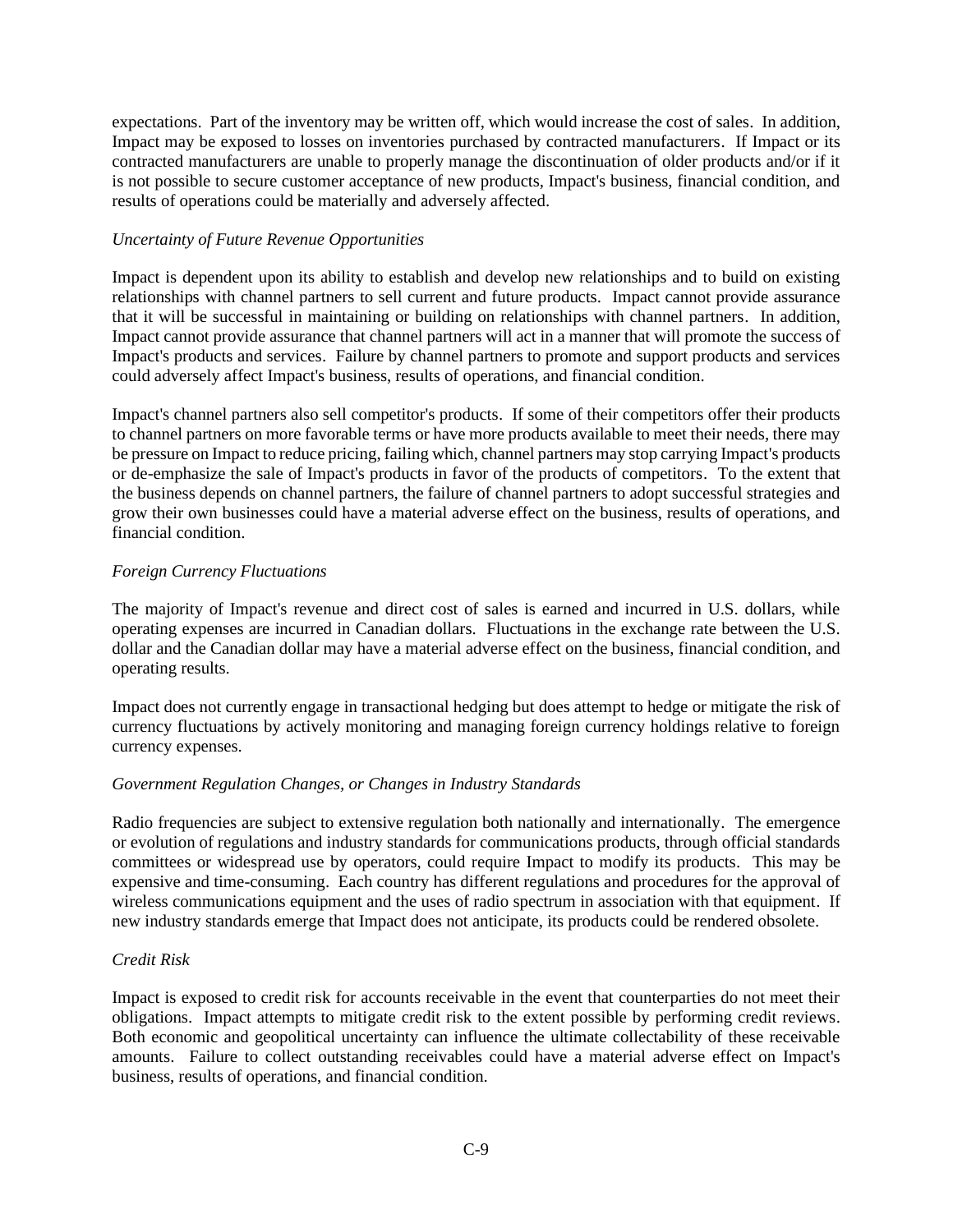expectations. Part of the inventory may be written off, which would increase the cost of sales. In addition, Impact may be exposed to losses on inventories purchased by contracted manufacturers. If Impact or its contracted manufacturers are unable to properly manage the discontinuation of older products and/or if it is not possible to secure customer acceptance of new products, Impact's business, financial condition, and results of operations could be materially and adversely affected.

*Uncertainty of Future Revenue Opportunities*

Impact is dependent upon its ability to establish and develop new relationships and to build on existing relationships with channel partners to sell current and future products. Impact cannot provide assurance that it will be successful in maintaining or building on relationships with channel partners. In addition, Impact cannot provide assurance that channel partners will act in a manner that will promote the success of Impact's products and services. Failure by channel partners to promote and support products and services could adversely affect Impact's business, results of operations, and financial condition.

Impact's channel partners also sell competitor's products. If some of their competitors offer their products to channel partners on more favorable terms or have more products available to meet their needs, there may be pressure on Impact to reduce pricing, failing which, channel partners may stop carrying Impact's products or de-emphasize the sale of Impact's products in favor of the products of competitors. To the extent that the business depends on channel partners, the failure of channel partners to adopt successful strategies and grow their own businesses could have a material adverse effect on the business, results of operations, and financial condition.

*Foreign Currency Fluctuations*

The majority of Impact's revenue and direct cost of sales is earned and incurred in U.S. dollars, while operating expenses are incurred in Canadian dollars. Fluctuations in the exchange rate between the U.S. dollar and the Canadian dollar may have a material adverse effect on the business, financial condition, and operating results.

Impact does not currently engage in transactional hedging but does attempt to hedge or mitigate the risk of currency fluctuations by actively monitoring and managing foreign currency holdings relative to foreign currency expenses.

*Government Regulation Changes, or Changes in Industry Standards*

Radio frequencies are subject to extensive regulation both nationally and internationally. The emergence or evolution of regulations and industry standards for communications products, through official standards committees or widespread use by operators, could require Impact to modify its products. This may be expensive and time-consuming. Each country has different regulations and procedures for the approval of wireless communications equipment and the uses of radio spectrum in association with that equipment. If new industry standards emerge that Impact does not anticipate, its products could be rendered obsolete.

*Credit Risk*

Impact is exposed to credit risk for accounts receivable in the event that counterparties do not meet their obligations. Impact attempts to mitigate credit risk to the extent possible by performing credit reviews. Both economic and geopolitical uncertainty can influence the ultimate collectability of these receivable amounts. Failure to collect outstanding receivables could have a material adverse effect on Impact's business, results of operations, and financial condition.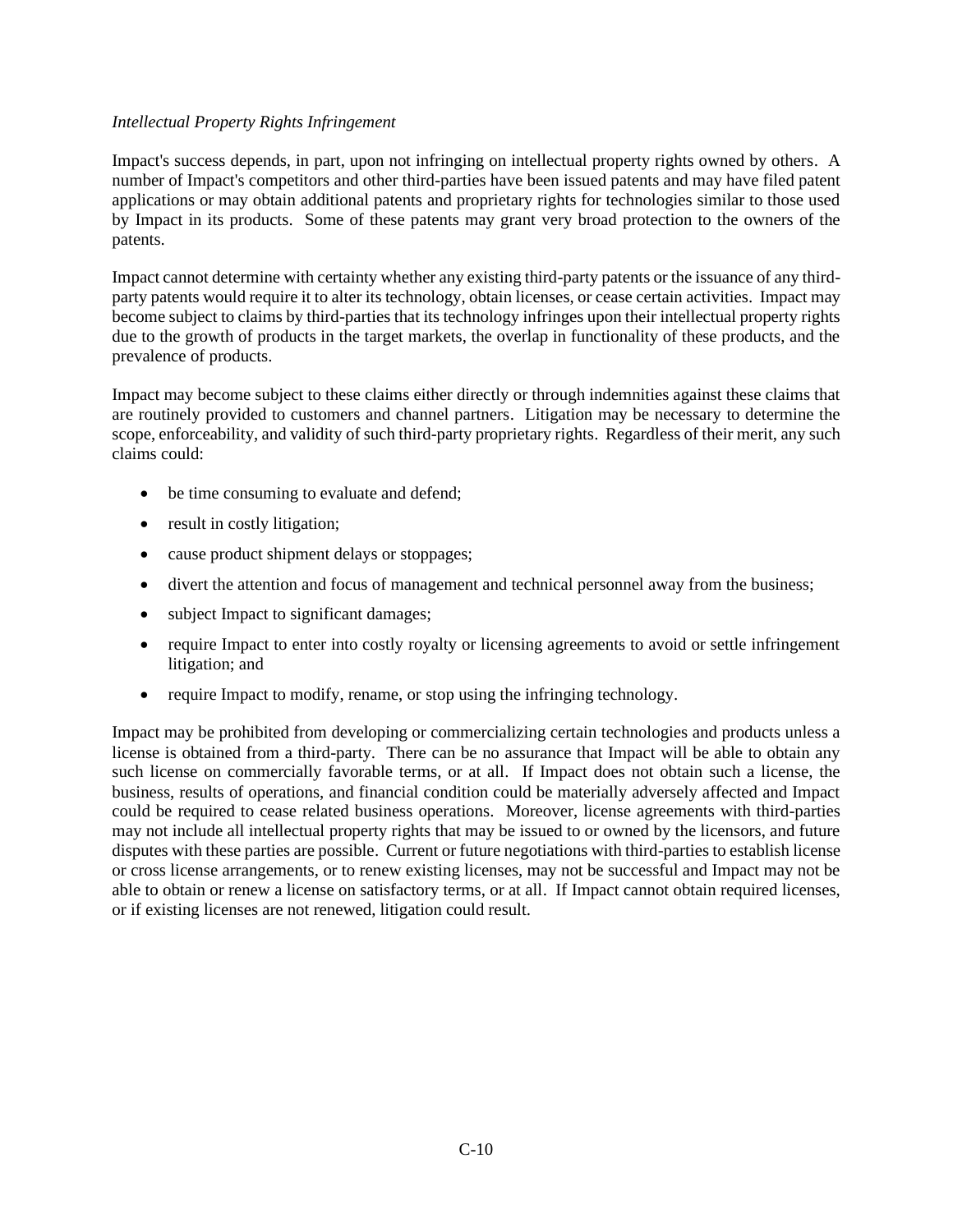*Intellectual Property Rights Infringement*

Impact's success depends, in part, upon not infringing on intellectual property rights owned by others. A number of Impact's competitors and other third-parties have been issued patents and may have filed patent applications or may obtain additional patents and proprietary rights for technologies similar to those used by Impact in its products. Some of these patents may grant very broad protection to the owners of the patents.

Impact cannot determine with certainty whether any existing third-party patents or the issuance of any third-party patents would require it to alter its technology, obtain licenses, or cease certain activities. Impact may become subject to claims by third-parties that its technology infringes upon their intellectual property rights due to the growth of products in the target markets, the overlap in functionality of these products, and the prevalence of products.

Impact may become subject to these claims either directly or through indemnities against these claims that are routinely provided to customers and channel partners. Litigation may be necessary to determine the scope, enforceability, and validity of such third-party proprietary rights. Regardless of their merit, any such claims could:

- be time consuming to evaluate and defend;
- result in costly litigation;
- cause product shipment delays or stoppages;
- divert the attention and focus of management and technical personnel away from the business;
- subject Impact to significant damages;
- require Impact to enter into costly royalty or licensing agreements to avoid or settle infringement litigation; and
- require Impact to modify, rename, or stop using the infringing technology.

Impact may be prohibited from developing or commercializing certain technologies and products unless a license is obtained from a third-party. There can be no assurance that Impact will be able to obtain any such license on commercially favorable terms, or at all. If Impact does not obtain such a license, the business, results of operations, and financial condition could be materially adversely affected and Impact could be required to cease related business operations. Moreover, license agreements with third-parties may not include all intellectual property rights that may be issued to or owned by the licensors, and future disputes with these parties are possible. Current or future negotiations with third-parties to establish license or cross license arrangements, or to renew existing licenses, may not be successful and Impact may not be able to obtain or renew a license on satisfactory terms, or at all. If Impact cannot obtain required licenses, or if existing licenses are not renewed, litigation could result.